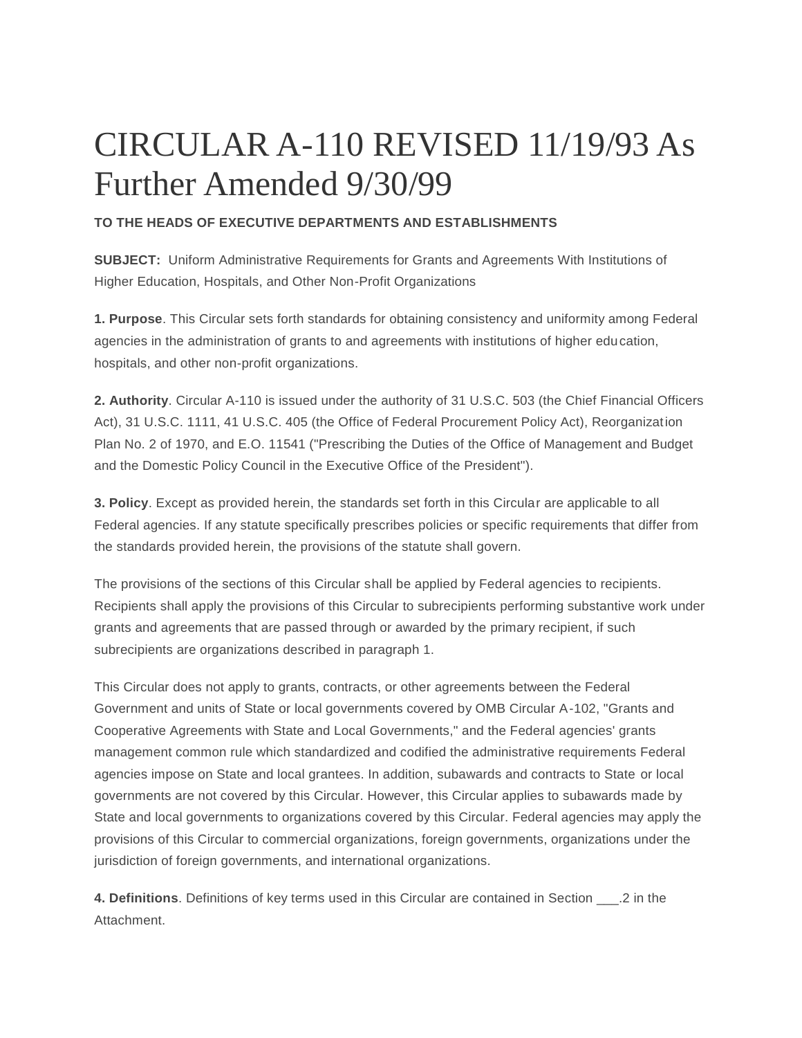# CIRCULAR A-110 REVISED 11/19/93 As Further Amended 9/30/99

**TO THE HEADS OF EXECUTIVE DEPARTMENTS AND ESTABLISHMENTS**

**SUBJECT:** Uniform Administrative Requirements for Grants and Agreements With Institutions of Higher Education, Hospitals, and Other Non-Profit Organizations

**1. Purpose**. This Circular sets forth standards for obtaining consistency and uniformity among Federal agencies in the administration of grants to and agreements with institutions of higher education, hospitals, and other non-profit organizations.

**2. Authority**. Circular A-110 is issued under the authority of 31 U.S.C. 503 (the Chief Financial Officers Act), 31 U.S.C. 1111, 41 U.S.C. 405 (the Office of Federal Procurement Policy Act), Reorganization Plan No. 2 of 1970, and E.O. 11541 ("Prescribing the Duties of the Office of Management and Budget and the Domestic Policy Council in the Executive Office of the President").

**3. Policy**. Except as provided herein, the standards set forth in this Circular are applicable to all Federal agencies. If any statute specifically prescribes policies or specific requirements that differ from the standards provided herein, the provisions of the statute shall govern.

The provisions of the sections of this Circular shall be applied by Federal agencies to recipients. Recipients shall apply the provisions of this Circular to subrecipients performing substantive work under grants and agreements that are passed through or awarded by the primary recipient, if such subrecipients are organizations described in paragraph 1.

This Circular does not apply to grants, contracts, or other agreements between the Federal Government and units of State or local governments covered by OMB Circular A-102, "Grants and Cooperative Agreements with State and Local Governments," and the Federal agencies' grants management common rule which standardized and codified the administrative requirements Federal agencies impose on State and local grantees. In addition, subawards and contracts to State or local governments are not covered by this Circular. However, this Circular applies to subawards made by State and local governments to organizations covered by this Circular. Federal agencies may apply the provisions of this Circular to commercial organizations, foreign governments, organizations under the jurisdiction of foreign governments, and international organizations.

**4. Definitions**. Definitions of key terms used in this Circular are contained in Section ___.2 in the Attachment.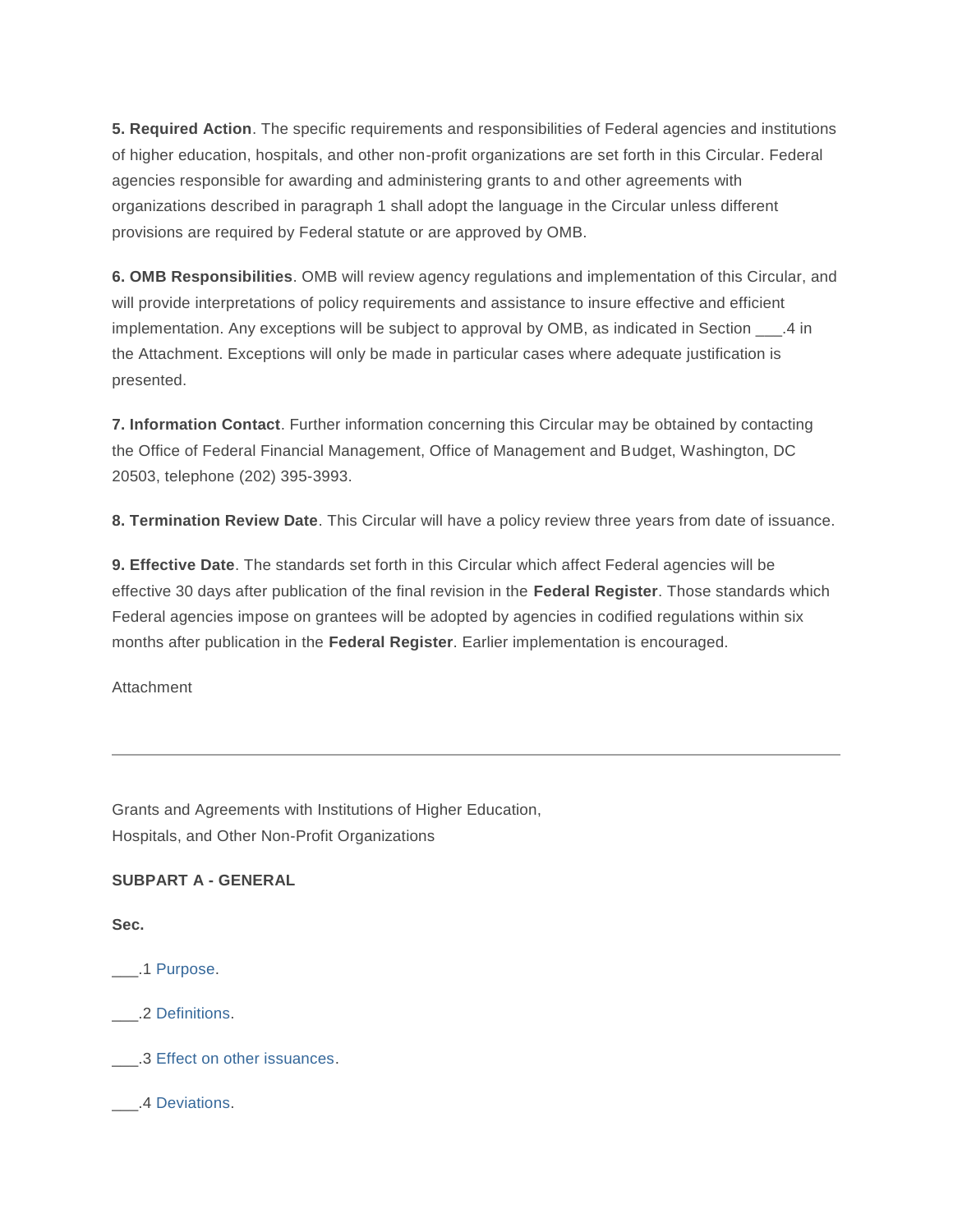**5. Required Action**. The specific requirements and responsibilities of Federal agencies and institutions of higher education, hospitals, and other non-profit organizations are set forth in this Circular. Federal agencies responsible for awarding and administering grants to and other agreements with organizations described in paragraph 1 shall adopt the language in the Circular unless different provisions are required by Federal statute or are approved by OMB.

**6. OMB Responsibilities**. OMB will review agency regulations and implementation of this Circular, and will provide interpretations of policy requirements and assistance to insure effective and efficient implementation. Any exceptions will be subject to approval by OMB, as indicated in Section ___.4 in the Attachment. Exceptions will only be made in particular cases where adequate justification is presented.

**7. Information Contact**. Further information concerning this Circular may be obtained by contacting the Office of Federal Financial Management, Office of Management and Budget, Washington, DC 20503, telephone (202) 395-3993.

**8. Termination Review Date**. This Circular will have a policy review three years from date of issuance.

**9. Effective Date**. The standards set forth in this Circular which affect Federal agencies will be effective 30 days after publication of the final revision in the **Federal Register**. Those standards which Federal agencies impose on grantees will be adopted by agencies in codified regulations within six months after publication in the **Federal Register**. Earlier implementation is encouraged.

Attachment

---

Grants and Agreements with Institutions of Higher Education,
Hospitals, and Other Non-Profit Organizations

**SUBPART A - GENERAL**

**Sec.**

___.1 Purpose.

___.2 Definitions.

___.3 Effect on other issuances.

___.4 Deviations.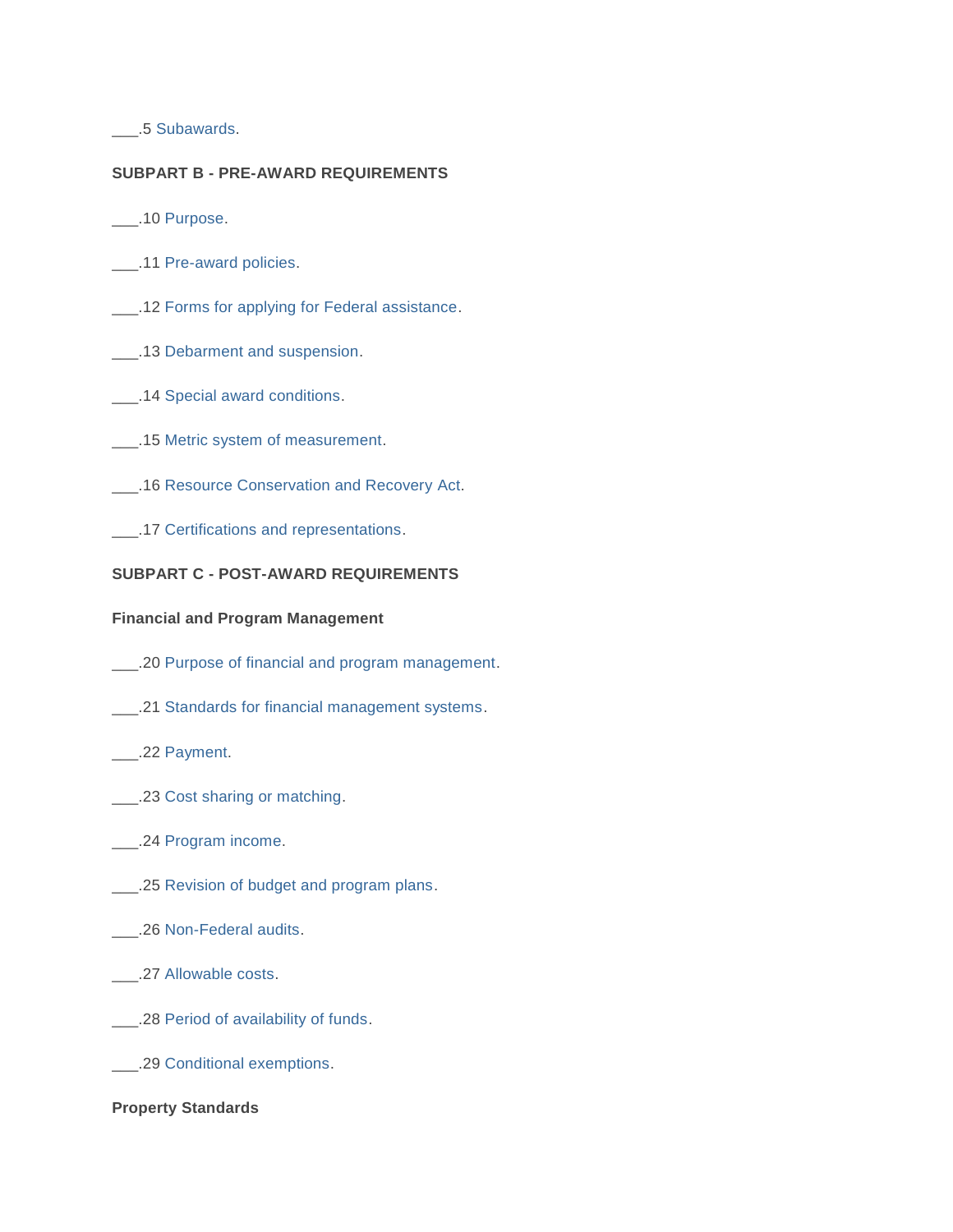___.5 Subawards.

**SUBPART B - PRE-AWARD REQUIREMENTS**

___.10 Purpose.

___.11 Pre-award policies.

___.12 Forms for applying for Federal assistance.

___.13 Debarment and suspension.

___.14 Special award conditions.

___.15 Metric system of measurement.

___.16 Resource Conservation and Recovery Act.

___.17 Certifications and representations.

**SUBPART C - POST-AWARD REQUIREMENTS**

**Financial and Program Management**

___.20 Purpose of financial and program management.

___.21 Standards for financial management systems.

___.22 Payment.

___.23 Cost sharing or matching.

___.24 Program income.

___.25 Revision of budget and program plans.

___.26 Non-Federal audits.

___.27 Allowable costs.

___.28 Period of availability of funds.

___.29 Conditional exemptions.

**Property Standards**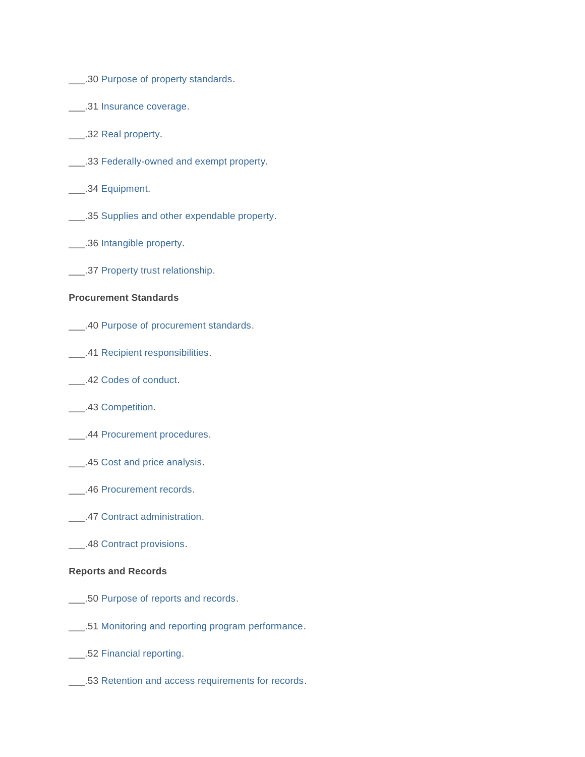___.30 Purpose of property standards.

___.31 Insurance coverage.

___.32 Real property.

___.33 Federally-owned and exempt property.

___.34 Equipment.

___.35 Supplies and other expendable property.

___.36 Intangible property.

___.37 Property trust relationship.

**Procurement Standards**

___.40 Purpose of procurement standards.

___.41 Recipient responsibilities.

___.42 Codes of conduct.

___.43 Competition.

___.44 Procurement procedures.

___.45 Cost and price analysis.

___.46 Procurement records.

___.47 Contract administration.

___.48 Contract provisions.

**Reports and Records**

___.50 Purpose of reports and records.

___.51 Monitoring and reporting program performance.

___.52 Financial reporting.

___.53 Retention and access requirements for records.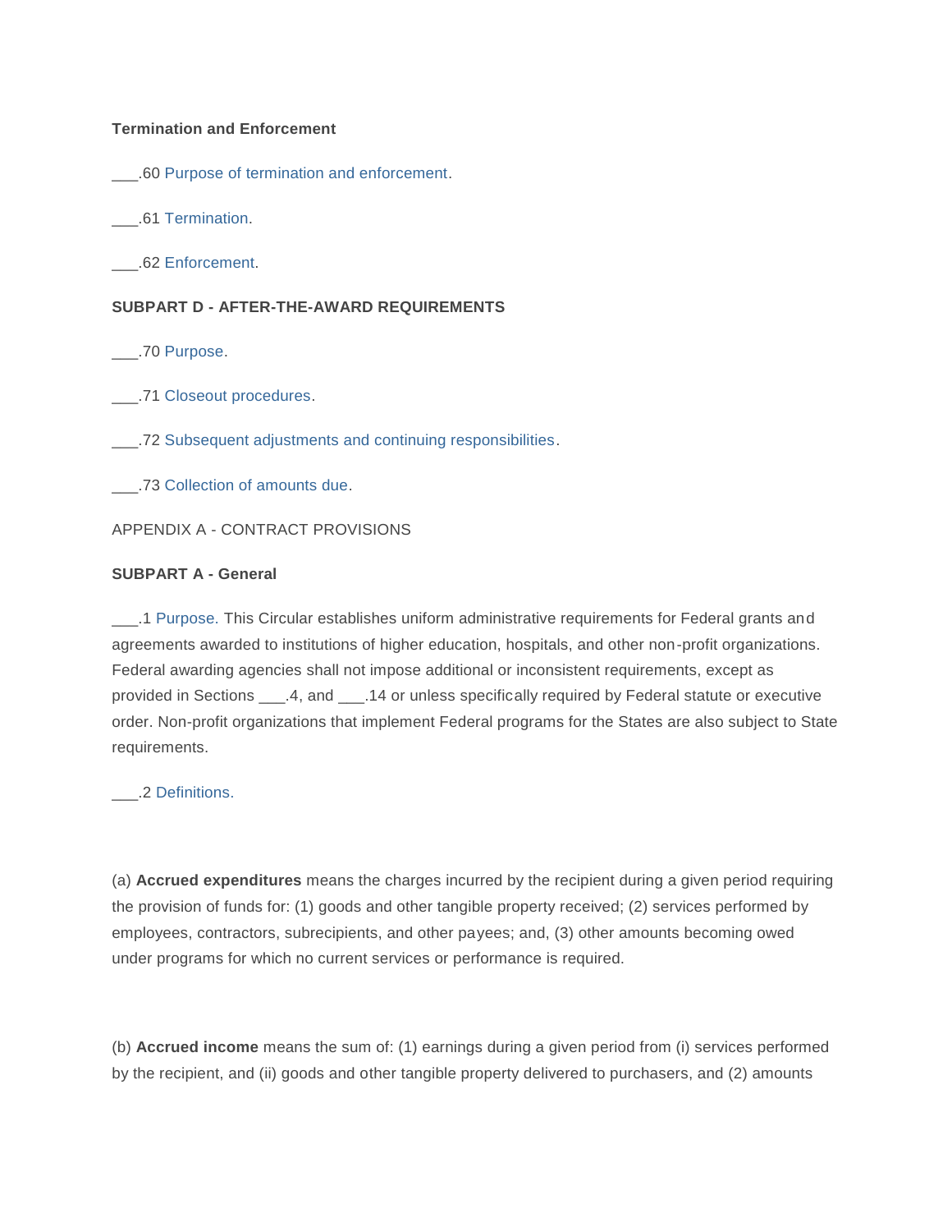**Termination and Enforcement**

___.60 Purpose of termination and enforcement.

___.61 Termination.

___.62 Enforcement.

**SUBPART D - AFTER-THE-AWARD REQUIREMENTS**

___.70 Purpose.

___.71 Closeout procedures.

___.72 Subsequent adjustments and continuing responsibilities.

___.73 Collection of amounts due.

APPENDIX A - CONTRACT PROVISIONS

**SUBPART A - General**

___.1 Purpose. This Circular establishes uniform administrative requirements for Federal grants and agreements awarded to institutions of higher education, hospitals, and other non-profit organizations. Federal awarding agencies shall not impose additional or inconsistent requirements, except as provided in Sections ___.4, and ___.14 or unless specifically required by Federal statute or executive order. Non-profit organizations that implement Federal programs for the States are also subject to State requirements.

___.2 Definitions.

(a) **Accrued expenditures** means the charges incurred by the recipient during a given period requiring the provision of funds for: (1) goods and other tangible property received; (2) services performed by employees, contractors, subrecipients, and other payees; and, (3) other amounts becoming owed under programs for which no current services or performance is required.

(b) **Accrued income** means the sum of: (1) earnings during a given period from (i) services performed by the recipient, and (ii) goods and other tangible property delivered to purchasers, and (2) amounts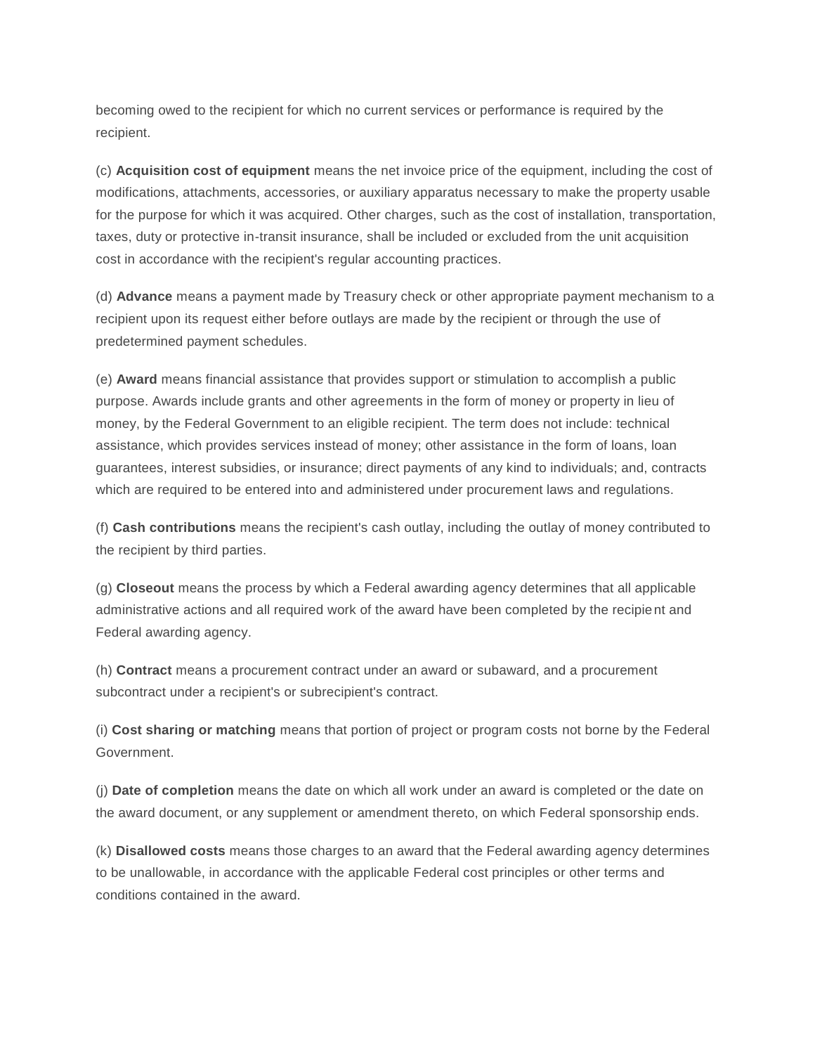becoming owed to the recipient for which no current services or performance is required by the recipient.

(c) **Acquisition cost of equipment** means the net invoice price of the equipment, including the cost of modifications, attachments, accessories, or auxiliary apparatus necessary to make the property usable for the purpose for which it was acquired. Other charges, such as the cost of installation, transportation, taxes, duty or protective in-transit insurance, shall be included or excluded from the unit acquisition cost in accordance with the recipient's regular accounting practices.

(d) **Advance** means a payment made by Treasury check or other appropriate payment mechanism to a recipient upon its request either before outlays are made by the recipient or through the use of predetermined payment schedules.

(e) **Award** means financial assistance that provides support or stimulation to accomplish a public purpose. Awards include grants and other agreements in the form of money or property in lieu of money, by the Federal Government to an eligible recipient. The term does not include: technical assistance, which provides services instead of money; other assistance in the form of loans, loan guarantees, interest subsidies, or insurance; direct payments of any kind to individuals; and, contracts which are required to be entered into and administered under procurement laws and regulations.

(f) **Cash contributions** means the recipient's cash outlay, including the outlay of money contributed to the recipient by third parties.

(g) **Closeout** means the process by which a Federal awarding agency determines that all applicable administrative actions and all required work of the award have been completed by the recipient and Federal awarding agency.

(h) **Contract** means a procurement contract under an award or subaward, and a procurement subcontract under a recipient's or subrecipient's contract.

(i) **Cost sharing or matching** means that portion of project or program costs not borne by the Federal Government.

(j) **Date of completion** means the date on which all work under an award is completed or the date on the award document, or any supplement or amendment thereto, on which Federal sponsorship ends.

(k) **Disallowed costs** means those charges to an award that the Federal awarding agency determines to be unallowable, in accordance with the applicable Federal cost principles or other terms and conditions contained in the award.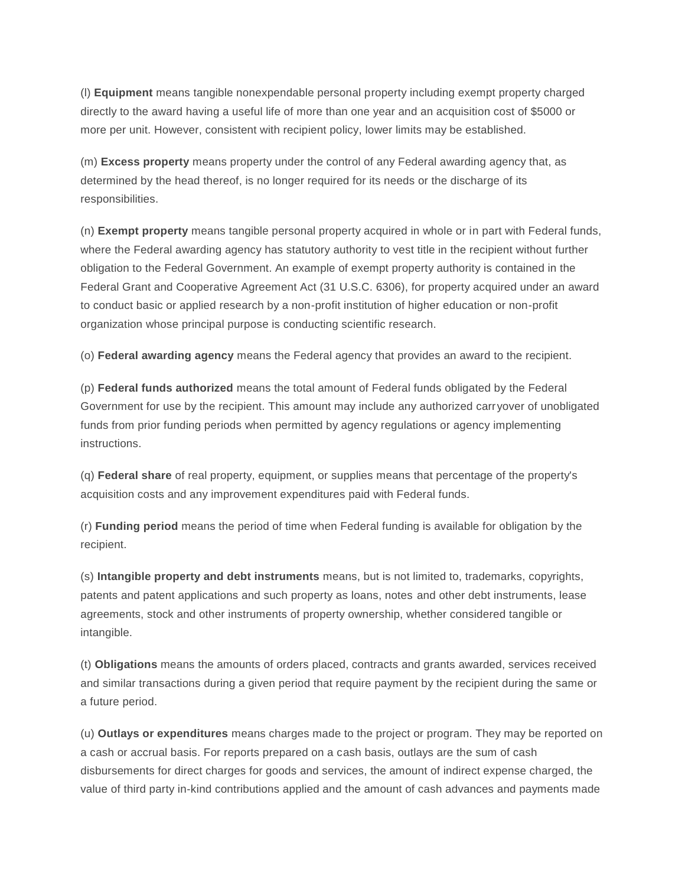(l) **Equipment** means tangible nonexpendable personal property including exempt property charged directly to the award having a useful life of more than one year and an acquisition cost of $5000 or more per unit. However, consistent with recipient policy, lower limits may be established.

(m) **Excess property** means property under the control of any Federal awarding agency that, as determined by the head thereof, is no longer required for its needs or the discharge of its responsibilities.

(n) **Exempt property** means tangible personal property acquired in whole or in part with Federal funds, where the Federal awarding agency has statutory authority to vest title in the recipient without further obligation to the Federal Government. An example of exempt property authority is contained in the Federal Grant and Cooperative Agreement Act (31 U.S.C. 6306), for property acquired under an award to conduct basic or applied research by a non-profit institution of higher education or non-profit organization whose principal purpose is conducting scientific research.

(o) **Federal awarding agency** means the Federal agency that provides an award to the recipient.

(p) **Federal funds authorized** means the total amount of Federal funds obligated by the Federal Government for use by the recipient. This amount may include any authorized carryover of unobligated funds from prior funding periods when permitted by agency regulations or agency implementing instructions.

(q) **Federal share** of real property, equipment, or supplies means that percentage of the property's acquisition costs and any improvement expenditures paid with Federal funds.

(r) **Funding period** means the period of time when Federal funding is available for obligation by the recipient.

(s) **Intangible property and debt instruments** means, but is not limited to, trademarks, copyrights, patents and patent applications and such property as loans, notes and other debt instruments, lease agreements, stock and other instruments of property ownership, whether considered tangible or intangible.

(t) **Obligations** means the amounts of orders placed, contracts and grants awarded, services received and similar transactions during a given period that require payment by the recipient during the same or a future period.

(u) **Outlays or expenditures** means charges made to the project or program. They may be reported on a cash or accrual basis. For reports prepared on a cash basis, outlays are the sum of cash disbursements for direct charges for goods and services, the amount of indirect expense charged, the value of third party in-kind contributions applied and the amount of cash advances and payments made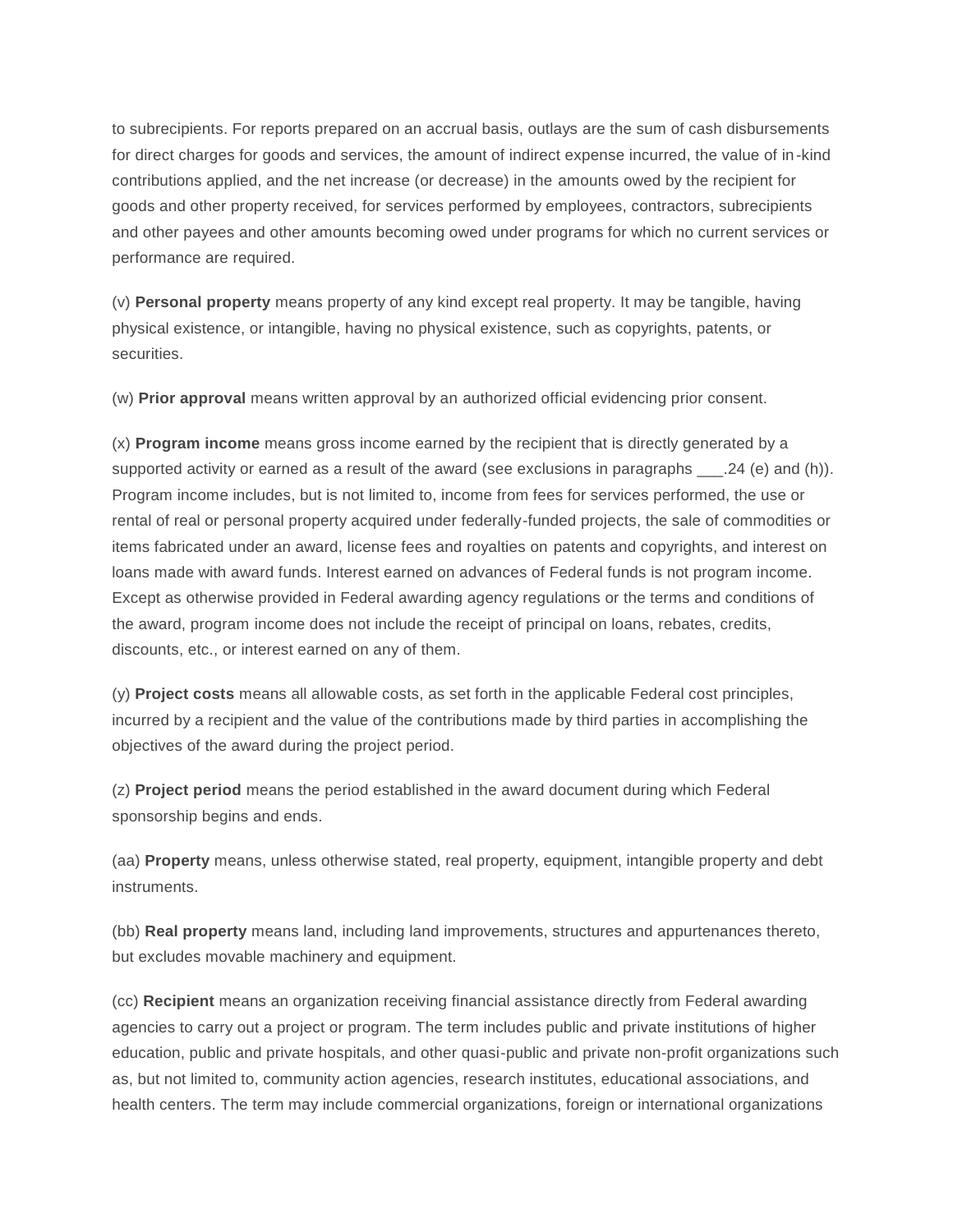to subrecipients. For reports prepared on an accrual basis, outlays are the sum of cash disbursements for direct charges for goods and services, the amount of indirect expense incurred, the value of in-kind contributions applied, and the net increase (or decrease) in the amounts owed by the recipient for goods and other property received, for services performed by employees, contractors, subrecipients and other payees and other amounts becoming owed under programs for which no current services or performance are required.

(v) **Personal property** means property of any kind except real property. It may be tangible, having physical existence, or intangible, having no physical existence, such as copyrights, patents, or securities.

(w) **Prior approval** means written approval by an authorized official evidencing prior consent.

(x) **Program income** means gross income earned by the recipient that is directly generated by a supported activity or earned as a result of the award (see exclusions in paragraphs ___.24 (e) and (h)). Program income includes, but is not limited to, income from fees for services performed, the use or rental of real or personal property acquired under federally-funded projects, the sale of commodities or items fabricated under an award, license fees and royalties on patents and copyrights, and interest on loans made with award funds. Interest earned on advances of Federal funds is not program income. Except as otherwise provided in Federal awarding agency regulations or the terms and conditions of the award, program income does not include the receipt of principal on loans, rebates, credits, discounts, etc., or interest earned on any of them.

(y) **Project costs** means all allowable costs, as set forth in the applicable Federal cost principles, incurred by a recipient and the value of the contributions made by third parties in accomplishing the objectives of the award during the project period.

(z) **Project period** means the period established in the award document during which Federal sponsorship begins and ends.

(aa) **Property** means, unless otherwise stated, real property, equipment, intangible property and debt instruments.

(bb) **Real property** means land, including land improvements, structures and appurtenances thereto, but excludes movable machinery and equipment.

(cc) **Recipient** means an organization receiving financial assistance directly from Federal awarding agencies to carry out a project or program. The term includes public and private institutions of higher education, public and private hospitals, and other quasi-public and private non-profit organizations such as, but not limited to, community action agencies, research institutes, educational associations, and health centers. The term may include commercial organizations, foreign or international organizations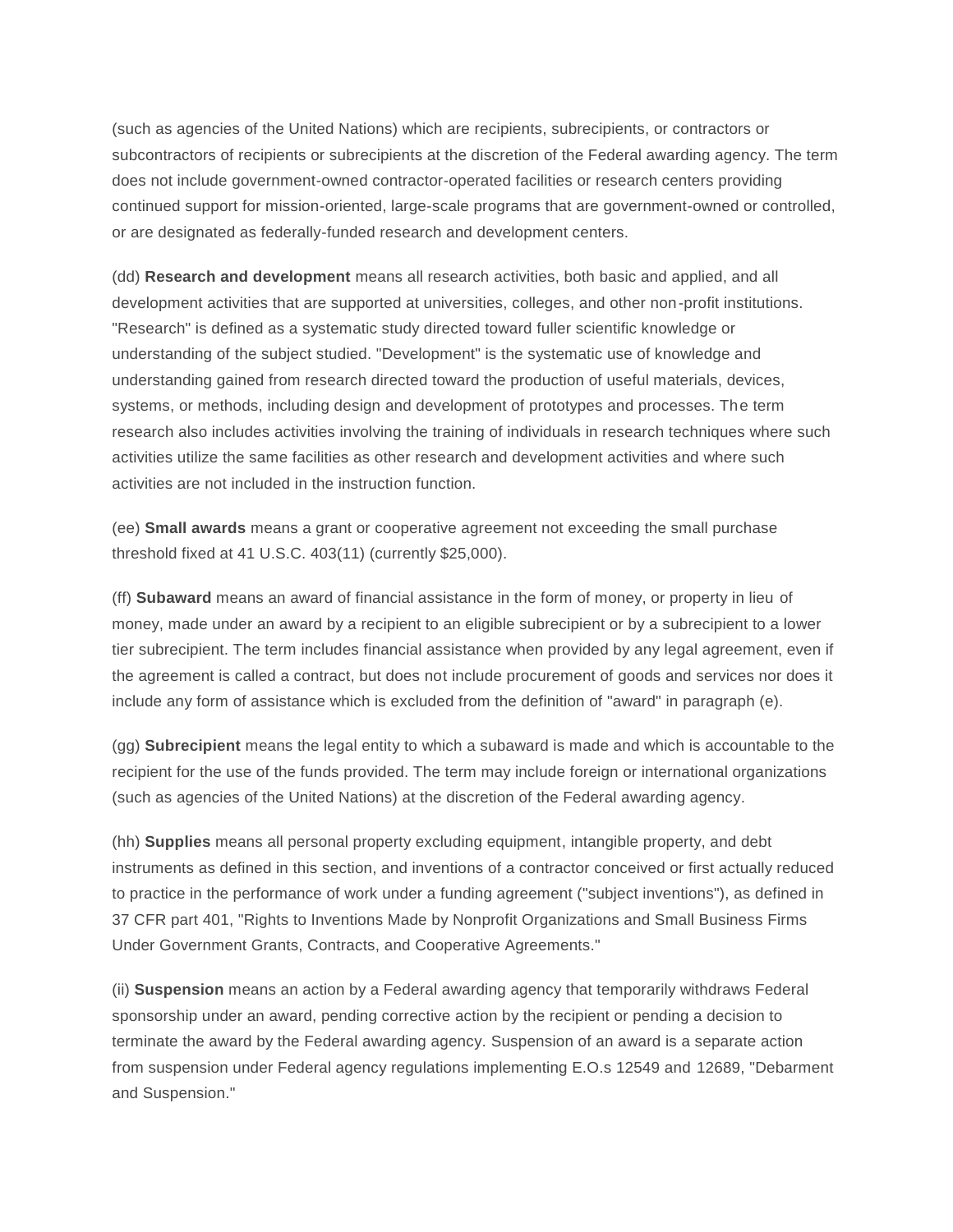(such as agencies of the United Nations) which are recipients, subrecipients, or contractors or subcontractors of recipients or subrecipients at the discretion of the Federal awarding agency. The term does not include government-owned contractor-operated facilities or research centers providing continued support for mission-oriented, large-scale programs that are government-owned or controlled, or are designated as federally-funded research and development centers.

(dd) **Research and development** means all research activities, both basic and applied, and all development activities that are supported at universities, colleges, and other non-profit institutions. "Research" is defined as a systematic study directed toward fuller scientific knowledge or understanding of the subject studied. "Development" is the systematic use of knowledge and understanding gained from research directed toward the production of useful materials, devices, systems, or methods, including design and development of prototypes and processes. The term research also includes activities involving the training of individuals in research techniques where such activities utilize the same facilities as other research and development activities and where such activities are not included in the instruction function.

(ee) **Small awards** means a grant or cooperative agreement not exceeding the small purchase threshold fixed at 41 U.S.C. 403(11) (currently $25,000).

(ff) **Subaward** means an award of financial assistance in the form of money, or property in lieu of money, made under an award by a recipient to an eligible subrecipient or by a subrecipient to a lower tier subrecipient. The term includes financial assistance when provided by any legal agreement, even if the agreement is called a contract, but does not include procurement of goods and services nor does it include any form of assistance which is excluded from the definition of "award" in paragraph (e).

(gg) **Subrecipient** means the legal entity to which a subaward is made and which is accountable to the recipient for the use of the funds provided. The term may include foreign or international organizations (such as agencies of the United Nations) at the discretion of the Federal awarding agency.

(hh) **Supplies** means all personal property excluding equipment, intangible property, and debt instruments as defined in this section, and inventions of a contractor conceived or first actually reduced to practice in the performance of work under a funding agreement ("subject inventions"), as defined in 37 CFR part 401, "Rights to Inventions Made by Nonprofit Organizations and Small Business Firms Under Government Grants, Contracts, and Cooperative Agreements."

(ii) **Suspension** means an action by a Federal awarding agency that temporarily withdraws Federal sponsorship under an award, pending corrective action by the recipient or pending a decision to terminate the award by the Federal awarding agency. Suspension of an award is a separate action from suspension under Federal agency regulations implementing E.O.s 12549 and 12689, "Debarment and Suspension."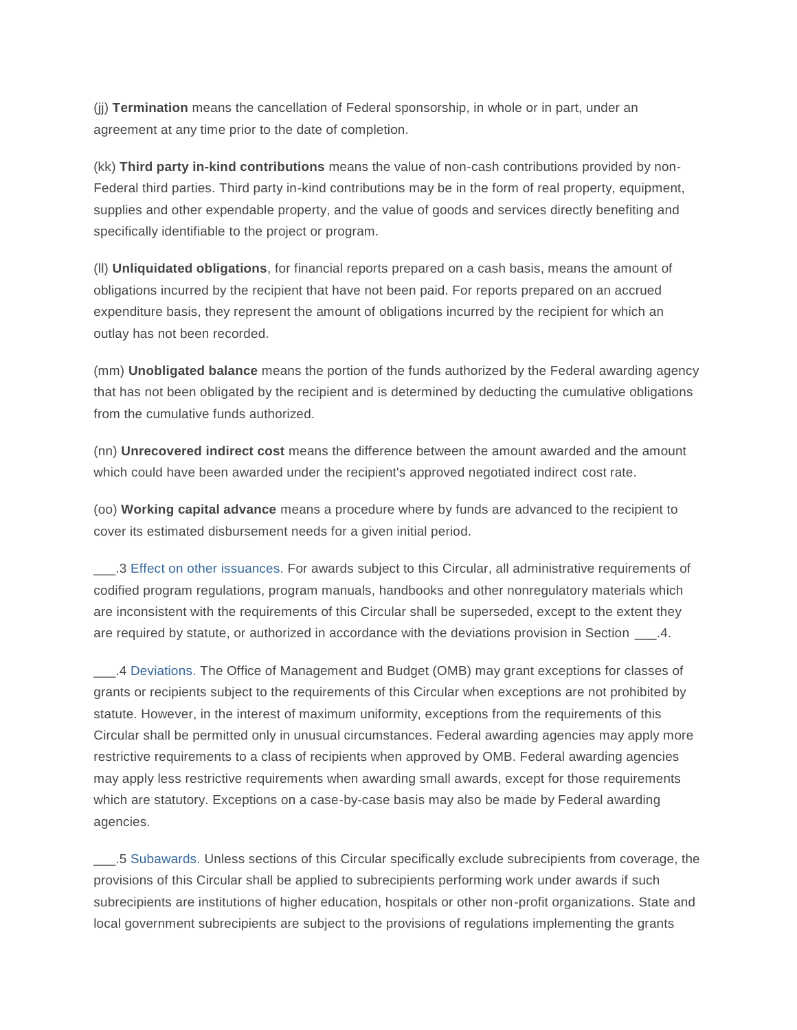(jj) **Termination** means the cancellation of Federal sponsorship, in whole or in part, under an agreement at any time prior to the date of completion.

(kk) **Third party in-kind contributions** means the value of non-cash contributions provided by non-Federal third parties. Third party in-kind contributions may be in the form of real property, equipment, supplies and other expendable property, and the value of goods and services directly benefiting and specifically identifiable to the project or program.

(ll) **Unliquidated obligations**, for financial reports prepared on a cash basis, means the amount of obligations incurred by the recipient that have not been paid. For reports prepared on an accrued expenditure basis, they represent the amount of obligations incurred by the recipient for which an outlay has not been recorded.

(mm) **Unobligated balance** means the portion of the funds authorized by the Federal awarding agency that has not been obligated by the recipient and is determined by deducting the cumulative obligations from the cumulative funds authorized.

(nn) **Unrecovered indirect cost** means the difference between the amount awarded and the amount which could have been awarded under the recipient's approved negotiated indirect cost rate.

(oo) **Working capital advance** means a procedure where by funds are advanced to the recipient to cover its estimated disbursement needs for a given initial period.

___.3 Effect on other issuances. For awards subject to this Circular, all administrative requirements of codified program regulations, program manuals, handbooks and other nonregulatory materials which are inconsistent with the requirements of this Circular shall be superseded, except to the extent they are required by statute, or authorized in accordance with the deviations provision in Section ___.4.

___.4 Deviations. The Office of Management and Budget (OMB) may grant exceptions for classes of grants or recipients subject to the requirements of this Circular when exceptions are not prohibited by statute. However, in the interest of maximum uniformity, exceptions from the requirements of this Circular shall be permitted only in unusual circumstances. Federal awarding agencies may apply more restrictive requirements to a class of recipients when approved by OMB. Federal awarding agencies may apply less restrictive requirements when awarding small awards, except for those requirements which are statutory. Exceptions on a case-by-case basis may also be made by Federal awarding agencies.

___.5 Subawards. Unless sections of this Circular specifically exclude subrecipients from coverage, the provisions of this Circular shall be applied to subrecipients performing work under awards if such subrecipients are institutions of higher education, hospitals or other non-profit organizations. State and local government subrecipients are subject to the provisions of regulations implementing the grants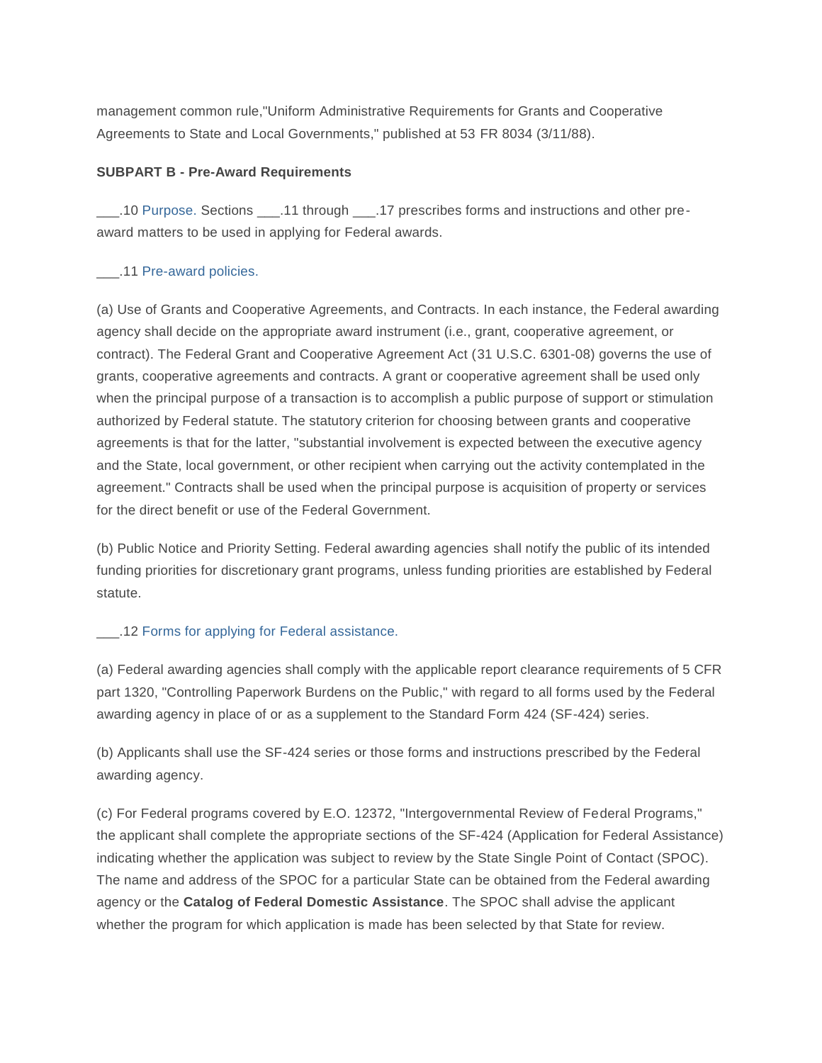management common rule,"Uniform Administrative Requirements for Grants and Cooperative Agreements to State and Local Governments," published at 53 FR 8034 (3/11/88).

**SUBPART B - Pre-Award Requirements**

___.10 Purpose. Sections ___.11 through ___.17 prescribes forms and instructions and other pre-award matters to be used in applying for Federal awards.

___.11 Pre-award policies.

(a) Use of Grants and Cooperative Agreements, and Contracts. In each instance, the Federal awarding agency shall decide on the appropriate award instrument (i.e., grant, cooperative agreement, or contract). The Federal Grant and Cooperative Agreement Act (31 U.S.C. 6301-08) governs the use of grants, cooperative agreements and contracts. A grant or cooperative agreement shall be used only when the principal purpose of a transaction is to accomplish a public purpose of support or stimulation authorized by Federal statute. The statutory criterion for choosing between grants and cooperative agreements is that for the latter, "substantial involvement is expected between the executive agency and the State, local government, or other recipient when carrying out the activity contemplated in the agreement." Contracts shall be used when the principal purpose is acquisition of property or services for the direct benefit or use of the Federal Government.

(b) Public Notice and Priority Setting. Federal awarding agencies shall notify the public of its intended funding priorities for discretionary grant programs, unless funding priorities are established by Federal statute.

___.12 Forms for applying for Federal assistance.

(a) Federal awarding agencies shall comply with the applicable report clearance requirements of 5 CFR part 1320, "Controlling Paperwork Burdens on the Public," with regard to all forms used by the Federal awarding agency in place of or as a supplement to the Standard Form 424 (SF-424) series.

(b) Applicants shall use the SF-424 series or those forms and instructions prescribed by the Federal awarding agency.

(c) For Federal programs covered by E.O. 12372, "Intergovernmental Review of Federal Programs," the applicant shall complete the appropriate sections of the SF-424 (Application for Federal Assistance) indicating whether the application was subject to review by the State Single Point of Contact (SPOC). The name and address of the SPOC for a particular State can be obtained from the Federal awarding agency or the **Catalog of Federal Domestic Assistance**. The SPOC shall advise the applicant whether the program for which application is made has been selected by that State for review.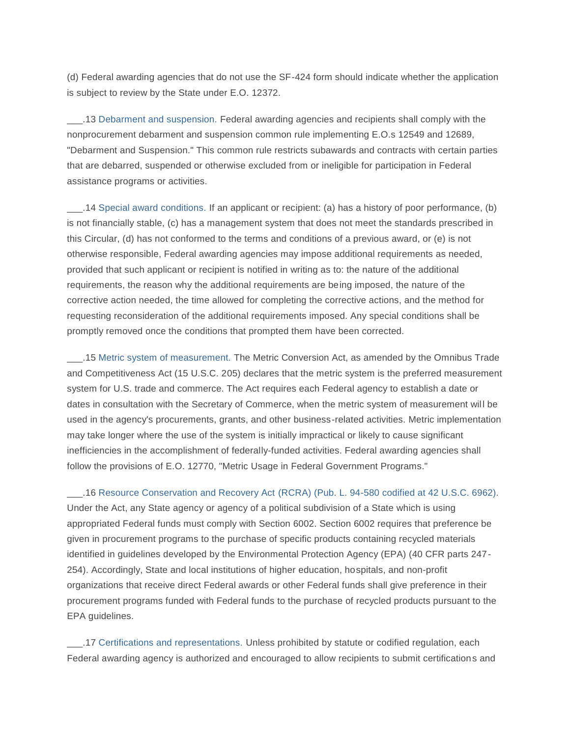(d) Federal awarding agencies that do not use the SF-424 form should indicate whether the application is subject to review by the State under E.O. 12372.

___.13 Debarment and suspension. Federal awarding agencies and recipients shall comply with the nonprocurement debarment and suspension common rule implementing E.O.s 12549 and 12689, "Debarment and Suspension." This common rule restricts subawards and contracts with certain parties that are debarred, suspended or otherwise excluded from or ineligible for participation in Federal assistance programs or activities.

___.14 Special award conditions. If an applicant or recipient: (a) has a history of poor performance, (b) is not financially stable, (c) has a management system that does not meet the standards prescribed in this Circular, (d) has not conformed to the terms and conditions of a previous award, or (e) is not otherwise responsible, Federal awarding agencies may impose additional requirements as needed, provided that such applicant or recipient is notified in writing as to: the nature of the additional requirements, the reason why the additional requirements are being imposed, the nature of the corrective action needed, the time allowed for completing the corrective actions, and the method for requesting reconsideration of the additional requirements imposed. Any special conditions shall be promptly removed once the conditions that prompted them have been corrected.

___.15 Metric system of measurement. The Metric Conversion Act, as amended by the Omnibus Trade and Competitiveness Act (15 U.S.C. 205) declares that the metric system is the preferred measurement system for U.S. trade and commerce. The Act requires each Federal agency to establish a date or dates in consultation with the Secretary of Commerce, when the metric system of measurement will be used in the agency's procurements, grants, and other business-related activities. Metric implementation may take longer where the use of the system is initially impractical or likely to cause significant inefficiencies in the accomplishment of federally-funded activities. Federal awarding agencies shall follow the provisions of E.O. 12770, "Metric Usage in Federal Government Programs."

___.16 Resource Conservation and Recovery Act (RCRA) (Pub. L. 94-580 codified at 42 U.S.C. 6962). Under the Act, any State agency or agency of a political subdivision of a State which is using appropriated Federal funds must comply with Section 6002. Section 6002 requires that preference be given in procurement programs to the purchase of specific products containing recycled materials identified in guidelines developed by the Environmental Protection Agency (EPA) (40 CFR parts 247-254). Accordingly, State and local institutions of higher education, hospitals, and non-profit organizations that receive direct Federal awards or other Federal funds shall give preference in their procurement programs funded with Federal funds to the purchase of recycled products pursuant to the EPA guidelines.

___.17 Certifications and representations. Unless prohibited by statute or codified regulation, each Federal awarding agency is authorized and encouraged to allow recipients to submit certifications and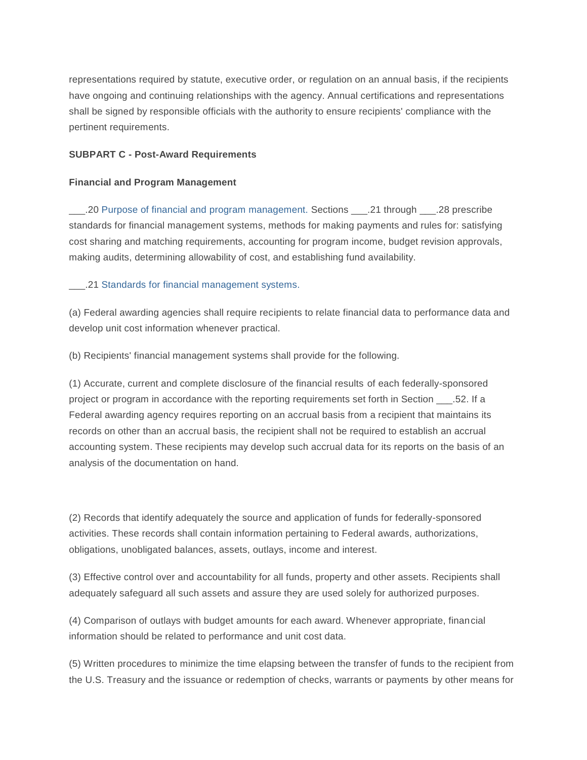representations required by statute, executive order, or regulation on an annual basis, if the recipients have ongoing and continuing relationships with the agency. Annual certifications and representations shall be signed by responsible officials with the authority to ensure recipients' compliance with the pertinent requirements.

**SUBPART C - Post-Award Requirements**

**Financial and Program Management**

___.20 Purpose of financial and program management. Sections ___.21 through ___.28 prescribe standards for financial management systems, methods for making payments and rules for: satisfying cost sharing and matching requirements, accounting for program income, budget revision approvals, making audits, determining allowability of cost, and establishing fund availability.

___.21 Standards for financial management systems.

(a) Federal awarding agencies shall require recipients to relate financial data to performance data and develop unit cost information whenever practical.

(b) Recipients' financial management systems shall provide for the following.

(1) Accurate, current and complete disclosure of the financial results of each federally-sponsored project or program in accordance with the reporting requirements set forth in Section ___.52. If a Federal awarding agency requires reporting on an accrual basis from a recipient that maintains its records on other than an accrual basis, the recipient shall not be required to establish an accrual accounting system. These recipients may develop such accrual data for its reports on the basis of an analysis of the documentation on hand.

(2) Records that identify adequately the source and application of funds for federally-sponsored activities. These records shall contain information pertaining to Federal awards, authorizations, obligations, unobligated balances, assets, outlays, income and interest.

(3) Effective control over and accountability for all funds, property and other assets. Recipients shall adequately safeguard all such assets and assure they are used solely for authorized purposes.

(4) Comparison of outlays with budget amounts for each award. Whenever appropriate, financial information should be related to performance and unit cost data.

(5) Written procedures to minimize the time elapsing between the transfer of funds to the recipient from the U.S. Treasury and the issuance or redemption of checks, warrants or payments by other means for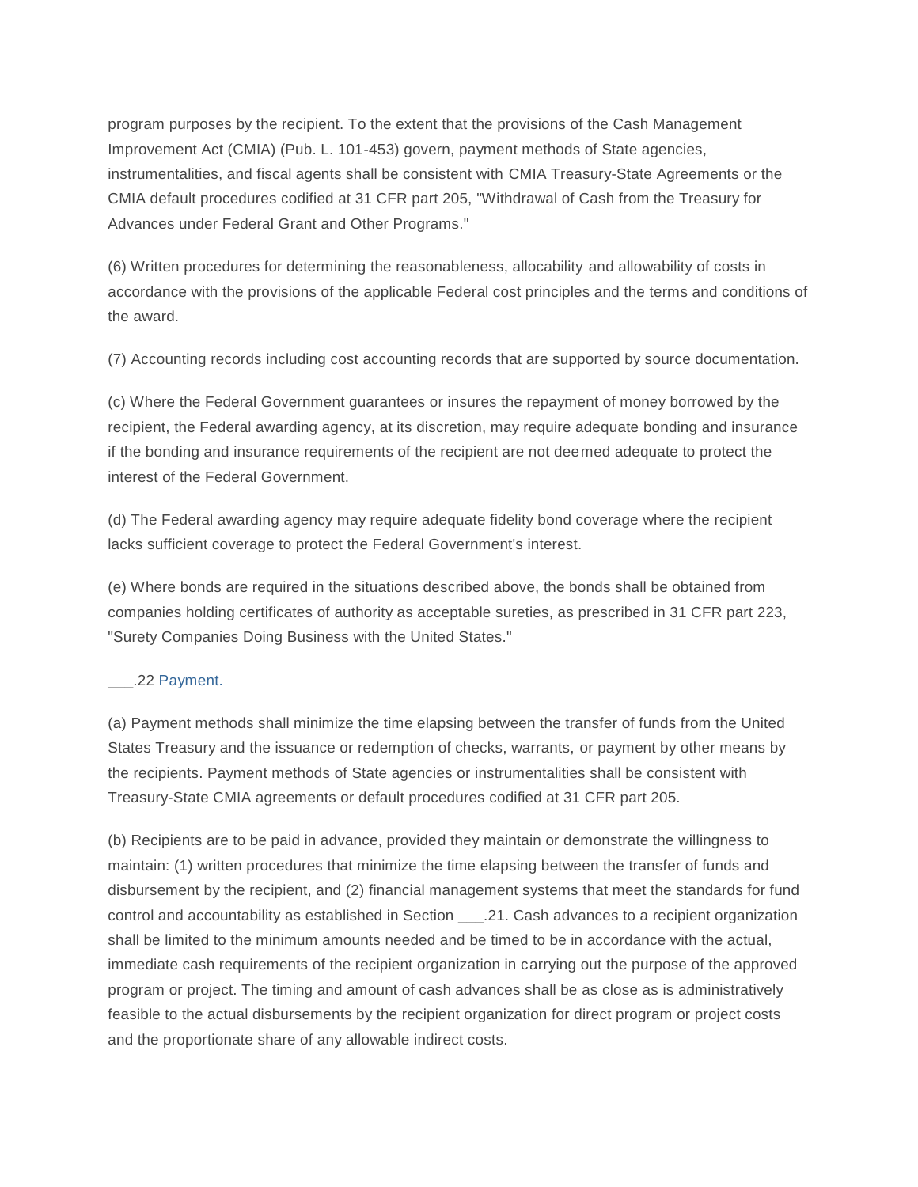program purposes by the recipient. To the extent that the provisions of the Cash Management Improvement Act (CMIA) (Pub. L. 101-453) govern, payment methods of State agencies, instrumentalities, and fiscal agents shall be consistent with CMIA Treasury-State Agreements or the CMIA default procedures codified at 31 CFR part 205, "Withdrawal of Cash from the Treasury for Advances under Federal Grant and Other Programs."

(6) Written procedures for determining the reasonableness, allocability and allowability of costs in accordance with the provisions of the applicable Federal cost principles and the terms and conditions of the award.

(7) Accounting records including cost accounting records that are supported by source documentation.

(c) Where the Federal Government guarantees or insures the repayment of money borrowed by the recipient, the Federal awarding agency, at its discretion, may require adequate bonding and insurance if the bonding and insurance requirements of the recipient are not deemed adequate to protect the interest of the Federal Government.

(d) The Federal awarding agency may require adequate fidelity bond coverage where the recipient lacks sufficient coverage to protect the Federal Government's interest.

(e) Where bonds are required in the situations described above, the bonds shall be obtained from companies holding certificates of authority as acceptable sureties, as prescribed in 31 CFR part 223, "Surety Companies Doing Business with the United States."

___.22 Payment.

(a) Payment methods shall minimize the time elapsing between the transfer of funds from the United States Treasury and the issuance or redemption of checks, warrants, or payment by other means by the recipients. Payment methods of State agencies or instrumentalities shall be consistent with Treasury-State CMIA agreements or default procedures codified at 31 CFR part 205.

(b) Recipients are to be paid in advance, provided they maintain or demonstrate the willingness to maintain: (1) written procedures that minimize the time elapsing between the transfer of funds and disbursement by the recipient, and (2) financial management systems that meet the standards for fund control and accountability as established in Section ___.21. Cash advances to a recipient organization shall be limited to the minimum amounts needed and be timed to be in accordance with the actual, immediate cash requirements of the recipient organization in carrying out the purpose of the approved program or project. The timing and amount of cash advances shall be as close as is administratively feasible to the actual disbursements by the recipient organization for direct program or project costs and the proportionate share of any allowable indirect costs.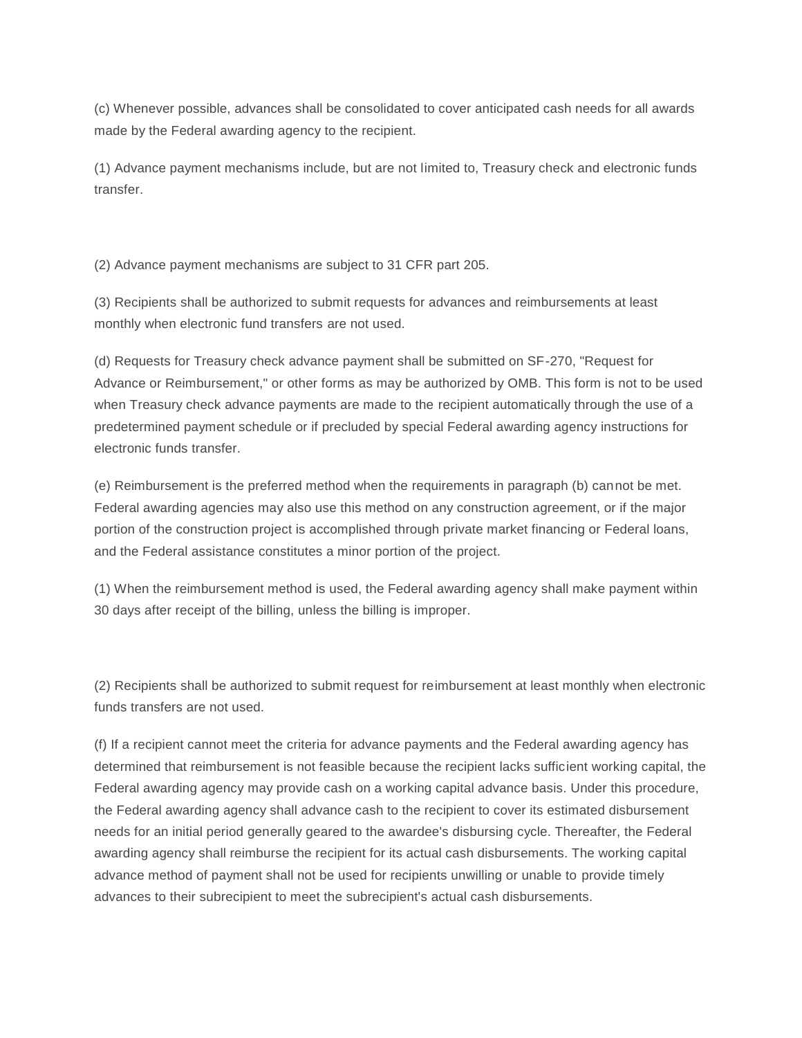(c) Whenever possible, advances shall be consolidated to cover anticipated cash needs for all awards made by the Federal awarding agency to the recipient.

(1) Advance payment mechanisms include, but are not limited to, Treasury check and electronic funds transfer.

(2) Advance payment mechanisms are subject to 31 CFR part 205.

(3) Recipients shall be authorized to submit requests for advances and reimbursements at least monthly when electronic fund transfers are not used.

(d) Requests for Treasury check advance payment shall be submitted on SF-270, "Request for Advance or Reimbursement," or other forms as may be authorized by OMB. This form is not to be used when Treasury check advance payments are made to the recipient automatically through the use of a predetermined payment schedule or if precluded by special Federal awarding agency instructions for electronic funds transfer.

(e) Reimbursement is the preferred method when the requirements in paragraph (b) cannot be met. Federal awarding agencies may also use this method on any construction agreement, or if the major portion of the construction project is accomplished through private market financing or Federal loans, and the Federal assistance constitutes a minor portion of the project.

(1) When the reimbursement method is used, the Federal awarding agency shall make payment within 30 days after receipt of the billing, unless the billing is improper.

(2) Recipients shall be authorized to submit request for reimbursement at least monthly when electronic funds transfers are not used.

(f) If a recipient cannot meet the criteria for advance payments and the Federal awarding agency has determined that reimbursement is not feasible because the recipient lacks sufficient working capital, the Federal awarding agency may provide cash on a working capital advance basis. Under this procedure, the Federal awarding agency shall advance cash to the recipient to cover its estimated disbursement needs for an initial period generally geared to the awardee's disbursing cycle. Thereafter, the Federal awarding agency shall reimburse the recipient for its actual cash disbursements. The working capital advance method of payment shall not be used for recipients unwilling or unable to provide timely advances to their subrecipient to meet the subrecipient's actual cash disbursements.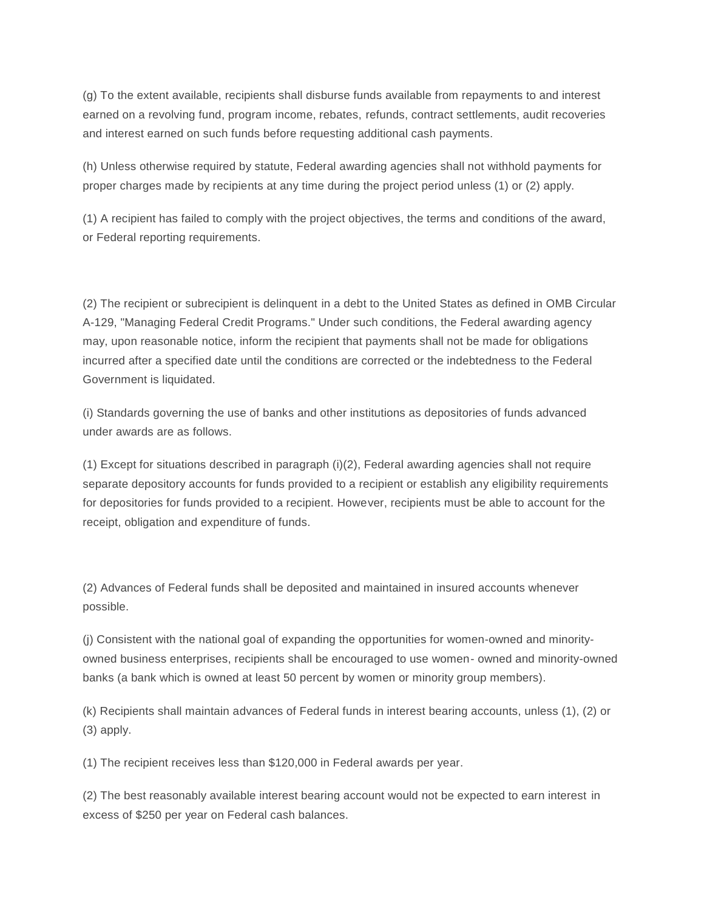(g) To the extent available, recipients shall disburse funds available from repayments to and interest earned on a revolving fund, program income, rebates, refunds, contract settlements, audit recoveries and interest earned on such funds before requesting additional cash payments.

(h) Unless otherwise required by statute, Federal awarding agencies shall not withhold payments for proper charges made by recipients at any time during the project period unless (1) or (2) apply.

(1) A recipient has failed to comply with the project objectives, the terms and conditions of the award, or Federal reporting requirements.

(2) The recipient or subrecipient is delinquent in a debt to the United States as defined in OMB Circular A-129, "Managing Federal Credit Programs." Under such conditions, the Federal awarding agency may, upon reasonable notice, inform the recipient that payments shall not be made for obligations incurred after a specified date until the conditions are corrected or the indebtedness to the Federal Government is liquidated.

(i) Standards governing the use of banks and other institutions as depositories of funds advanced under awards are as follows.

(1) Except for situations described in paragraph (i)(2), Federal awarding agencies shall not require separate depository accounts for funds provided to a recipient or establish any eligibility requirements for depositories for funds provided to a recipient. However, recipients must be able to account for the receipt, obligation and expenditure of funds.

(2) Advances of Federal funds shall be deposited and maintained in insured accounts whenever possible.

(j) Consistent with the national goal of expanding the opportunities for women-owned and minority-owned business enterprises, recipients shall be encouraged to use women- owned and minority-owned banks (a bank which is owned at least 50 percent by women or minority group members).

(k) Recipients shall maintain advances of Federal funds in interest bearing accounts, unless (1), (2) or (3) apply.

(1) The recipient receives less than $120,000 in Federal awards per year.

(2) The best reasonably available interest bearing account would not be expected to earn interest in excess of $250 per year on Federal cash balances.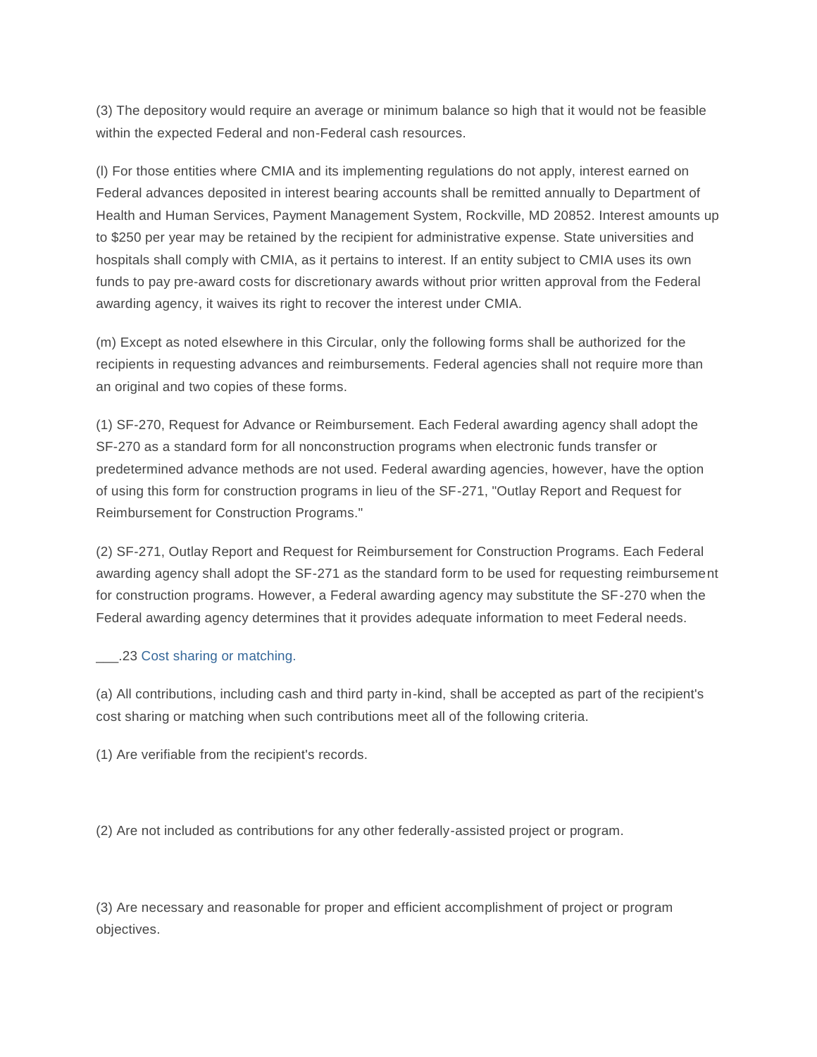(3) The depository would require an average or minimum balance so high that it would not be feasible within the expected Federal and non-Federal cash resources.

(l) For those entities where CMIA and its implementing regulations do not apply, interest earned on Federal advances deposited in interest bearing accounts shall be remitted annually to Department of Health and Human Services, Payment Management System, Rockville, MD 20852. Interest amounts up to $250 per year may be retained by the recipient for administrative expense. State universities and hospitals shall comply with CMIA, as it pertains to interest. If an entity subject to CMIA uses its own funds to pay pre-award costs for discretionary awards without prior written approval from the Federal awarding agency, it waives its right to recover the interest under CMIA.

(m) Except as noted elsewhere in this Circular, only the following forms shall be authorized for the recipients in requesting advances and reimbursements. Federal agencies shall not require more than an original and two copies of these forms.

(1) SF-270, Request for Advance or Reimbursement. Each Federal awarding agency shall adopt the SF-270 as a standard form for all nonconstruction programs when electronic funds transfer or predetermined advance methods are not used. Federal awarding agencies, however, have the option of using this form for construction programs in lieu of the SF-271, "Outlay Report and Request for Reimbursement for Construction Programs."

(2) SF-271, Outlay Report and Request for Reimbursement for Construction Programs. Each Federal awarding agency shall adopt the SF-271 as the standard form to be used for requesting reimbursement for construction programs. However, a Federal awarding agency may substitute the SF-270 when the Federal awarding agency determines that it provides adequate information to meet Federal needs.

___.23 Cost sharing or matching.

(a) All contributions, including cash and third party in-kind, shall be accepted as part of the recipient's cost sharing or matching when such contributions meet all of the following criteria.

(1) Are verifiable from the recipient's records.

(2) Are not included as contributions for any other federally-assisted project or program.

(3) Are necessary and reasonable for proper and efficient accomplishment of project or program objectives.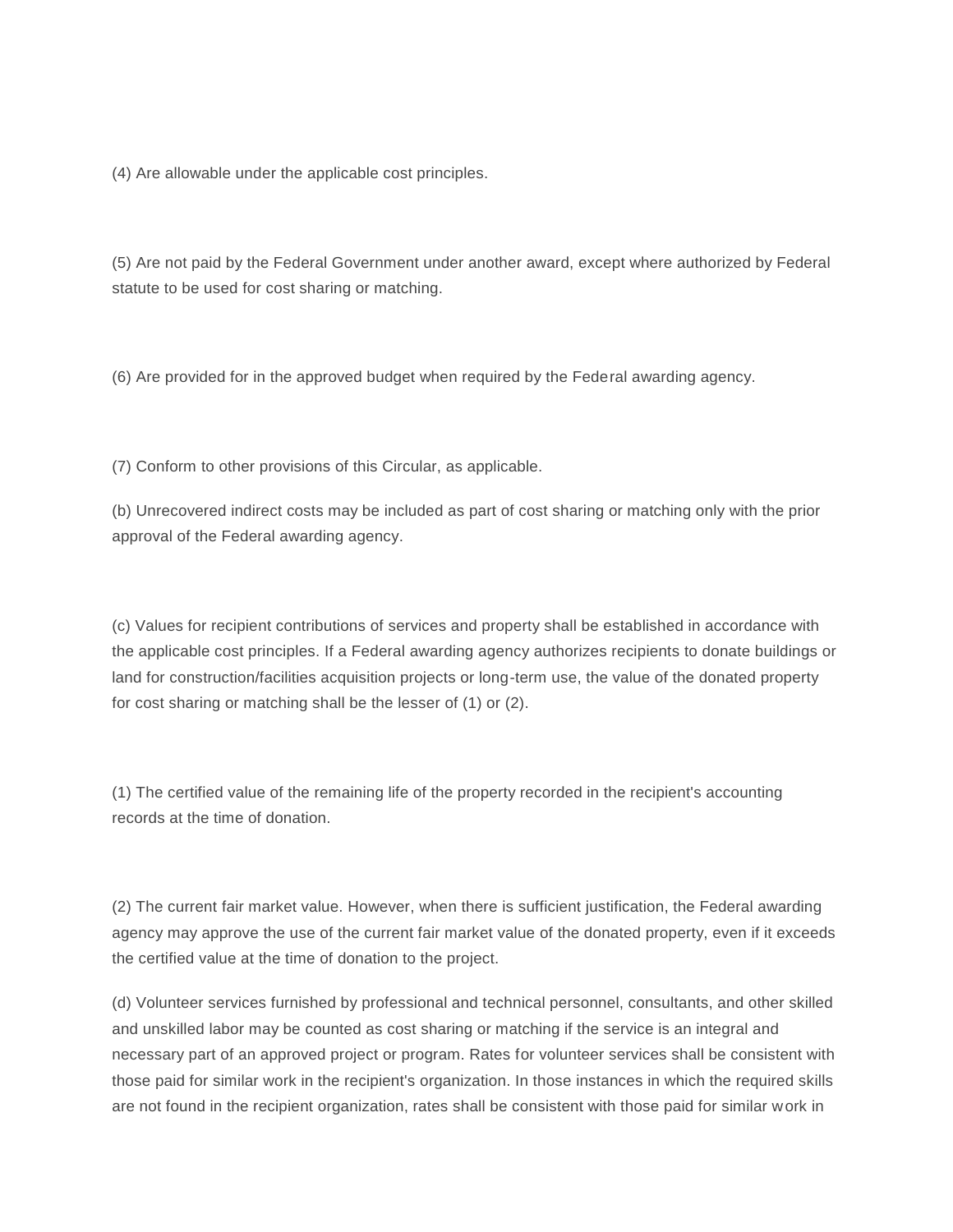(4) Are allowable under the applicable cost principles.

(5) Are not paid by the Federal Government under another award, except where authorized by Federal statute to be used for cost sharing or matching.

(6) Are provided for in the approved budget when required by the Federal awarding agency.

(7) Conform to other provisions of this Circular, as applicable.

(b) Unrecovered indirect costs may be included as part of cost sharing or matching only with the prior approval of the Federal awarding agency.

(c) Values for recipient contributions of services and property shall be established in accordance with the applicable cost principles. If a Federal awarding agency authorizes recipients to donate buildings or land for construction/facilities acquisition projects or long-term use, the value of the donated property for cost sharing or matching shall be the lesser of (1) or (2).

(1) The certified value of the remaining life of the property recorded in the recipient's accounting records at the time of donation.

(2) The current fair market value. However, when there is sufficient justification, the Federal awarding agency may approve the use of the current fair market value of the donated property, even if it exceeds the certified value at the time of donation to the project.

(d) Volunteer services furnished by professional and technical personnel, consultants, and other skilled and unskilled labor may be counted as cost sharing or matching if the service is an integral and necessary part of an approved project or program. Rates for volunteer services shall be consistent with those paid for similar work in the recipient's organization. In those instances in which the required skills are not found in the recipient organization, rates shall be consistent with those paid for similar work in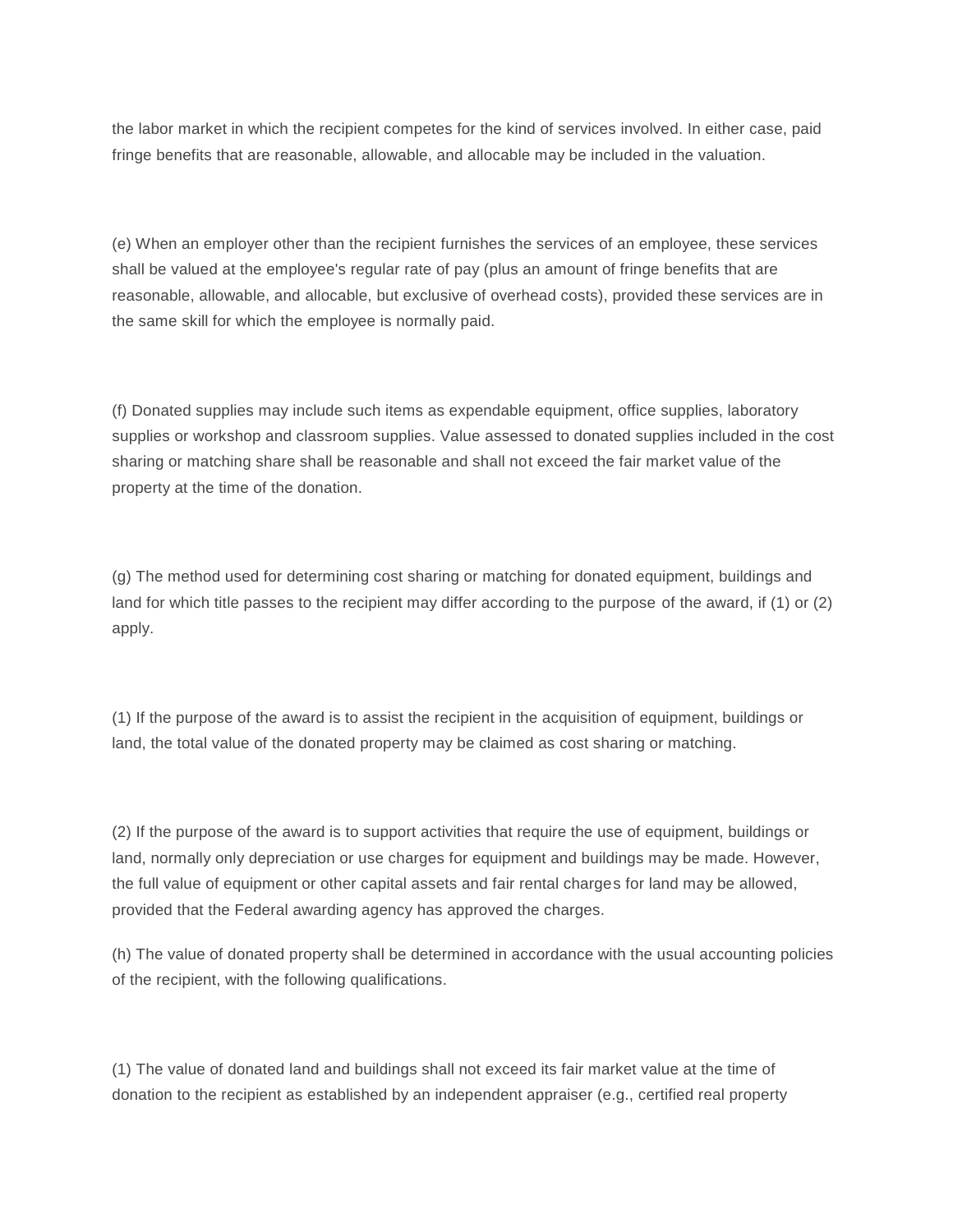the labor market in which the recipient competes for the kind of services involved. In either case, paid fringe benefits that are reasonable, allowable, and allocable may be included in the valuation.

(e) When an employer other than the recipient furnishes the services of an employee, these services shall be valued at the employee's regular rate of pay (plus an amount of fringe benefits that are reasonable, allowable, and allocable, but exclusive of overhead costs), provided these services are in the same skill for which the employee is normally paid.

(f) Donated supplies may include such items as expendable equipment, office supplies, laboratory supplies or workshop and classroom supplies. Value assessed to donated supplies included in the cost sharing or matching share shall be reasonable and shall not exceed the fair market value of the property at the time of the donation.

(g) The method used for determining cost sharing or matching for donated equipment, buildings and land for which title passes to the recipient may differ according to the purpose of the award, if (1) or (2) apply.

(1) If the purpose of the award is to assist the recipient in the acquisition of equipment, buildings or land, the total value of the donated property may be claimed as cost sharing or matching.

(2) If the purpose of the award is to support activities that require the use of equipment, buildings or land, normally only depreciation or use charges for equipment and buildings may be made. However, the full value of equipment or other capital assets and fair rental charges for land may be allowed, provided that the Federal awarding agency has approved the charges.

(h) The value of donated property shall be determined in accordance with the usual accounting policies of the recipient, with the following qualifications.

(1) The value of donated land and buildings shall not exceed its fair market value at the time of donation to the recipient as established by an independent appraiser (e.g., certified real property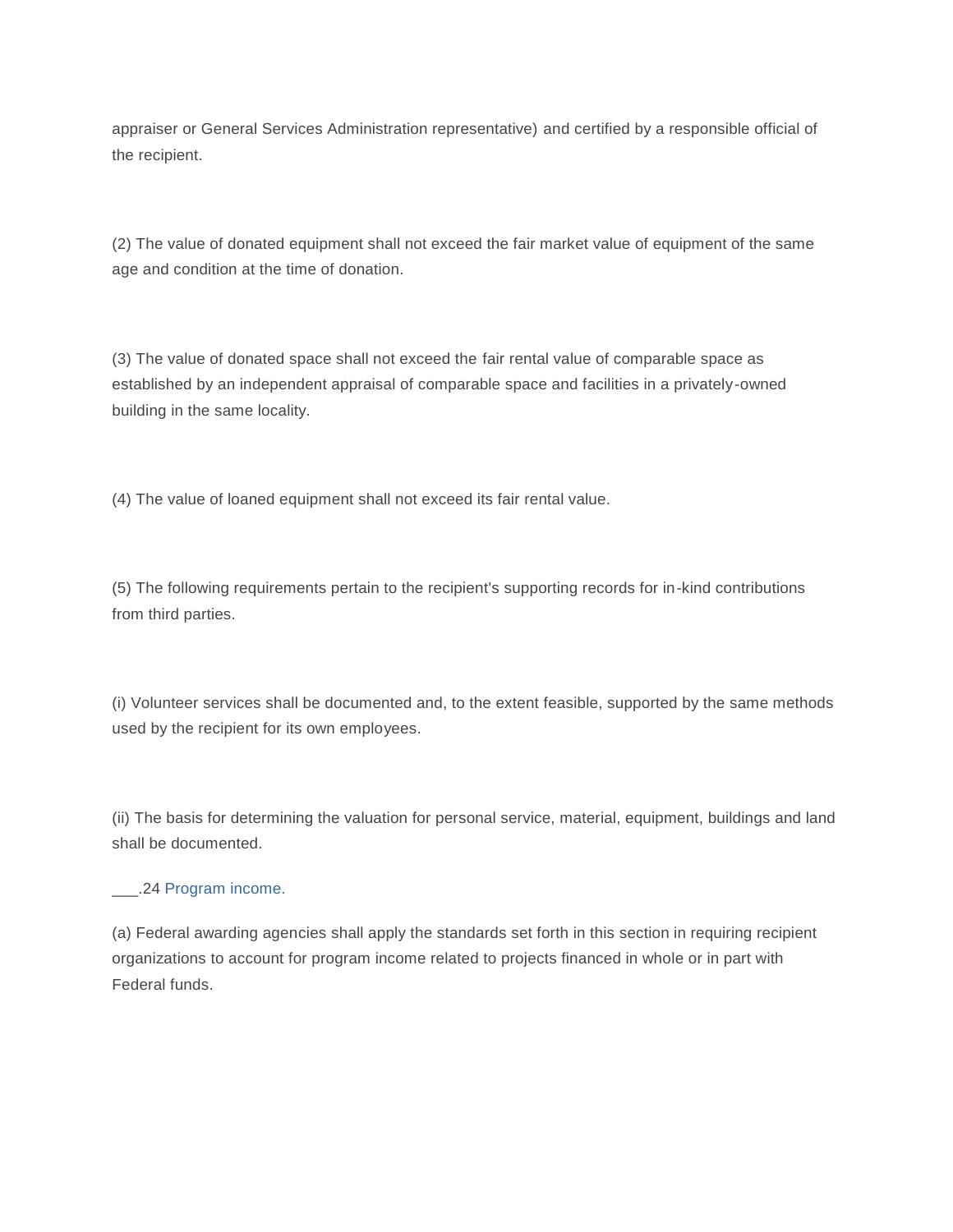appraiser or General Services Administration representative) and certified by a responsible official of the recipient.

(2) The value of donated equipment shall not exceed the fair market value of equipment of the same age and condition at the time of donation.

(3) The value of donated space shall not exceed the fair rental value of comparable space as established by an independent appraisal of comparable space and facilities in a privately-owned building in the same locality.

(4) The value of loaned equipment shall not exceed its fair rental value.

(5) The following requirements pertain to the recipient's supporting records for in-kind contributions from third parties.

(i) Volunteer services shall be documented and, to the extent feasible, supported by the same methods used by the recipient for its own employees.

(ii) The basis for determining the valuation for personal service, material, equipment, buildings and land shall be documented.

___.24 Program income.

(a) Federal awarding agencies shall apply the standards set forth in this section in requiring recipient organizations to account for program income related to projects financed in whole or in part with Federal funds.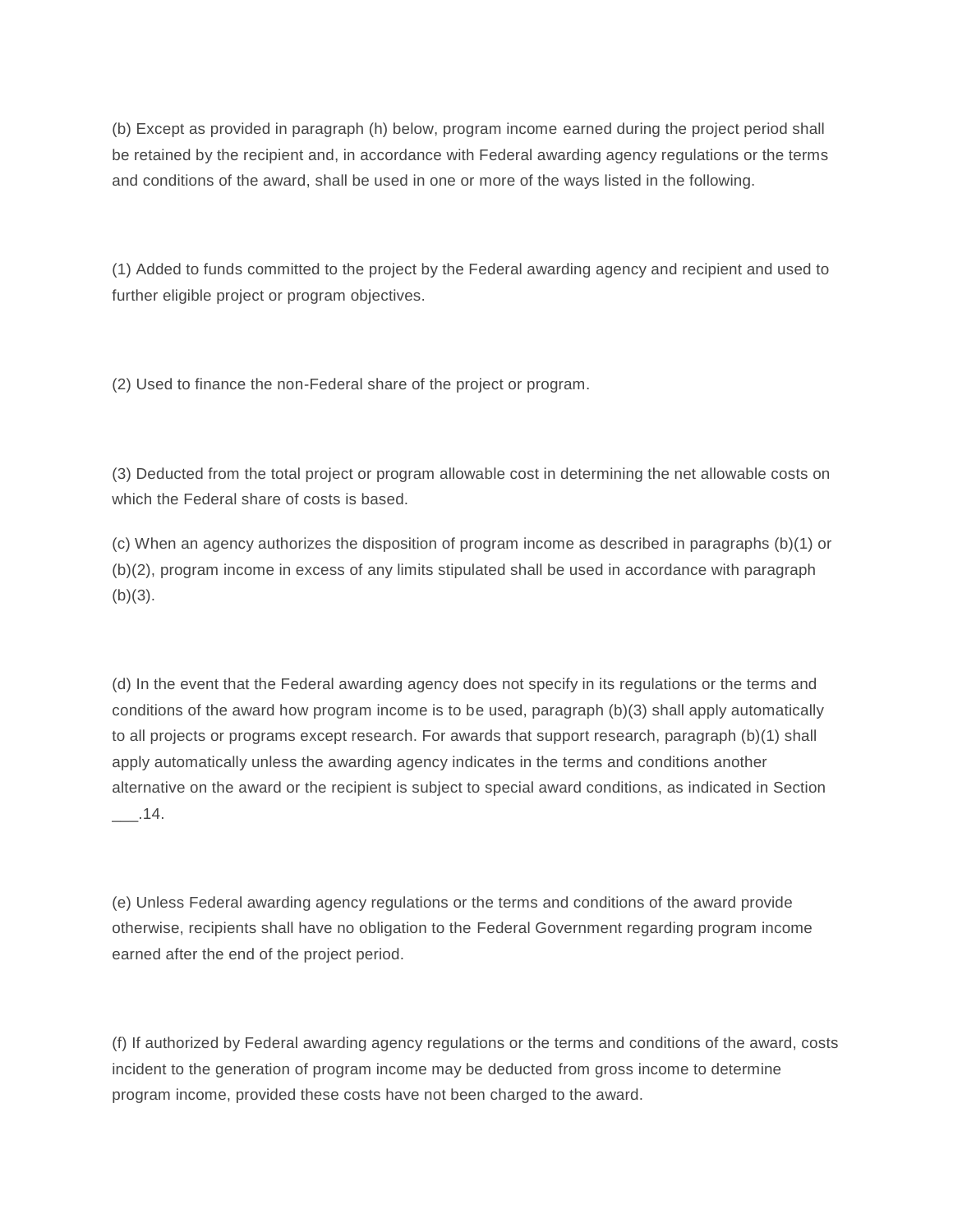(b) Except as provided in paragraph (h) below, program income earned during the project period shall be retained by the recipient and, in accordance with Federal awarding agency regulations or the terms and conditions of the award, shall be used in one or more of the ways listed in the following.

(1) Added to funds committed to the project by the Federal awarding agency and recipient and used to further eligible project or program objectives.

(2) Used to finance the non-Federal share of the project or program.

(3) Deducted from the total project or program allowable cost in determining the net allowable costs on which the Federal share of costs is based.

(c) When an agency authorizes the disposition of program income as described in paragraphs (b)(1) or (b)(2), program income in excess of any limits stipulated shall be used in accordance with paragraph (b)(3).

(d) In the event that the Federal awarding agency does not specify in its regulations or the terms and conditions of the award how program income is to be used, paragraph (b)(3) shall apply automatically to all projects or programs except research. For awards that support research, paragraph (b)(1) shall apply automatically unless the awarding agency indicates in the terms and conditions another alternative on the award or the recipient is subject to special award conditions, as indicated in Section ___.14.

(e) Unless Federal awarding agency regulations or the terms and conditions of the award provide otherwise, recipients shall have no obligation to the Federal Government regarding program income earned after the end of the project period.

(f) If authorized by Federal awarding agency regulations or the terms and conditions of the award, costs incident to the generation of program income may be deducted from gross income to determine program income, provided these costs have not been charged to the award.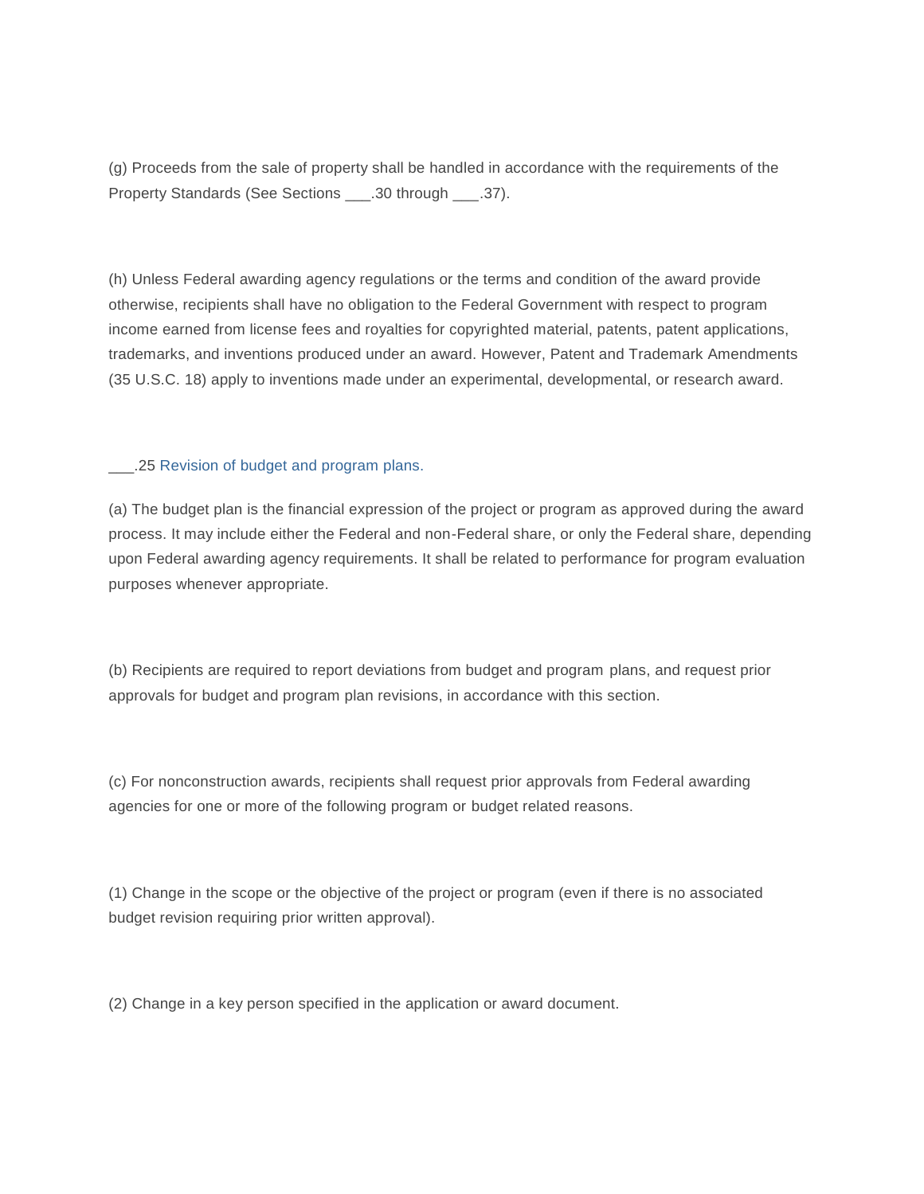(g) Proceeds from the sale of property shall be handled in accordance with the requirements of the Property Standards (See Sections ___.30 through ___.37).

(h) Unless Federal awarding agency regulations or the terms and condition of the award provide otherwise, recipients shall have no obligation to the Federal Government with respect to program income earned from license fees and royalties for copyrighted material, patents, patent applications, trademarks, and inventions produced under an award. However, Patent and Trademark Amendments (35 U.S.C. 18) apply to inventions made under an experimental, developmental, or research award.

___.25 Revision of budget and program plans.

(a) The budget plan is the financial expression of the project or program as approved during the award process. It may include either the Federal and non-Federal share, or only the Federal share, depending upon Federal awarding agency requirements. It shall be related to performance for program evaluation purposes whenever appropriate.

(b) Recipients are required to report deviations from budget and program plans, and request prior approvals for budget and program plan revisions, in accordance with this section.

(c) For nonconstruction awards, recipients shall request prior approvals from Federal awarding agencies for one or more of the following program or budget related reasons.

(1) Change in the scope or the objective of the project or program (even if there is no associated budget revision requiring prior written approval).

(2) Change in a key person specified in the application or award document.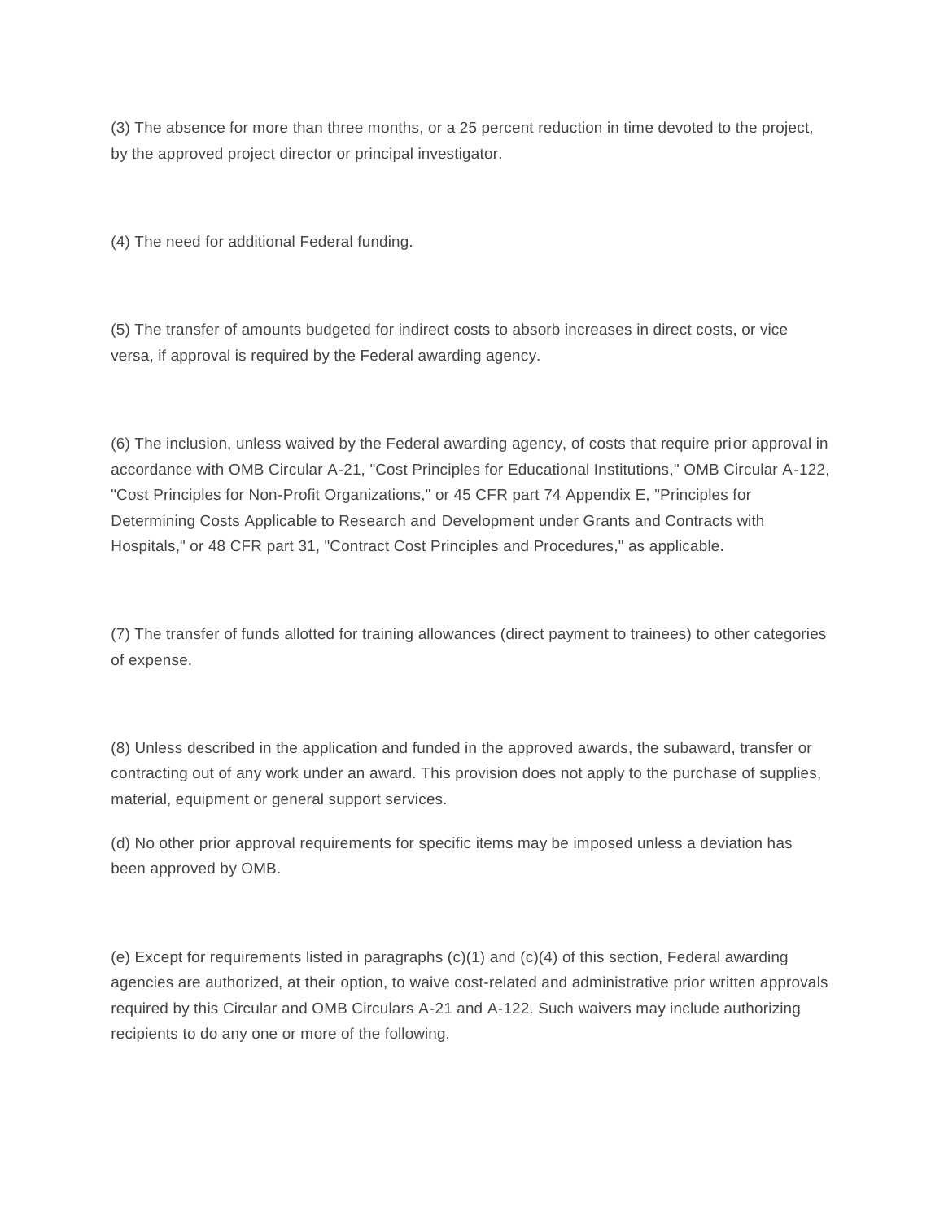(3) The absence for more than three months, or a 25 percent reduction in time devoted to the project, by the approved project director or principal investigator.

(4) The need for additional Federal funding.

(5) The transfer of amounts budgeted for indirect costs to absorb increases in direct costs, or vice versa, if approval is required by the Federal awarding agency.

(6) The inclusion, unless waived by the Federal awarding agency, of costs that require prior approval in accordance with OMB Circular A-21, "Cost Principles for Educational Institutions," OMB Circular A-122, "Cost Principles for Non-Profit Organizations," or 45 CFR part 74 Appendix E, "Principles for Determining Costs Applicable to Research and Development under Grants and Contracts with Hospitals," or 48 CFR part 31, "Contract Cost Principles and Procedures," as applicable.

(7) The transfer of funds allotted for training allowances (direct payment to trainees) to other categories of expense.

(8) Unless described in the application and funded in the approved awards, the subaward, transfer or contracting out of any work under an award. This provision does not apply to the purchase of supplies, material, equipment or general support services.

(d) No other prior approval requirements for specific items may be imposed unless a deviation has been approved by OMB.

(e) Except for requirements listed in paragraphs (c)(1) and (c)(4) of this section, Federal awarding agencies are authorized, at their option, to waive cost-related and administrative prior written approvals required by this Circular and OMB Circulars A-21 and A-122. Such waivers may include authorizing recipients to do any one or more of the following.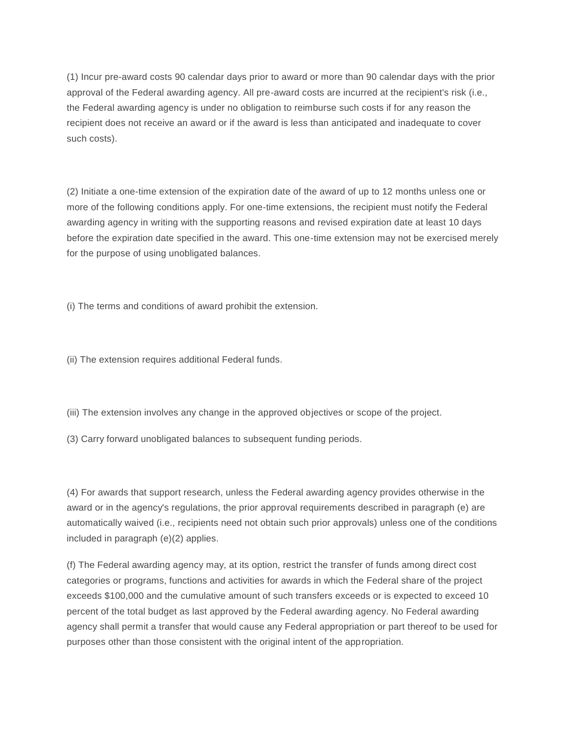(1) Incur pre-award costs 90 calendar days prior to award or more than 90 calendar days with the prior approval of the Federal awarding agency. All pre-award costs are incurred at the recipient's risk (i.e., the Federal awarding agency is under no obligation to reimburse such costs if for any reason the recipient does not receive an award or if the award is less than anticipated and inadequate to cover such costs).

(2) Initiate a one-time extension of the expiration date of the award of up to 12 months unless one or more of the following conditions apply. For one-time extensions, the recipient must notify the Federal awarding agency in writing with the supporting reasons and revised expiration date at least 10 days before the expiration date specified in the award. This one-time extension may not be exercised merely for the purpose of using unobligated balances.

(i) The terms and conditions of award prohibit the extension.

(ii) The extension requires additional Federal funds.

(iii) The extension involves any change in the approved objectives or scope of the project.

(3) Carry forward unobligated balances to subsequent funding periods.

(4) For awards that support research, unless the Federal awarding agency provides otherwise in the award or in the agency's regulations, the prior approval requirements described in paragraph (e) are automatically waived (i.e., recipients need not obtain such prior approvals) unless one of the conditions included in paragraph (e)(2) applies.

(f) The Federal awarding agency may, at its option, restrict the transfer of funds among direct cost categories or programs, functions and activities for awards in which the Federal share of the project exceeds $100,000 and the cumulative amount of such transfers exceeds or is expected to exceed 10 percent of the total budget as last approved by the Federal awarding agency. No Federal awarding agency shall permit a transfer that would cause any Federal appropriation or part thereof to be used for purposes other than those consistent with the original intent of the appropriation.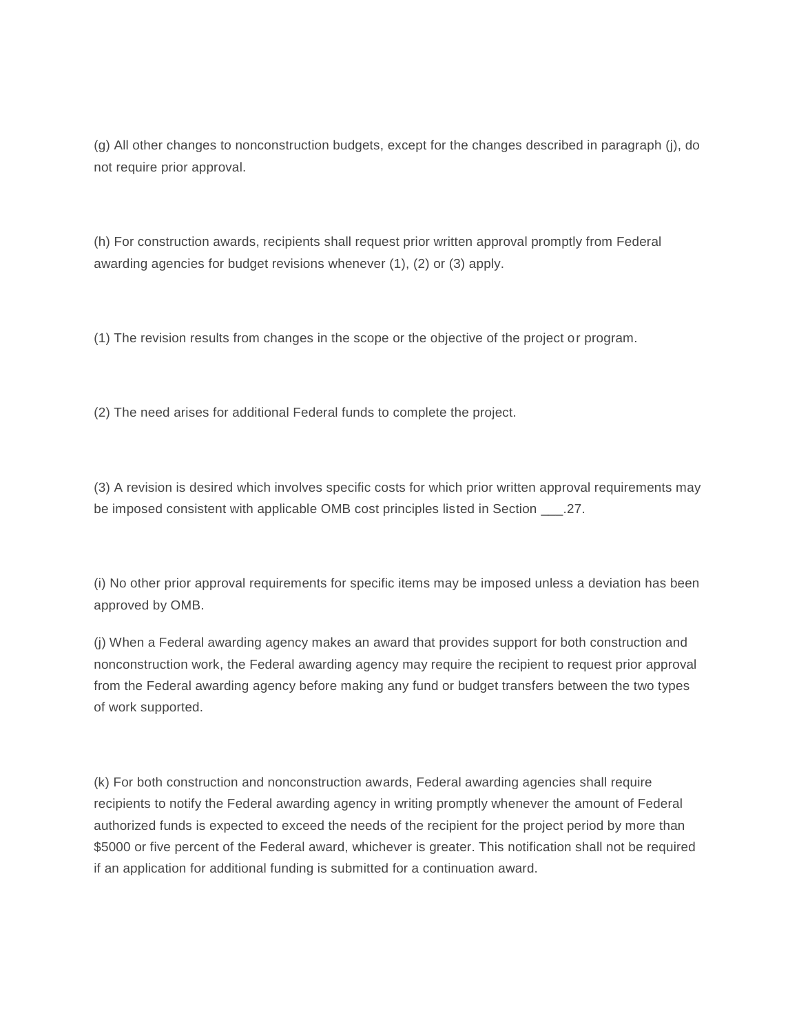(g) All other changes to nonconstruction budgets, except for the changes described in paragraph (j), do not require prior approval.

(h) For construction awards, recipients shall request prior written approval promptly from Federal awarding agencies for budget revisions whenever (1), (2) or (3) apply.

(1) The revision results from changes in the scope or the objective of the project or program.

(2) The need arises for additional Federal funds to complete the project.

(3) A revision is desired which involves specific costs for which prior written approval requirements may be imposed consistent with applicable OMB cost principles listed in Section ___.27.

(i) No other prior approval requirements for specific items may be imposed unless a deviation has been approved by OMB.

(j) When a Federal awarding agency makes an award that provides support for both construction and nonconstruction work, the Federal awarding agency may require the recipient to request prior approval from the Federal awarding agency before making any fund or budget transfers between the two types of work supported.

(k) For both construction and nonconstruction awards, Federal awarding agencies shall require recipients to notify the Federal awarding agency in writing promptly whenever the amount of Federal authorized funds is expected to exceed the needs of the recipient for the project period by more than $5000 or five percent of the Federal award, whichever is greater. This notification shall not be required if an application for additional funding is submitted for a continuation award.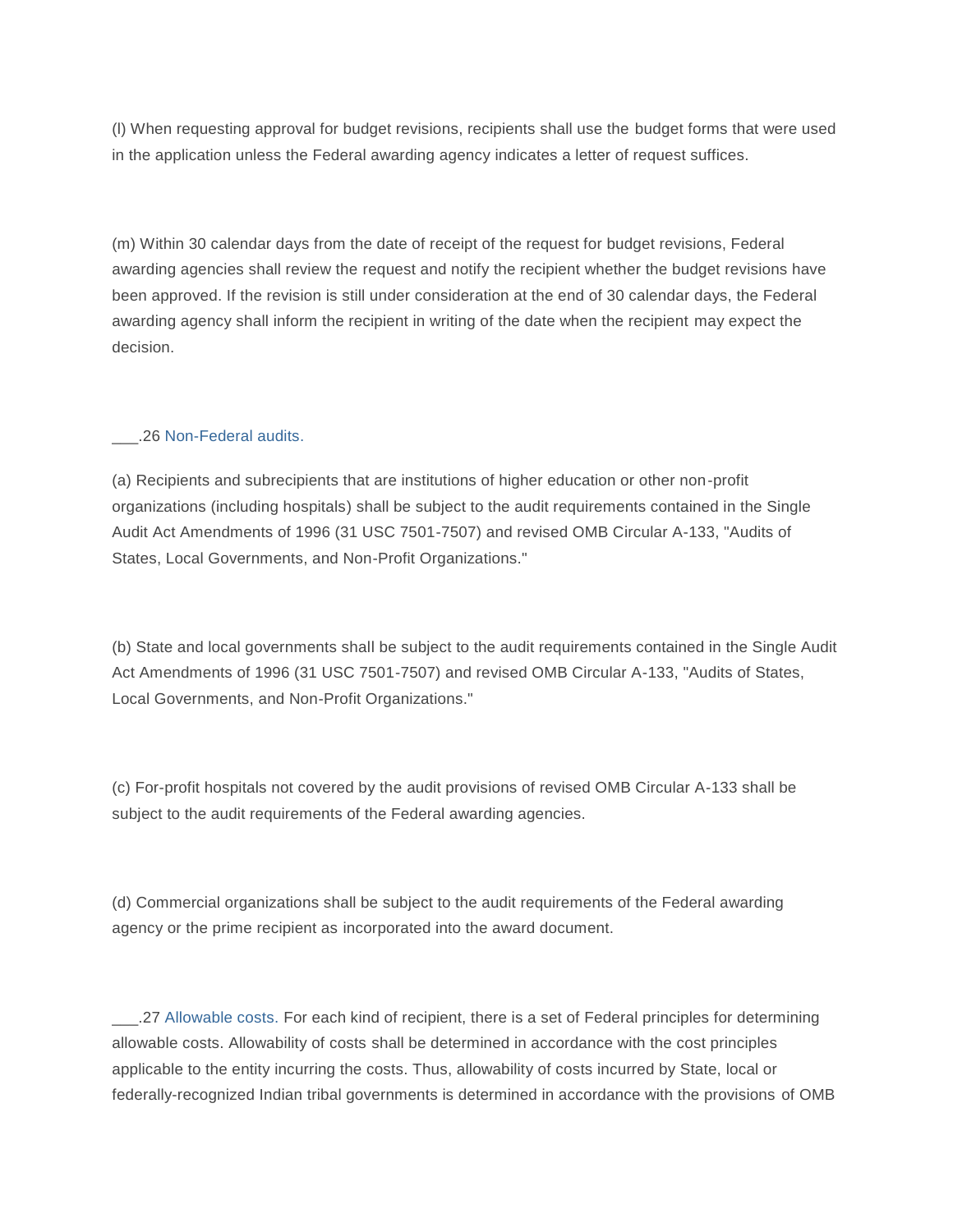(l) When requesting approval for budget revisions, recipients shall use the budget forms that were used in the application unless the Federal awarding agency indicates a letter of request suffices.

(m) Within 30 calendar days from the date of receipt of the request for budget revisions, Federal awarding agencies shall review the request and notify the recipient whether the budget revisions have been approved. If the revision is still under consideration at the end of 30 calendar days, the Federal awarding agency shall inform the recipient in writing of the date when the recipient may expect the decision.

___.26 Non-Federal audits.

(a) Recipients and subrecipients that are institutions of higher education or other non-profit organizations (including hospitals) shall be subject to the audit requirements contained in the Single Audit Act Amendments of 1996 (31 USC 7501-7507) and revised OMB Circular A-133, "Audits of States, Local Governments, and Non-Profit Organizations."

(b) State and local governments shall be subject to the audit requirements contained in the Single Audit Act Amendments of 1996 (31 USC 7501-7507) and revised OMB Circular A-133, "Audits of States, Local Governments, and Non-Profit Organizations."

(c) For-profit hospitals not covered by the audit provisions of revised OMB Circular A-133 shall be subject to the audit requirements of the Federal awarding agencies.

(d) Commercial organizations shall be subject to the audit requirements of the Federal awarding agency or the prime recipient as incorporated into the award document.

___.27 Allowable costs. For each kind of recipient, there is a set of Federal principles for determining allowable costs. Allowability of costs shall be determined in accordance with the cost principles applicable to the entity incurring the costs. Thus, allowability of costs incurred by State, local or federally-recognized Indian tribal governments is determined in accordance with the provisions of OMB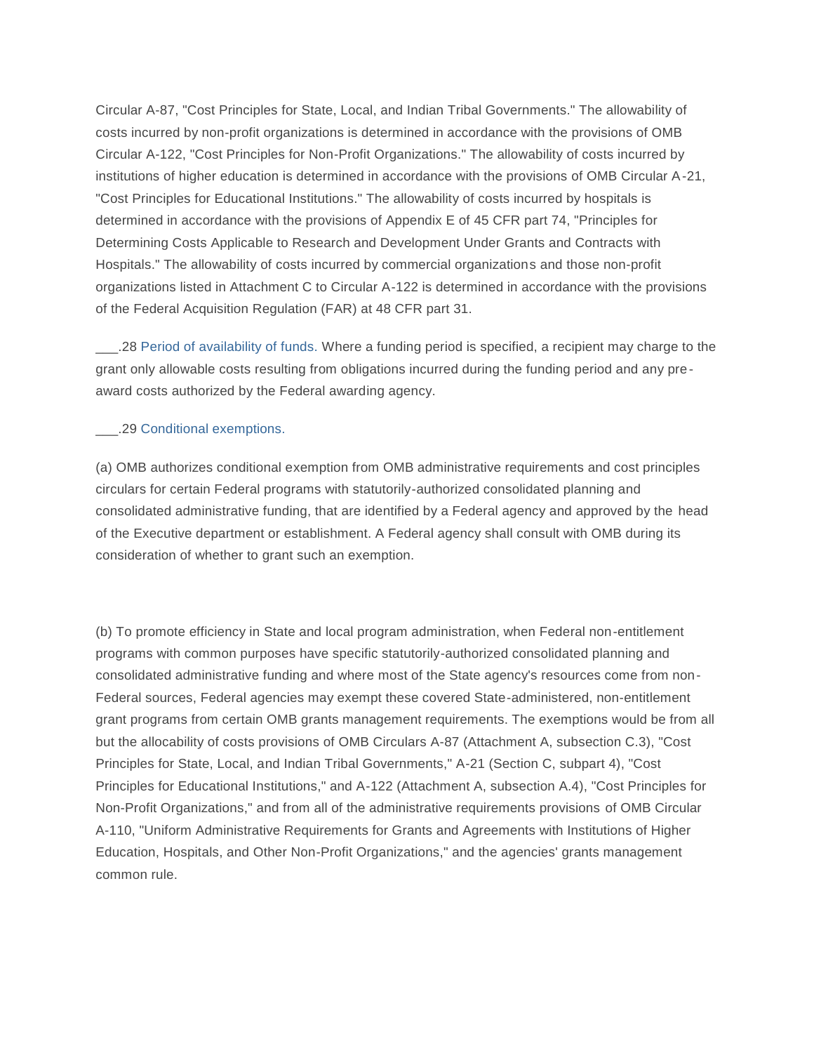Circular A-87, "Cost Principles for State, Local, and Indian Tribal Governments." The allowability of costs incurred by non-profit organizations is determined in accordance with the provisions of OMB Circular A-122, "Cost Principles for Non-Profit Organizations." The allowability of costs incurred by institutions of higher education is determined in accordance with the provisions of OMB Circular A-21, "Cost Principles for Educational Institutions." The allowability of costs incurred by hospitals is determined in accordance with the provisions of Appendix E of 45 CFR part 74, "Principles for Determining Costs Applicable to Research and Development Under Grants and Contracts with Hospitals." The allowability of costs incurred by commercial organizations and those non-profit organizations listed in Attachment C to Circular A-122 is determined in accordance with the provisions of the Federal Acquisition Regulation (FAR) at 48 CFR part 31.

___.28 Period of availability of funds. Where a funding period is specified, a recipient may charge to the grant only allowable costs resulting from obligations incurred during the funding period and any pre-award costs authorized by the Federal awarding agency.

___.29 Conditional exemptions.

(a) OMB authorizes conditional exemption from OMB administrative requirements and cost principles circulars for certain Federal programs with statutorily-authorized consolidated planning and consolidated administrative funding, that are identified by a Federal agency and approved by the head of the Executive department or establishment. A Federal agency shall consult with OMB during its consideration of whether to grant such an exemption.

(b) To promote efficiency in State and local program administration, when Federal non-entitlement programs with common purposes have specific statutorily-authorized consolidated planning and consolidated administrative funding and where most of the State agency's resources come from non-Federal sources, Federal agencies may exempt these covered State-administered, non-entitlement grant programs from certain OMB grants management requirements. The exemptions would be from all but the allocability of costs provisions of OMB Circulars A-87 (Attachment A, subsection C.3), "Cost Principles for State, Local, and Indian Tribal Governments," A-21 (Section C, subpart 4), "Cost Principles for Educational Institutions," and A-122 (Attachment A, subsection A.4), "Cost Principles for Non-Profit Organizations," and from all of the administrative requirements provisions of OMB Circular A-110, "Uniform Administrative Requirements for Grants and Agreements with Institutions of Higher Education, Hospitals, and Other Non-Profit Organizations," and the agencies' grants management common rule.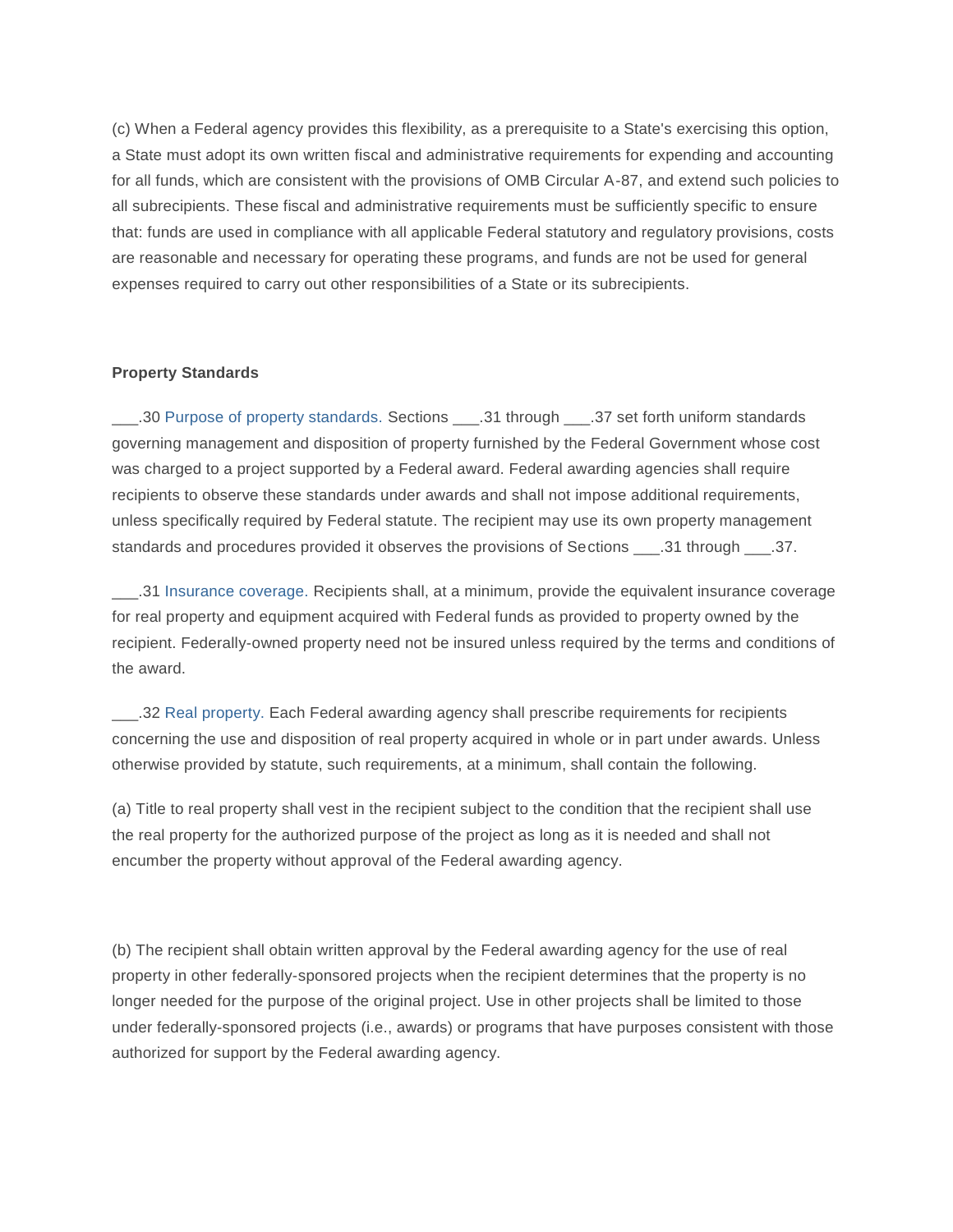(c) When a Federal agency provides this flexibility, as a prerequisite to a State's exercising this option, a State must adopt its own written fiscal and administrative requirements for expending and accounting for all funds, which are consistent with the provisions of OMB Circular A-87, and extend such policies to all subrecipients. These fiscal and administrative requirements must be sufficiently specific to ensure that: funds are used in compliance with all applicable Federal statutory and regulatory provisions, costs are reasonable and necessary for operating these programs, and funds are not be used for general expenses required to carry out other responsibilities of a State or its subrecipients.

**Property Standards**

___.30 Purpose of property standards. Sections ___.31 through ___.37 set forth uniform standards governing management and disposition of property furnished by the Federal Government whose cost was charged to a project supported by a Federal award. Federal awarding agencies shall require recipients to observe these standards under awards and shall not impose additional requirements, unless specifically required by Federal statute. The recipient may use its own property management standards and procedures provided it observes the provisions of Sections ___.31 through ___.37.

___.31 Insurance coverage. Recipients shall, at a minimum, provide the equivalent insurance coverage for real property and equipment acquired with Federal funds as provided to property owned by the recipient. Federally-owned property need not be insured unless required by the terms and conditions of the award.

___.32 Real property. Each Federal awarding agency shall prescribe requirements for recipients concerning the use and disposition of real property acquired in whole or in part under awards. Unless otherwise provided by statute, such requirements, at a minimum, shall contain the following.

(a) Title to real property shall vest in the recipient subject to the condition that the recipient shall use the real property for the authorized purpose of the project as long as it is needed and shall not encumber the property without approval of the Federal awarding agency.

(b) The recipient shall obtain written approval by the Federal awarding agency for the use of real property in other federally-sponsored projects when the recipient determines that the property is no longer needed for the purpose of the original project. Use in other projects shall be limited to those under federally-sponsored projects (i.e., awards) or programs that have purposes consistent with those authorized for support by the Federal awarding agency.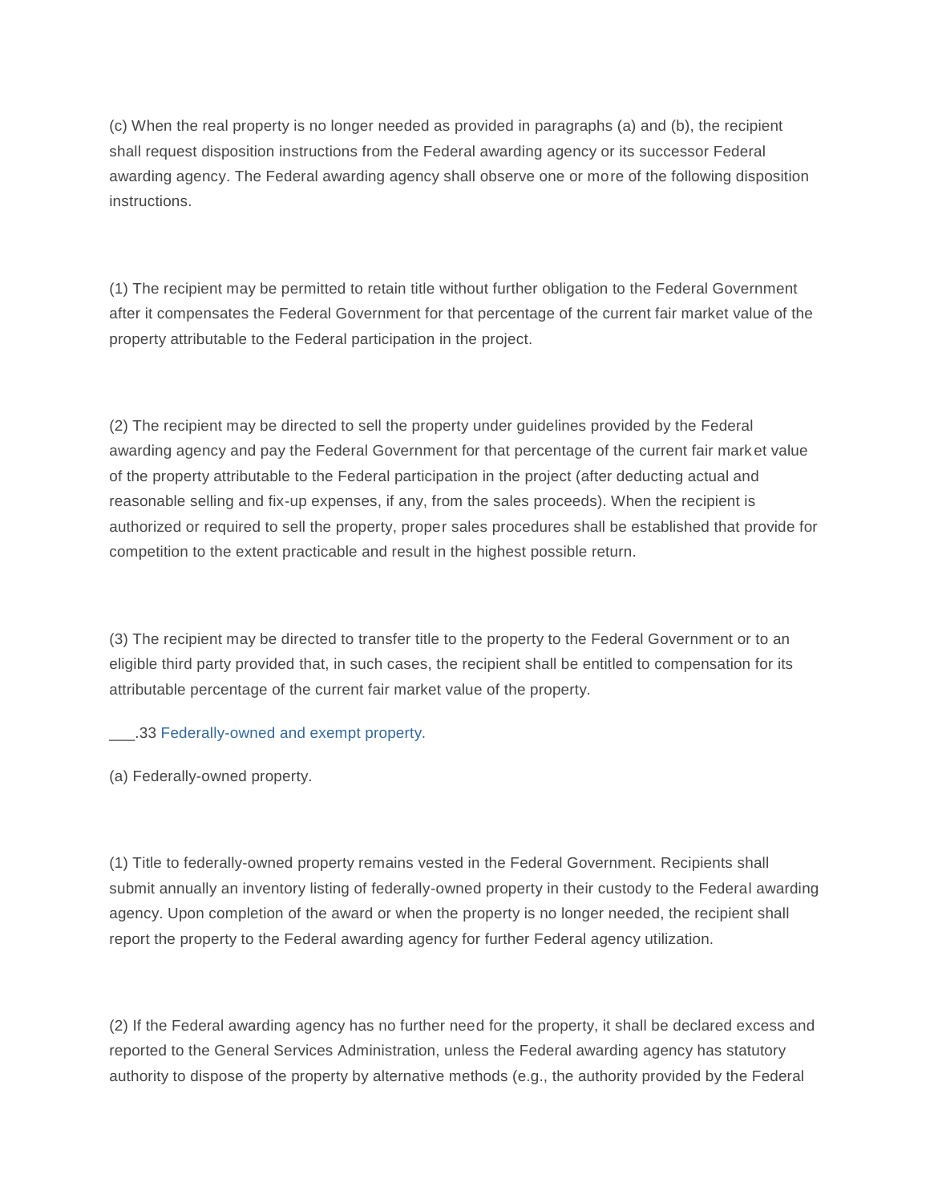(c) When the real property is no longer needed as provided in paragraphs (a) and (b), the recipient shall request disposition instructions from the Federal awarding agency or its successor Federal awarding agency. The Federal awarding agency shall observe one or more of the following disposition instructions.

(1) The recipient may be permitted to retain title without further obligation to the Federal Government after it compensates the Federal Government for that percentage of the current fair market value of the property attributable to the Federal participation in the project.

(2) The recipient may be directed to sell the property under guidelines provided by the Federal awarding agency and pay the Federal Government for that percentage of the current fair market value of the property attributable to the Federal participation in the project (after deducting actual and reasonable selling and fix-up expenses, if any, from the sales proceeds). When the recipient is authorized or required to sell the property, proper sales procedures shall be established that provide for competition to the extent practicable and result in the highest possible return.

(3) The recipient may be directed to transfer title to the property to the Federal Government or to an eligible third party provided that, in such cases, the recipient shall be entitled to compensation for its attributable percentage of the current fair market value of the property.

___.33 Federally-owned and exempt property.

(a) Federally-owned property.

(1) Title to federally-owned property remains vested in the Federal Government. Recipients shall submit annually an inventory listing of federally-owned property in their custody to the Federal awarding agency. Upon completion of the award or when the property is no longer needed, the recipient shall report the property to the Federal awarding agency for further Federal agency utilization.

(2) If the Federal awarding agency has no further need for the property, it shall be declared excess and reported to the General Services Administration, unless the Federal awarding agency has statutory authority to dispose of the property by alternative methods (e.g., the authority provided by the Federal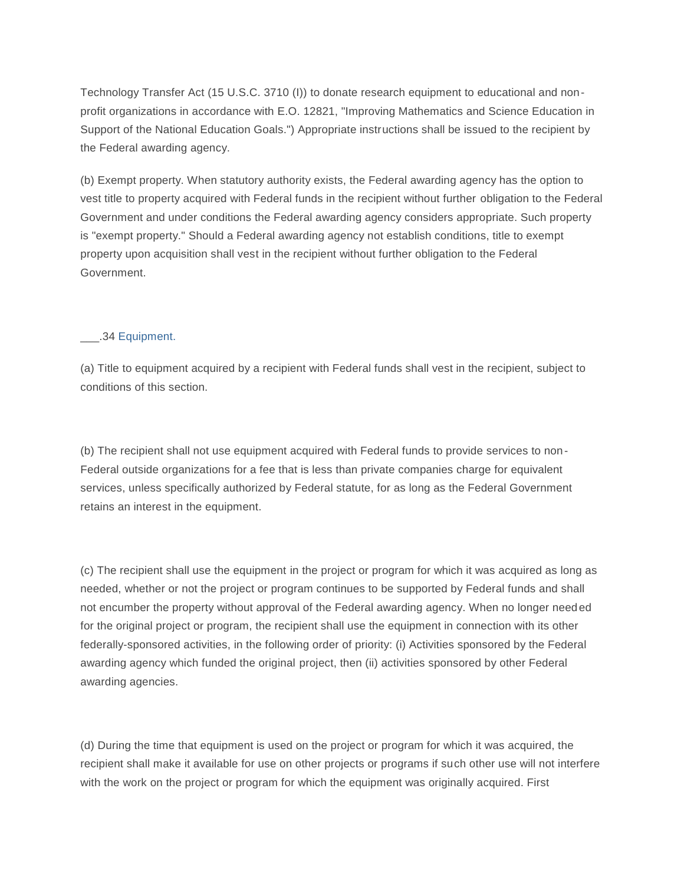Technology Transfer Act (15 U.S.C. 3710 (I)) to donate research equipment to educational and non-profit organizations in accordance with E.O. 12821, "Improving Mathematics and Science Education in Support of the National Education Goals.") Appropriate instructions shall be issued to the recipient by the Federal awarding agency.

(b) Exempt property. When statutory authority exists, the Federal awarding agency has the option to vest title to property acquired with Federal funds in the recipient without further obligation to the Federal Government and under conditions the Federal awarding agency considers appropriate. Such property is "exempt property." Should a Federal awarding agency not establish conditions, title to exempt property upon acquisition shall vest in the recipient without further obligation to the Federal Government.

___.34 Equipment.

(a) Title to equipment acquired by a recipient with Federal funds shall vest in the recipient, subject to conditions of this section.

(b) The recipient shall not use equipment acquired with Federal funds to provide services to non-Federal outside organizations for a fee that is less than private companies charge for equivalent services, unless specifically authorized by Federal statute, for as long as the Federal Government retains an interest in the equipment.

(c) The recipient shall use the equipment in the project or program for which it was acquired as long as needed, whether or not the project or program continues to be supported by Federal funds and shall not encumber the property without approval of the Federal awarding agency. When no longer needed for the original project or program, the recipient shall use the equipment in connection with its other federally-sponsored activities, in the following order of priority: (i) Activities sponsored by the Federal awarding agency which funded the original project, then (ii) activities sponsored by other Federal awarding agencies.

(d) During the time that equipment is used on the project or program for which it was acquired, the recipient shall make it available for use on other projects or programs if such other use will not interfere with the work on the project or program for which the equipment was originally acquired. First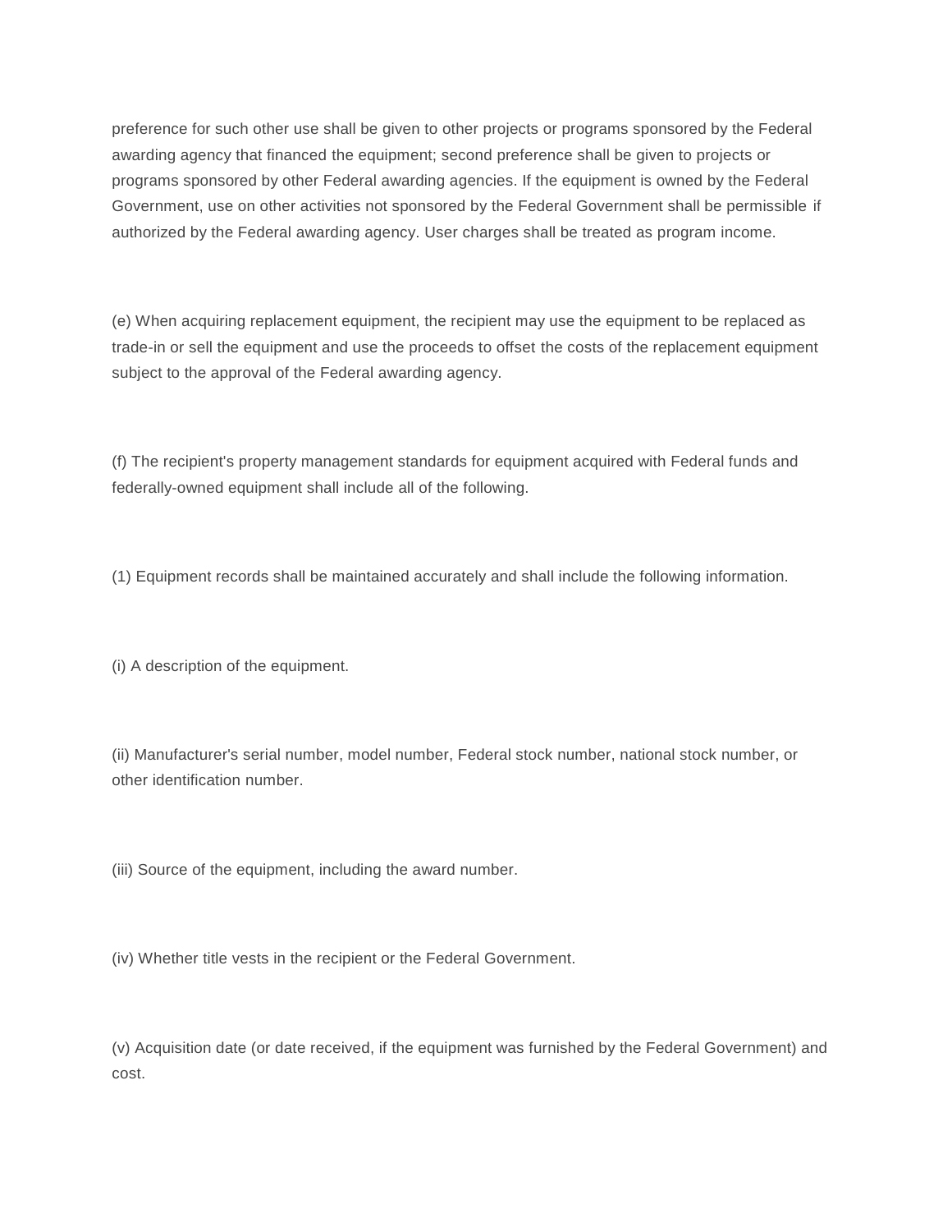preference for such other use shall be given to other projects or programs sponsored by the Federal awarding agency that financed the equipment; second preference shall be given to projects or programs sponsored by other Federal awarding agencies. If the equipment is owned by the Federal Government, use on other activities not sponsored by the Federal Government shall be permissible if authorized by the Federal awarding agency. User charges shall be treated as program income.

(e) When acquiring replacement equipment, the recipient may use the equipment to be replaced as trade-in or sell the equipment and use the proceeds to offset the costs of the replacement equipment subject to the approval of the Federal awarding agency.

(f) The recipient's property management standards for equipment acquired with Federal funds and federally-owned equipment shall include all of the following.

(1) Equipment records shall be maintained accurately and shall include the following information.

(i) A description of the equipment.

(ii) Manufacturer's serial number, model number, Federal stock number, national stock number, or other identification number.

(iii) Source of the equipment, including the award number.

(iv) Whether title vests in the recipient or the Federal Government.

(v) Acquisition date (or date received, if the equipment was furnished by the Federal Government) and cost.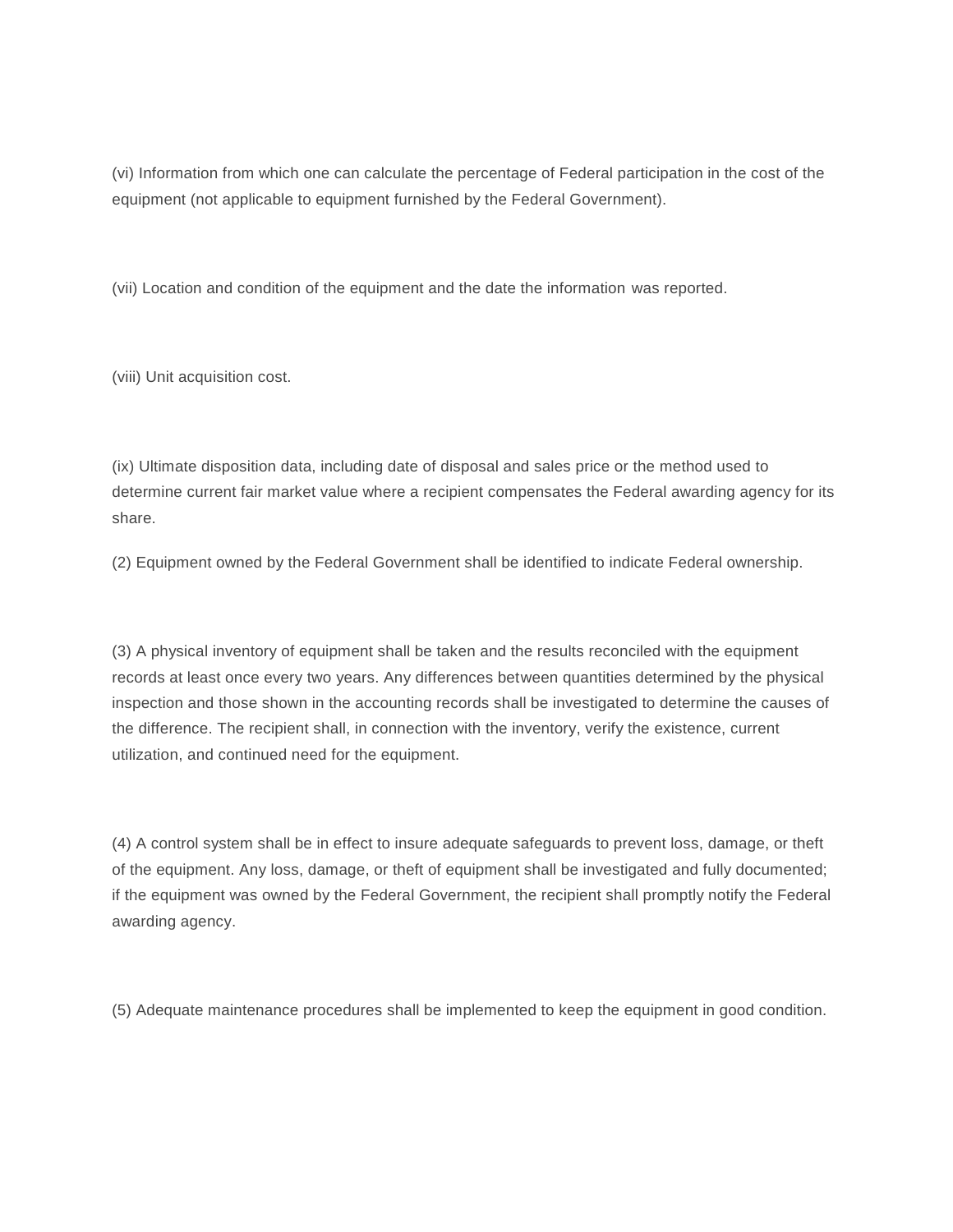(vi) Information from which one can calculate the percentage of Federal participation in the cost of the equipment (not applicable to equipment furnished by the Federal Government).

(vii) Location and condition of the equipment and the date the information was reported.

(viii) Unit acquisition cost.

(ix) Ultimate disposition data, including date of disposal and sales price or the method used to determine current fair market value where a recipient compensates the Federal awarding agency for its share.

(2) Equipment owned by the Federal Government shall be identified to indicate Federal ownership.

(3) A physical inventory of equipment shall be taken and the results reconciled with the equipment records at least once every two years. Any differences between quantities determined by the physical inspection and those shown in the accounting records shall be investigated to determine the causes of the difference. The recipient shall, in connection with the inventory, verify the existence, current utilization, and continued need for the equipment.

(4) A control system shall be in effect to insure adequate safeguards to prevent loss, damage, or theft of the equipment. Any loss, damage, or theft of equipment shall be investigated and fully documented; if the equipment was owned by the Federal Government, the recipient shall promptly notify the Federal awarding agency.

(5) Adequate maintenance procedures shall be implemented to keep the equipment in good condition.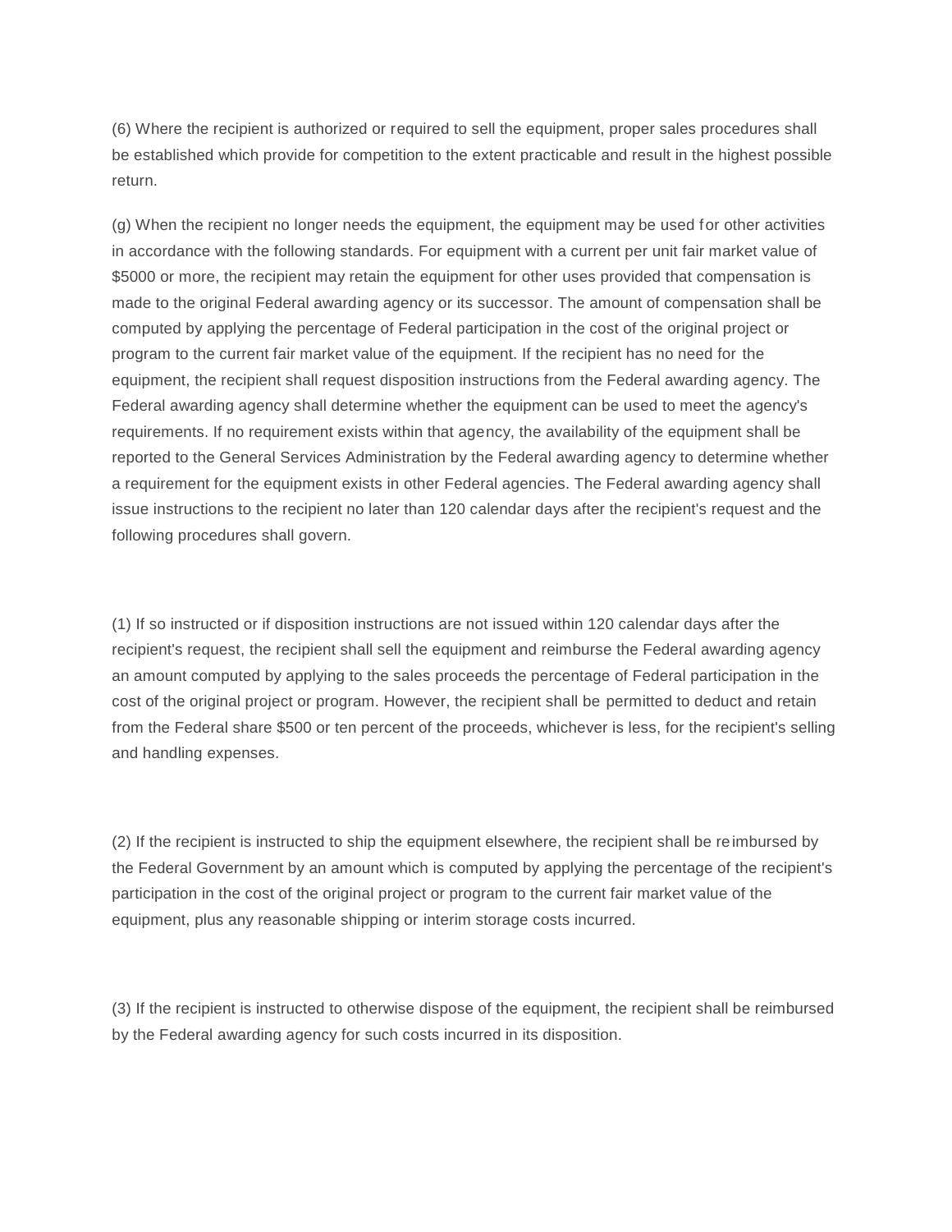(6) Where the recipient is authorized or required to sell the equipment, proper sales procedures shall be established which provide for competition to the extent practicable and result in the highest possible return.

(g) When the recipient no longer needs the equipment, the equipment may be used for other activities in accordance with the following standards. For equipment with a current per unit fair market value of $5000 or more, the recipient may retain the equipment for other uses provided that compensation is made to the original Federal awarding agency or its successor. The amount of compensation shall be computed by applying the percentage of Federal participation in the cost of the original project or program to the current fair market value of the equipment. If the recipient has no need for the equipment, the recipient shall request disposition instructions from the Federal awarding agency. The Federal awarding agency shall determine whether the equipment can be used to meet the agency's requirements. If no requirement exists within that agency, the availability of the equipment shall be reported to the General Services Administration by the Federal awarding agency to determine whether a requirement for the equipment exists in other Federal agencies. The Federal awarding agency shall issue instructions to the recipient no later than 120 calendar days after the recipient's request and the following procedures shall govern.

(1) If so instructed or if disposition instructions are not issued within 120 calendar days after the recipient's request, the recipient shall sell the equipment and reimburse the Federal awarding agency an amount computed by applying to the sales proceeds the percentage of Federal participation in the cost of the original project or program. However, the recipient shall be permitted to deduct and retain from the Federal share $500 or ten percent of the proceeds, whichever is less, for the recipient's selling and handling expenses.

(2) If the recipient is instructed to ship the equipment elsewhere, the recipient shall be reimbursed by the Federal Government by an amount which is computed by applying the percentage of the recipient's participation in the cost of the original project or program to the current fair market value of the equipment, plus any reasonable shipping or interim storage costs incurred.

(3) If the recipient is instructed to otherwise dispose of the equipment, the recipient shall be reimbursed by the Federal awarding agency for such costs incurred in its disposition.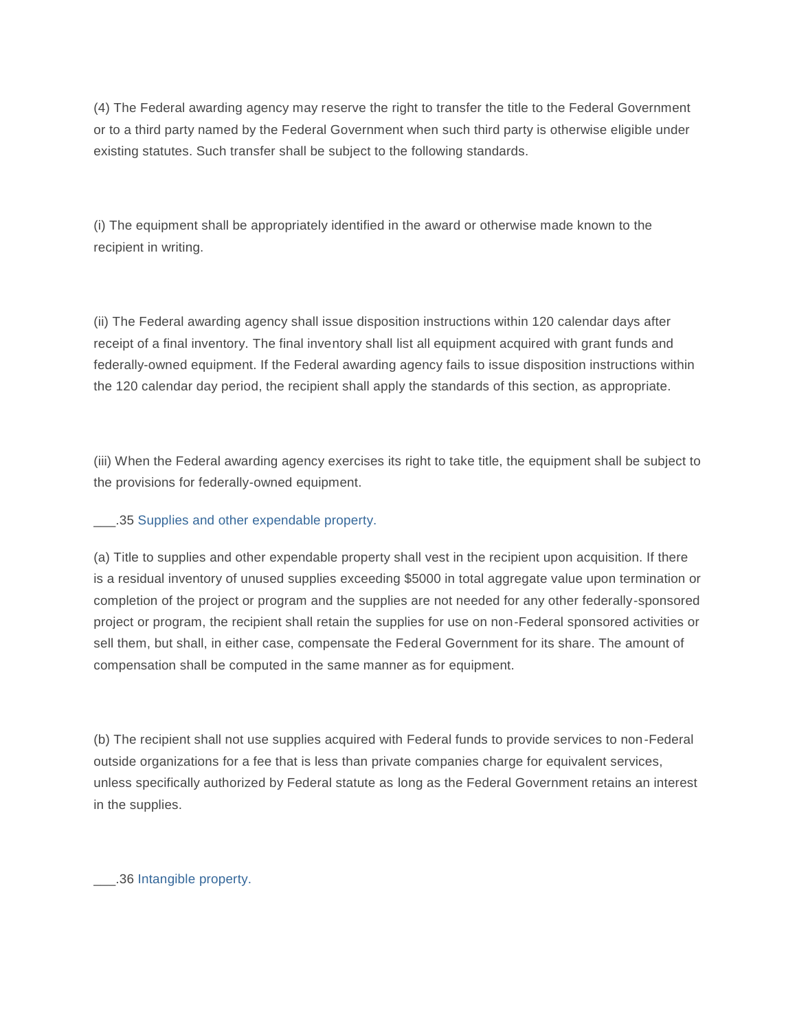(4) The Federal awarding agency may reserve the right to transfer the title to the Federal Government or to a third party named by the Federal Government when such third party is otherwise eligible under existing statutes. Such transfer shall be subject to the following standards.

(i) The equipment shall be appropriately identified in the award or otherwise made known to the recipient in writing.

(ii) The Federal awarding agency shall issue disposition instructions within 120 calendar days after receipt of a final inventory. The final inventory shall list all equipment acquired with grant funds and federally-owned equipment. If the Federal awarding agency fails to issue disposition instructions within the 120 calendar day period, the recipient shall apply the standards of this section, as appropriate.

(iii) When the Federal awarding agency exercises its right to take title, the equipment shall be subject to the provisions for federally-owned equipment.

___.35 Supplies and other expendable property.

(a) Title to supplies and other expendable property shall vest in the recipient upon acquisition. If there is a residual inventory of unused supplies exceeding $5000 in total aggregate value upon termination or completion of the project or program and the supplies are not needed for any other federally-sponsored project or program, the recipient shall retain the supplies for use on non-Federal sponsored activities or sell them, but shall, in either case, compensate the Federal Government for its share. The amount of compensation shall be computed in the same manner as for equipment.

(b) The recipient shall not use supplies acquired with Federal funds to provide services to non-Federal outside organizations for a fee that is less than private companies charge for equivalent services, unless specifically authorized by Federal statute as long as the Federal Government retains an interest in the supplies.

___.36 Intangible property.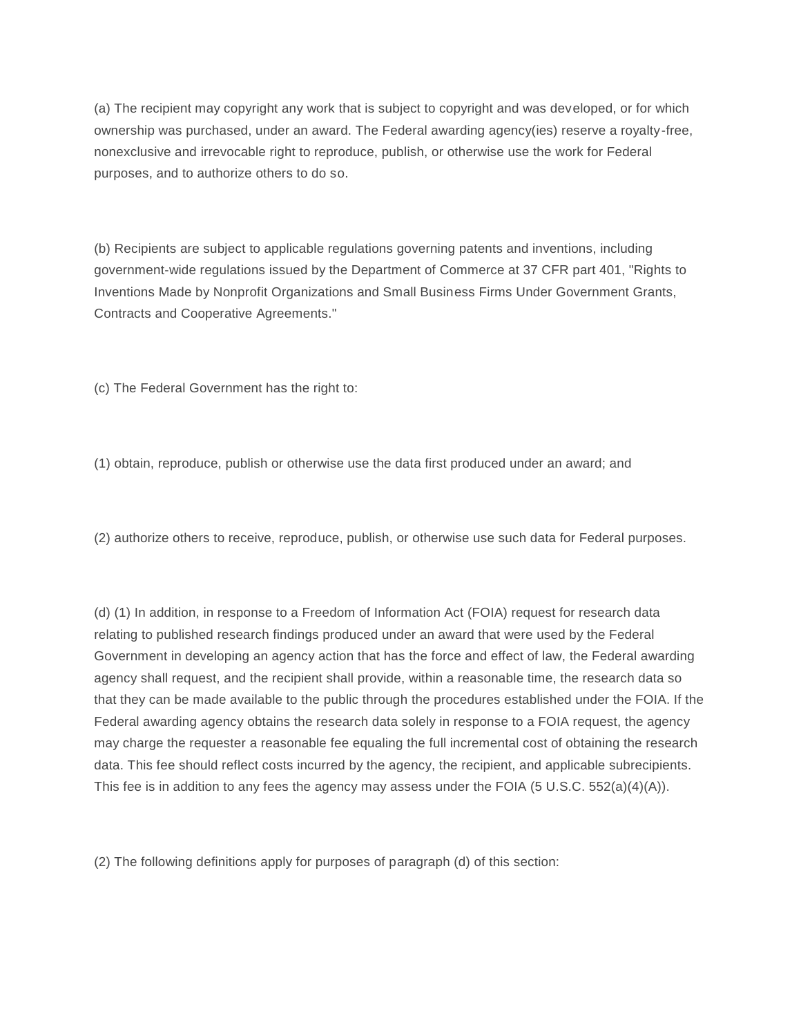(a) The recipient may copyright any work that is subject to copyright and was developed, or for which ownership was purchased, under an award. The Federal awarding agency(ies) reserve a royalty-free, nonexclusive and irrevocable right to reproduce, publish, or otherwise use the work for Federal purposes, and to authorize others to do so.

(b) Recipients are subject to applicable regulations governing patents and inventions, including government-wide regulations issued by the Department of Commerce at 37 CFR part 401, "Rights to Inventions Made by Nonprofit Organizations and Small Business Firms Under Government Grants, Contracts and Cooperative Agreements."

(c) The Federal Government has the right to:

(1) obtain, reproduce, publish or otherwise use the data first produced under an award; and

(2) authorize others to receive, reproduce, publish, or otherwise use such data for Federal purposes.

(d) (1) In addition, in response to a Freedom of Information Act (FOIA) request for research data relating to published research findings produced under an award that were used by the Federal Government in developing an agency action that has the force and effect of law, the Federal awarding agency shall request, and the recipient shall provide, within a reasonable time, the research data so that they can be made available to the public through the procedures established under the FOIA. If the Federal awarding agency obtains the research data solely in response to a FOIA request, the agency may charge the requester a reasonable fee equaling the full incremental cost of obtaining the research data. This fee should reflect costs incurred by the agency, the recipient, and applicable subrecipients. This fee is in addition to any fees the agency may assess under the FOIA (5 U.S.C. 552(a)(4)(A)).

(2) The following definitions apply for purposes of paragraph (d) of this section: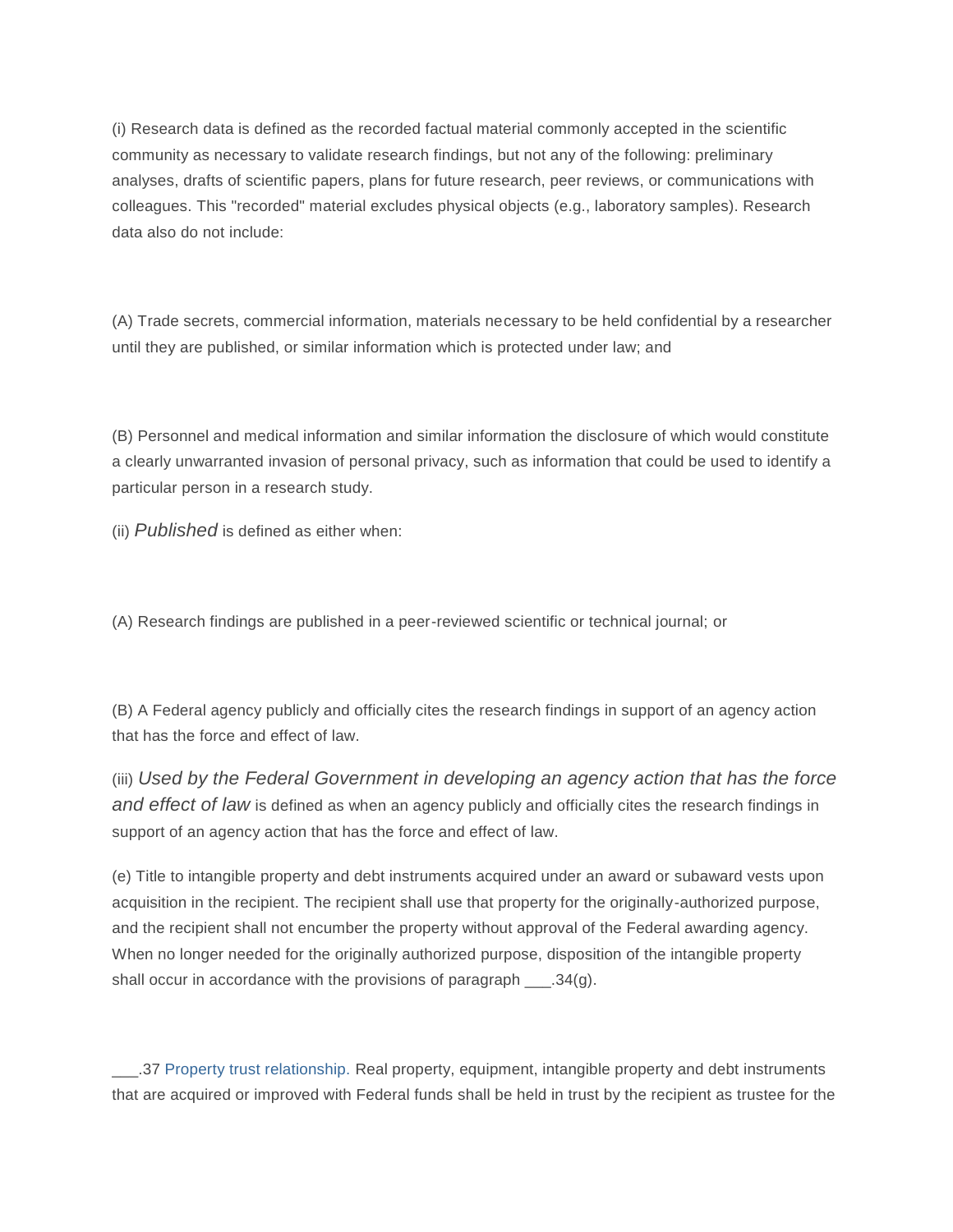(i) Research data is defined as the recorded factual material commonly accepted in the scientific community as necessary to validate research findings, but not any of the following: preliminary analyses, drafts of scientific papers, plans for future research, peer reviews, or communications with colleagues. This "recorded" material excludes physical objects (e.g., laboratory samples). Research data also do not include:

(A) Trade secrets, commercial information, materials necessary to be held confidential by a researcher until they are published, or similar information which is protected under law; and

(B) Personnel and medical information and similar information the disclosure of which would constitute a clearly unwarranted invasion of personal privacy, such as information that could be used to identify a particular person in a research study.

(ii) *Published* is defined as either when:

(A) Research findings are published in a peer-reviewed scientific or technical journal; or

(B) A Federal agency publicly and officially cites the research findings in support of an agency action that has the force and effect of law.

(iii) *Used by the Federal Government in developing an agency action that has the force and effect of law* is defined as when an agency publicly and officially cites the research findings in support of an agency action that has the force and effect of law.

(e) Title to intangible property and debt instruments acquired under an award or subaward vests upon acquisition in the recipient. The recipient shall use that property for the originally-authorized purpose, and the recipient shall not encumber the property without approval of the Federal awarding agency. When no longer needed for the originally authorized purpose, disposition of the intangible property shall occur in accordance with the provisions of paragraph ___.34(g).

___.37 Property trust relationship. Real property, equipment, intangible property and debt instruments that are acquired or improved with Federal funds shall be held in trust by the recipient as trustee for the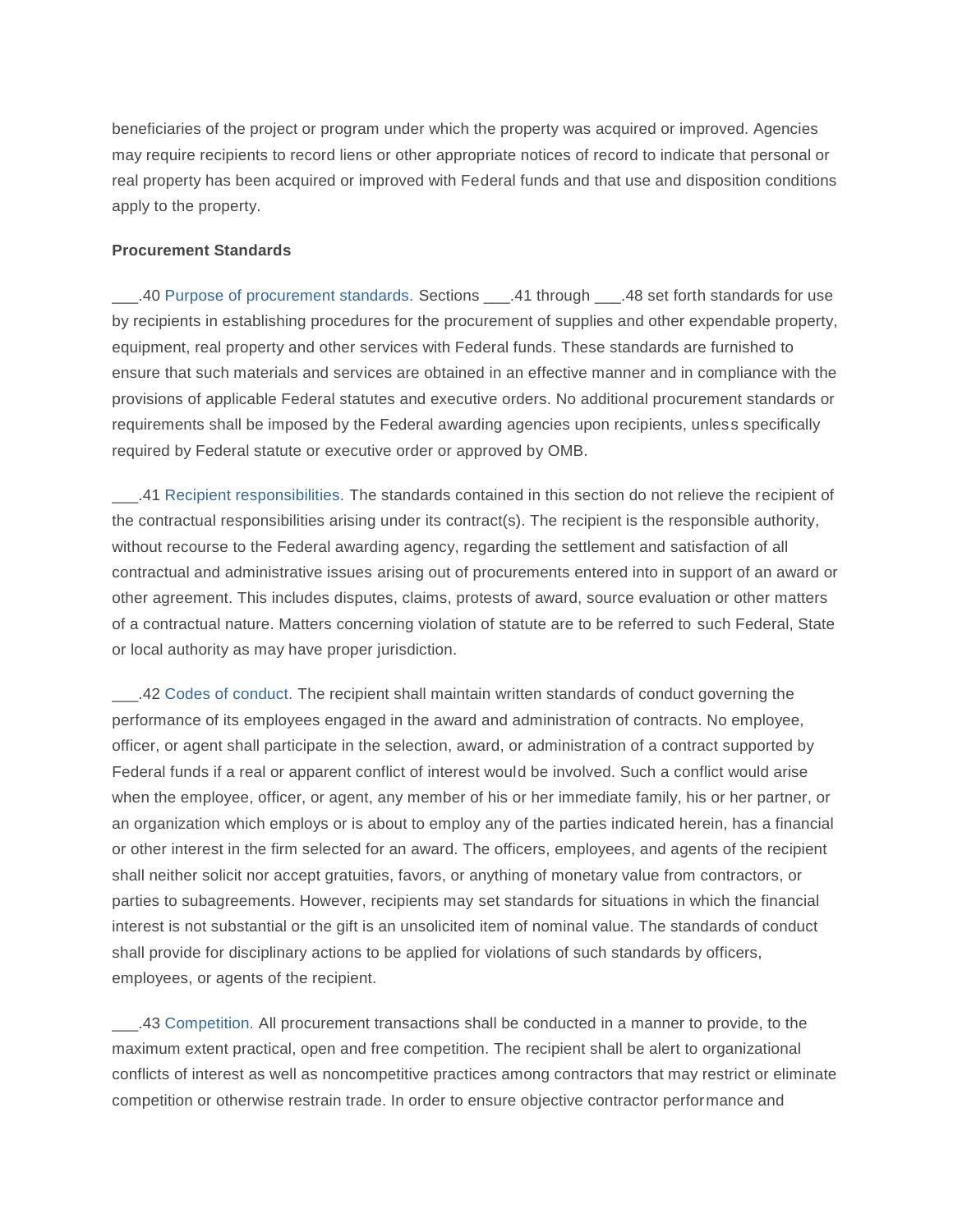beneficiaries of the project or program under which the property was acquired or improved. Agencies may require recipients to record liens or other appropriate notices of record to indicate that personal or real property has been acquired or improved with Federal funds and that use and disposition conditions apply to the property.

**Procurement Standards**

___.40 Purpose of procurement standards. Sections ___.41 through ___.48 set forth standards for use by recipients in establishing procedures for the procurement of supplies and other expendable property, equipment, real property and other services with Federal funds. These standards are furnished to ensure that such materials and services are obtained in an effective manner and in compliance with the provisions of applicable Federal statutes and executive orders. No additional procurement standards or requirements shall be imposed by the Federal awarding agencies upon recipients, unless specifically required by Federal statute or executive order or approved by OMB.

___.41 Recipient responsibilities. The standards contained in this section do not relieve the recipient of the contractual responsibilities arising under its contract(s). The recipient is the responsible authority, without recourse to the Federal awarding agency, regarding the settlement and satisfaction of all contractual and administrative issues arising out of procurements entered into in support of an award or other agreement. This includes disputes, claims, protests of award, source evaluation or other matters of a contractual nature. Matters concerning violation of statute are to be referred to such Federal, State or local authority as may have proper jurisdiction.

___.42 Codes of conduct. The recipient shall maintain written standards of conduct governing the performance of its employees engaged in the award and administration of contracts. No employee, officer, or agent shall participate in the selection, award, or administration of a contract supported by Federal funds if a real or apparent conflict of interest would be involved. Such a conflict would arise when the employee, officer, or agent, any member of his or her immediate family, his or her partner, or an organization which employs or is about to employ any of the parties indicated herein, has a financial or other interest in the firm selected for an award. The officers, employees, and agents of the recipient shall neither solicit nor accept gratuities, favors, or anything of monetary value from contractors, or parties to subagreements. However, recipients may set standards for situations in which the financial interest is not substantial or the gift is an unsolicited item of nominal value. The standards of conduct shall provide for disciplinary actions to be applied for violations of such standards by officers, employees, or agents of the recipient.

___.43 Competition. All procurement transactions shall be conducted in a manner to provide, to the maximum extent practical, open and free competition. The recipient shall be alert to organizational conflicts of interest as well as noncompetitive practices among contractors that may restrict or eliminate competition or otherwise restrain trade. In order to ensure objective contractor performance and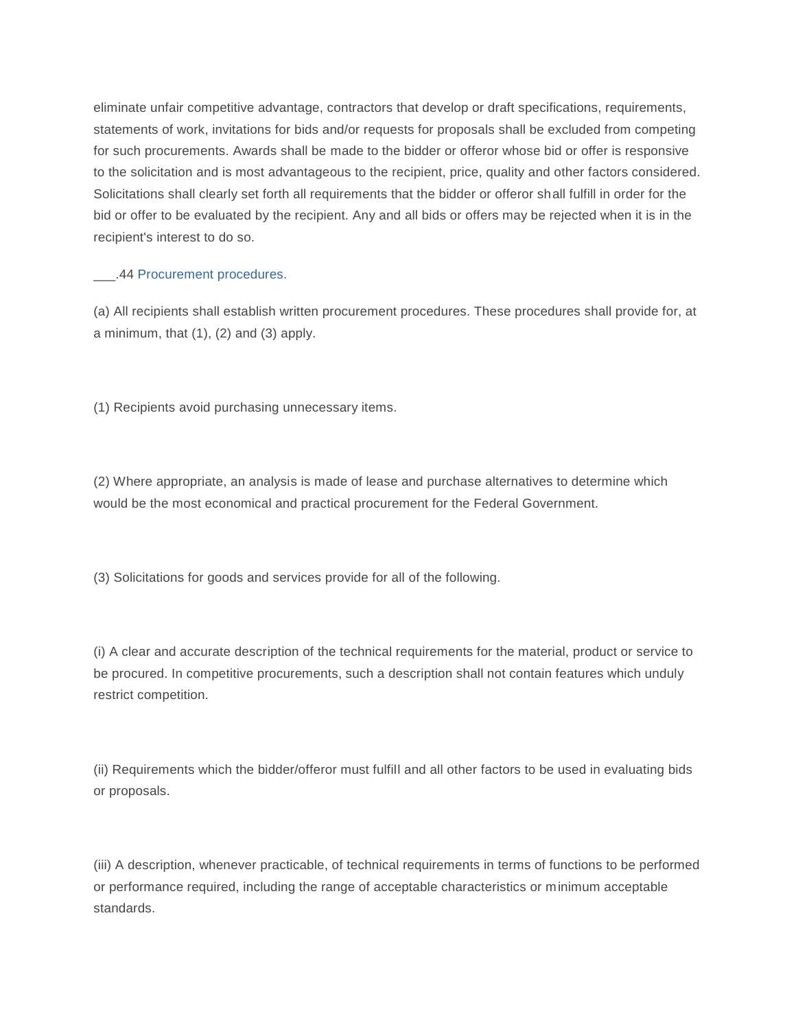eliminate unfair competitive advantage, contractors that develop or draft specifications, requirements, statements of work, invitations for bids and/or requests for proposals shall be excluded from competing for such procurements. Awards shall be made to the bidder or offeror whose bid or offer is responsive to the solicitation and is most advantageous to the recipient, price, quality and other factors considered. Solicitations shall clearly set forth all requirements that the bidder or offeror shall fulfill in order for the bid or offer to be evaluated by the recipient. Any and all bids or offers may be rejected when it is in the recipient's interest to do so.

___.44 Procurement procedures.

(a) All recipients shall establish written procurement procedures. These procedures shall provide for, at a minimum, that (1), (2) and (3) apply.

(1) Recipients avoid purchasing unnecessary items.

(2) Where appropriate, an analysis is made of lease and purchase alternatives to determine which would be the most economical and practical procurement for the Federal Government.

(3) Solicitations for goods and services provide for all of the following.

(i) A clear and accurate description of the technical requirements for the material, product or service to be procured. In competitive procurements, such a description shall not contain features which unduly restrict competition.

(ii) Requirements which the bidder/offeror must fulfill and all other factors to be used in evaluating bids or proposals.

(iii) A description, whenever practicable, of technical requirements in terms of functions to be performed or performance required, including the range of acceptable characteristics or minimum acceptable standards.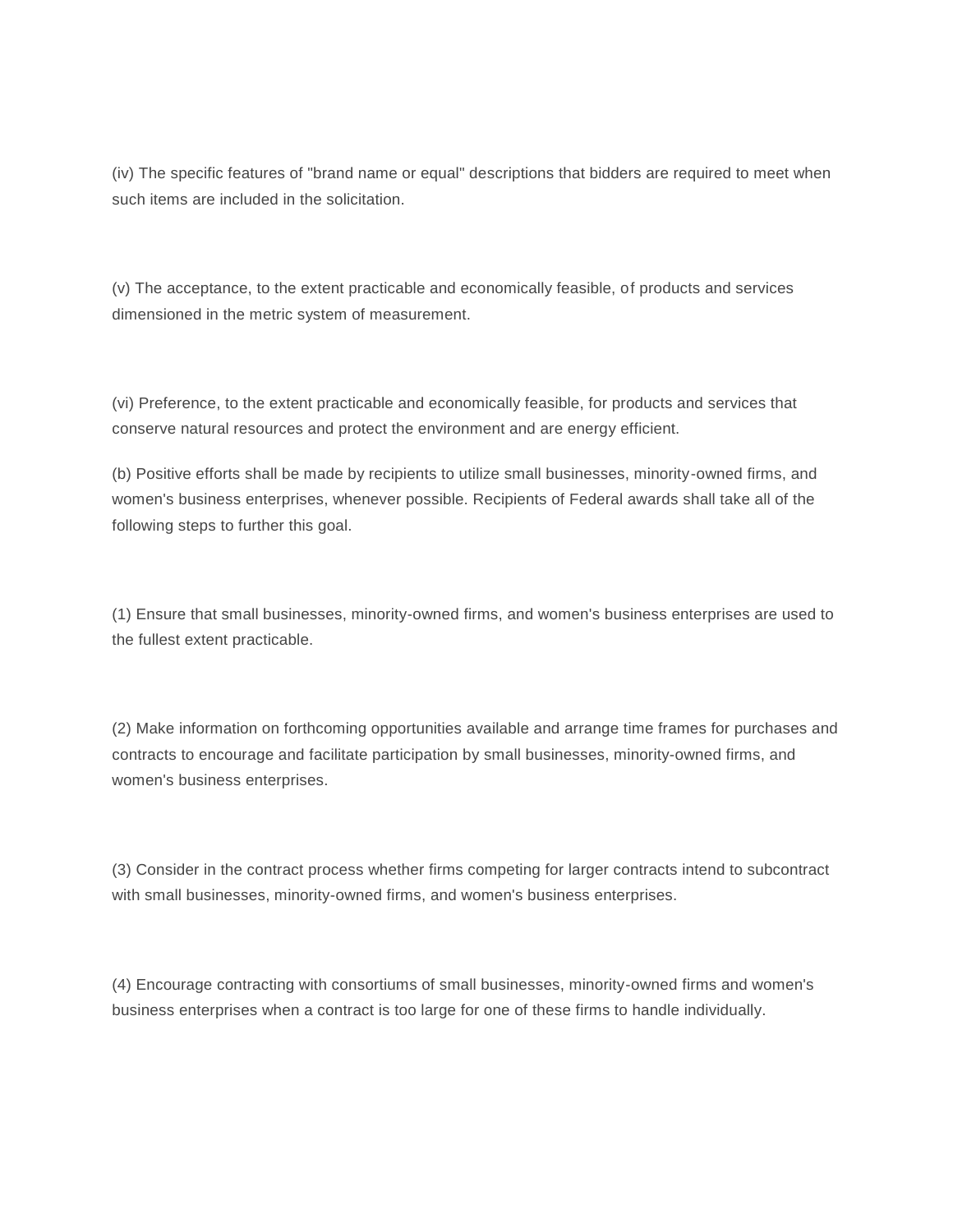(iv) The specific features of "brand name or equal" descriptions that bidders are required to meet when such items are included in the solicitation.

(v) The acceptance, to the extent practicable and economically feasible, of products and services dimensioned in the metric system of measurement.

(vi) Preference, to the extent practicable and economically feasible, for products and services that conserve natural resources and protect the environment and are energy efficient.

(b) Positive efforts shall be made by recipients to utilize small businesses, minority-owned firms, and women's business enterprises, whenever possible. Recipients of Federal awards shall take all of the following steps to further this goal.

(1) Ensure that small businesses, minority-owned firms, and women's business enterprises are used to the fullest extent practicable.

(2) Make information on forthcoming opportunities available and arrange time frames for purchases and contracts to encourage and facilitate participation by small businesses, minority-owned firms, and women's business enterprises.

(3) Consider in the contract process whether firms competing for larger contracts intend to subcontract with small businesses, minority-owned firms, and women's business enterprises.

(4) Encourage contracting with consortiums of small businesses, minority-owned firms and women's business enterprises when a contract is too large for one of these firms to handle individually.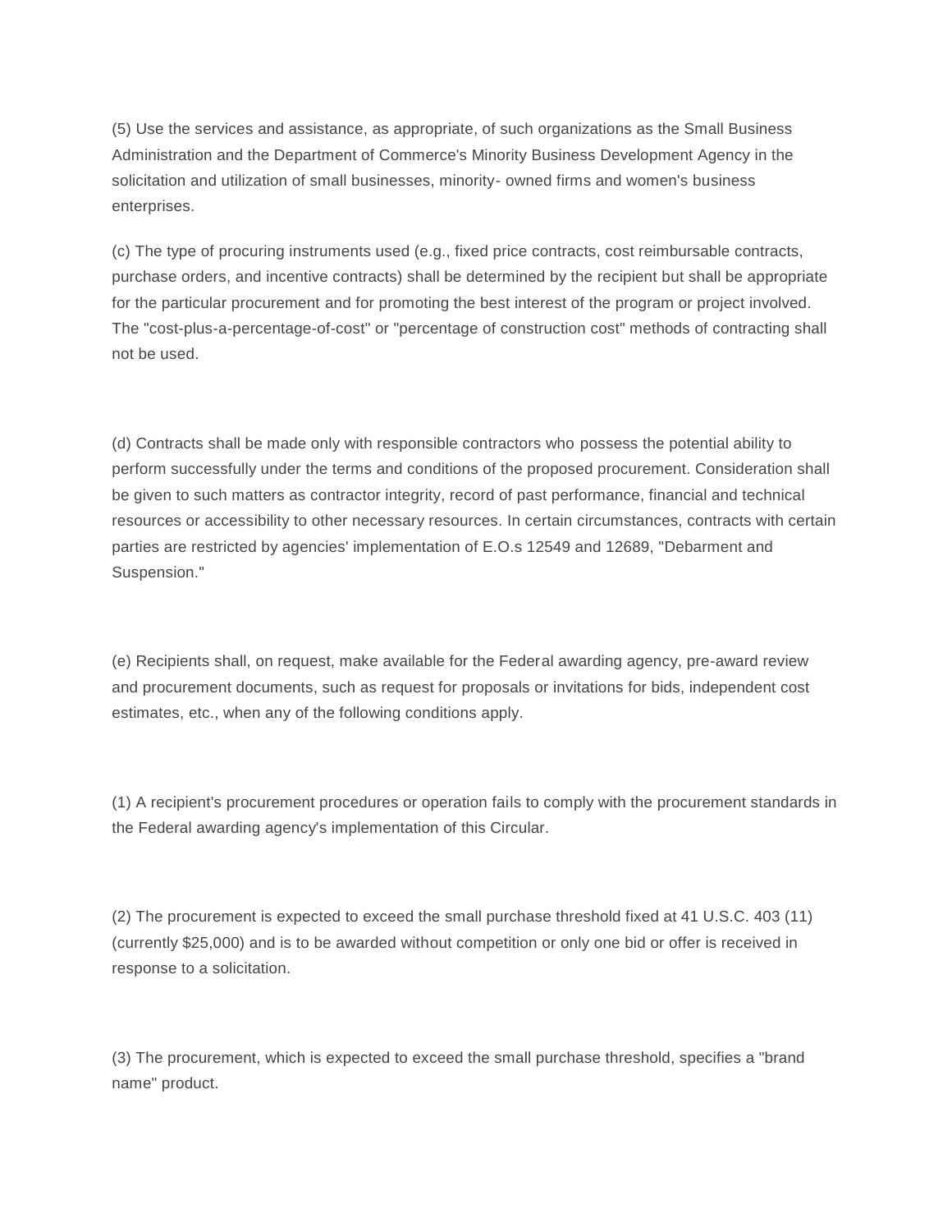(5) Use the services and assistance, as appropriate, of such organizations as the Small Business Administration and the Department of Commerce's Minority Business Development Agency in the solicitation and utilization of small businesses, minority- owned firms and women's business enterprises.

(c) The type of procuring instruments used (e.g., fixed price contracts, cost reimbursable contracts, purchase orders, and incentive contracts) shall be determined by the recipient but shall be appropriate for the particular procurement and for promoting the best interest of the program or project involved. The "cost-plus-a-percentage-of-cost" or "percentage of construction cost" methods of contracting shall not be used.

(d) Contracts shall be made only with responsible contractors who possess the potential ability to perform successfully under the terms and conditions of the proposed procurement. Consideration shall be given to such matters as contractor integrity, record of past performance, financial and technical resources or accessibility to other necessary resources. In certain circumstances, contracts with certain parties are restricted by agencies' implementation of E.O.s 12549 and 12689, "Debarment and Suspension."

(e) Recipients shall, on request, make available for the Federal awarding agency, pre-award review and procurement documents, such as request for proposals or invitations for bids, independent cost estimates, etc., when any of the following conditions apply.

(1) A recipient's procurement procedures or operation fails to comply with the procurement standards in the Federal awarding agency's implementation of this Circular.

(2) The procurement is expected to exceed the small purchase threshold fixed at 41 U.S.C. 403 (11) (currently $25,000) and is to be awarded without competition or only one bid or offer is received in response to a solicitation.

(3) The procurement, which is expected to exceed the small purchase threshold, specifies a "brand name" product.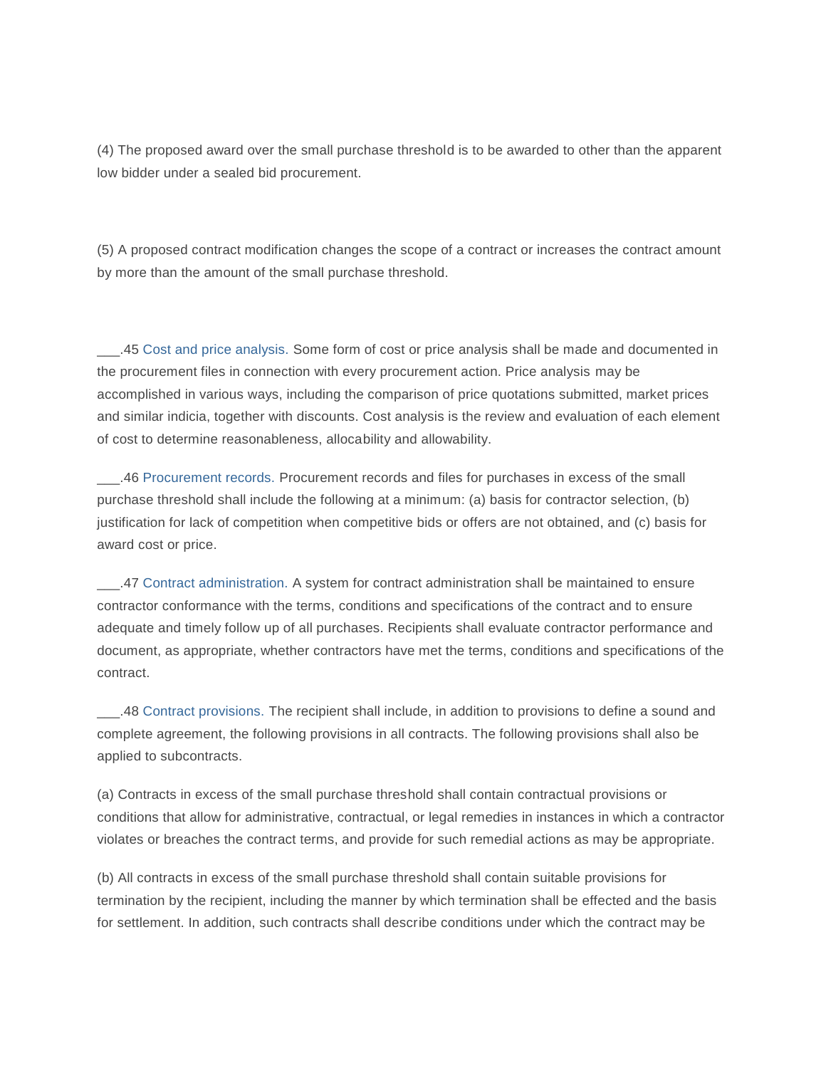(4) The proposed award over the small purchase threshold is to be awarded to other than the apparent low bidder under a sealed bid procurement.

(5) A proposed contract modification changes the scope of a contract or increases the contract amount by more than the amount of the small purchase threshold.

___.45 Cost and price analysis. Some form of cost or price analysis shall be made and documented in the procurement files in connection with every procurement action. Price analysis may be accomplished in various ways, including the comparison of price quotations submitted, market prices and similar indicia, together with discounts. Cost analysis is the review and evaluation of each element of cost to determine reasonableness, allocability and allowability.

___.46 Procurement records. Procurement records and files for purchases in excess of the small purchase threshold shall include the following at a minimum: (a) basis for contractor selection, (b) justification for lack of competition when competitive bids or offers are not obtained, and (c) basis for award cost or price.

___.47 Contract administration. A system for contract administration shall be maintained to ensure contractor conformance with the terms, conditions and specifications of the contract and to ensure adequate and timely follow up of all purchases. Recipients shall evaluate contractor performance and document, as appropriate, whether contractors have met the terms, conditions and specifications of the contract.

___.48 Contract provisions. The recipient shall include, in addition to provisions to define a sound and complete agreement, the following provisions in all contracts. The following provisions shall also be applied to subcontracts.

(a) Contracts in excess of the small purchase threshold shall contain contractual provisions or conditions that allow for administrative, contractual, or legal remedies in instances in which a contractor violates or breaches the contract terms, and provide for such remedial actions as may be appropriate.

(b) All contracts in excess of the small purchase threshold shall contain suitable provisions for termination by the recipient, including the manner by which termination shall be effected and the basis for settlement. In addition, such contracts shall describe conditions under which the contract may be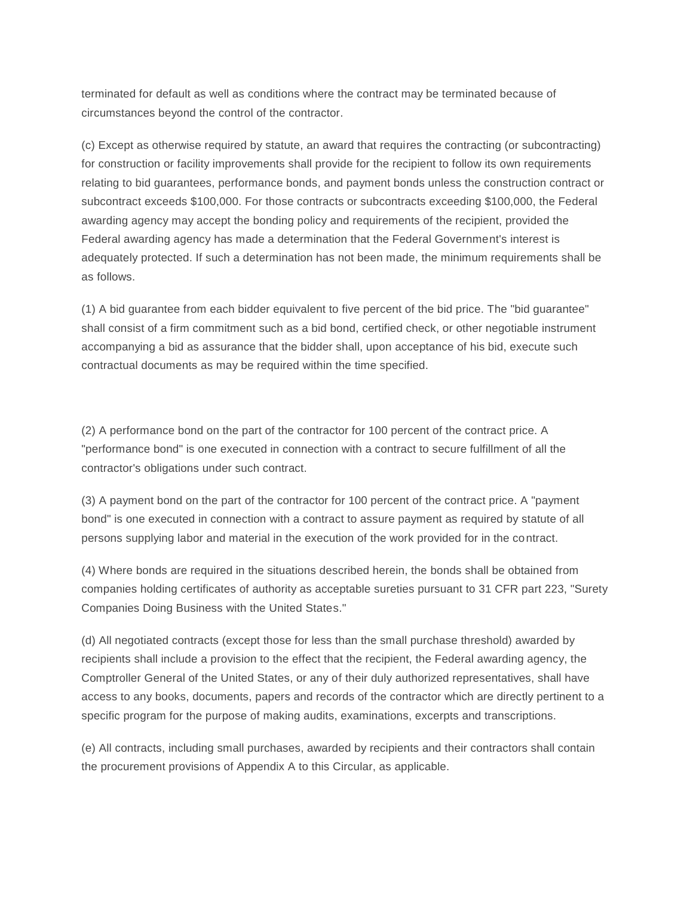terminated for default as well as conditions where the contract may be terminated because of circumstances beyond the control of the contractor.

(c) Except as otherwise required by statute, an award that requires the contracting (or subcontracting) for construction or facility improvements shall provide for the recipient to follow its own requirements relating to bid guarantees, performance bonds, and payment bonds unless the construction contract or subcontract exceeds $100,000. For those contracts or subcontracts exceeding $100,000, the Federal awarding agency may accept the bonding policy and requirements of the recipient, provided the Federal awarding agency has made a determination that the Federal Government's interest is adequately protected. If such a determination has not been made, the minimum requirements shall be as follows.

(1) A bid guarantee from each bidder equivalent to five percent of the bid price. The "bid guarantee" shall consist of a firm commitment such as a bid bond, certified check, or other negotiable instrument accompanying a bid as assurance that the bidder shall, upon acceptance of his bid, execute such contractual documents as may be required within the time specified.

(2) A performance bond on the part of the contractor for 100 percent of the contract price. A "performance bond" is one executed in connection with a contract to secure fulfillment of all the contractor's obligations under such contract.

(3) A payment bond on the part of the contractor for 100 percent of the contract price. A "payment bond" is one executed in connection with a contract to assure payment as required by statute of all persons supplying labor and material in the execution of the work provided for in the contract.

(4) Where bonds are required in the situations described herein, the bonds shall be obtained from companies holding certificates of authority as acceptable sureties pursuant to 31 CFR part 223, "Surety Companies Doing Business with the United States."

(d) All negotiated contracts (except those for less than the small purchase threshold) awarded by recipients shall include a provision to the effect that the recipient, the Federal awarding agency, the Comptroller General of the United States, or any of their duly authorized representatives, shall have access to any books, documents, papers and records of the contractor which are directly pertinent to a specific program for the purpose of making audits, examinations, excerpts and transcriptions.

(e) All contracts, including small purchases, awarded by recipients and their contractors shall contain the procurement provisions of Appendix A to this Circular, as applicable.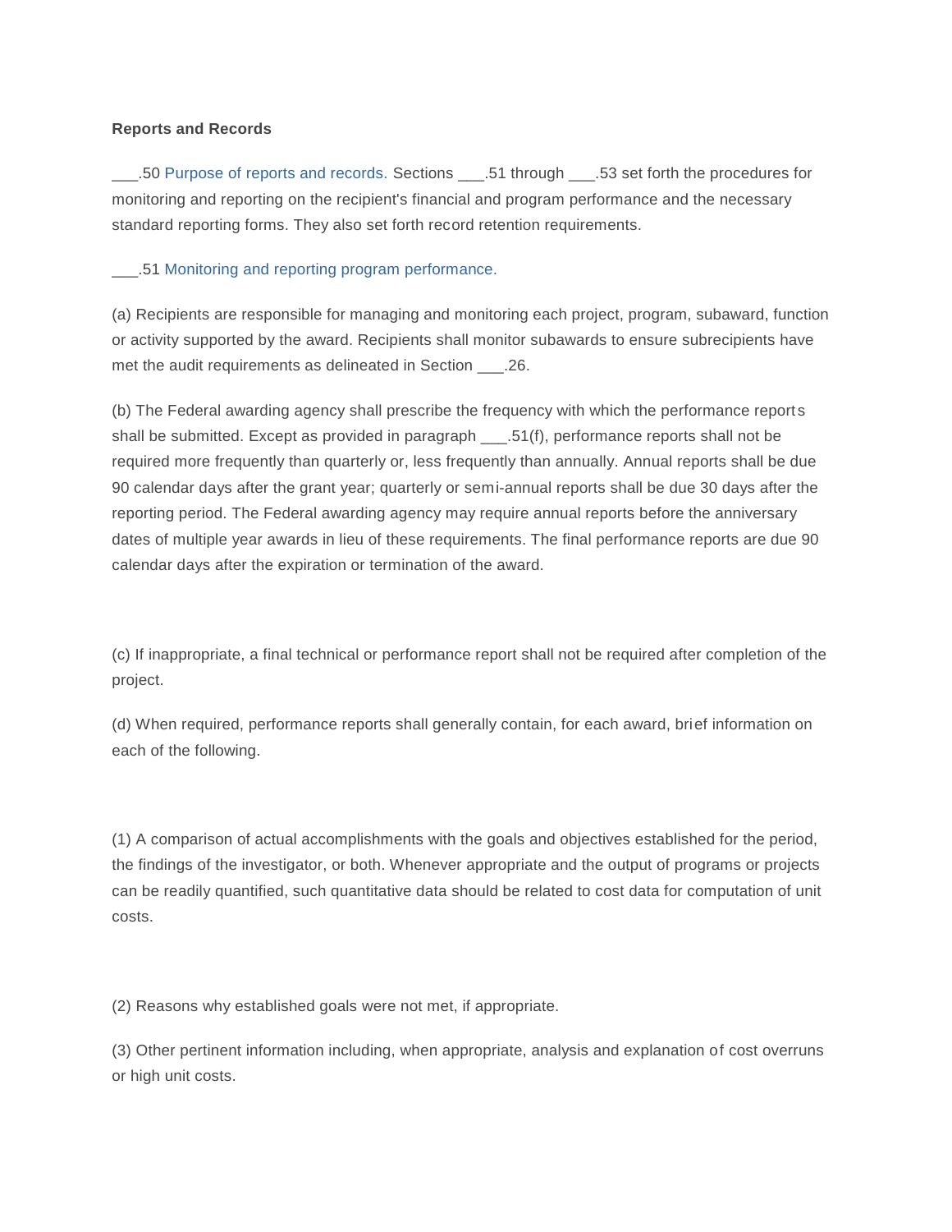**Reports and Records**

___.50 Purpose of reports and records. Sections ___.51 through ___.53 set forth the procedures for monitoring and reporting on the recipient's financial and program performance and the necessary standard reporting forms. They also set forth record retention requirements.

___.51 Monitoring and reporting program performance.

(a) Recipients are responsible for managing and monitoring each project, program, subaward, function or activity supported by the award. Recipients shall monitor subawards to ensure subrecipients have met the audit requirements as delineated in Section ___.26.

(b) The Federal awarding agency shall prescribe the frequency with which the performance reports shall be submitted. Except as provided in paragraph ___.51(f), performance reports shall not be required more frequently than quarterly or, less frequently than annually. Annual reports shall be due 90 calendar days after the grant year; quarterly or semi-annual reports shall be due 30 days after the reporting period. The Federal awarding agency may require annual reports before the anniversary dates of multiple year awards in lieu of these requirements. The final performance reports are due 90 calendar days after the expiration or termination of the award.

(c) If inappropriate, a final technical or performance report shall not be required after completion of the project.

(d) When required, performance reports shall generally contain, for each award, brief information on each of the following.

(1) A comparison of actual accomplishments with the goals and objectives established for the period, the findings of the investigator, or both. Whenever appropriate and the output of programs or projects can be readily quantified, such quantitative data should be related to cost data for computation of unit costs.

(2) Reasons why established goals were not met, if appropriate.

(3) Other pertinent information including, when appropriate, analysis and explanation of cost overruns or high unit costs.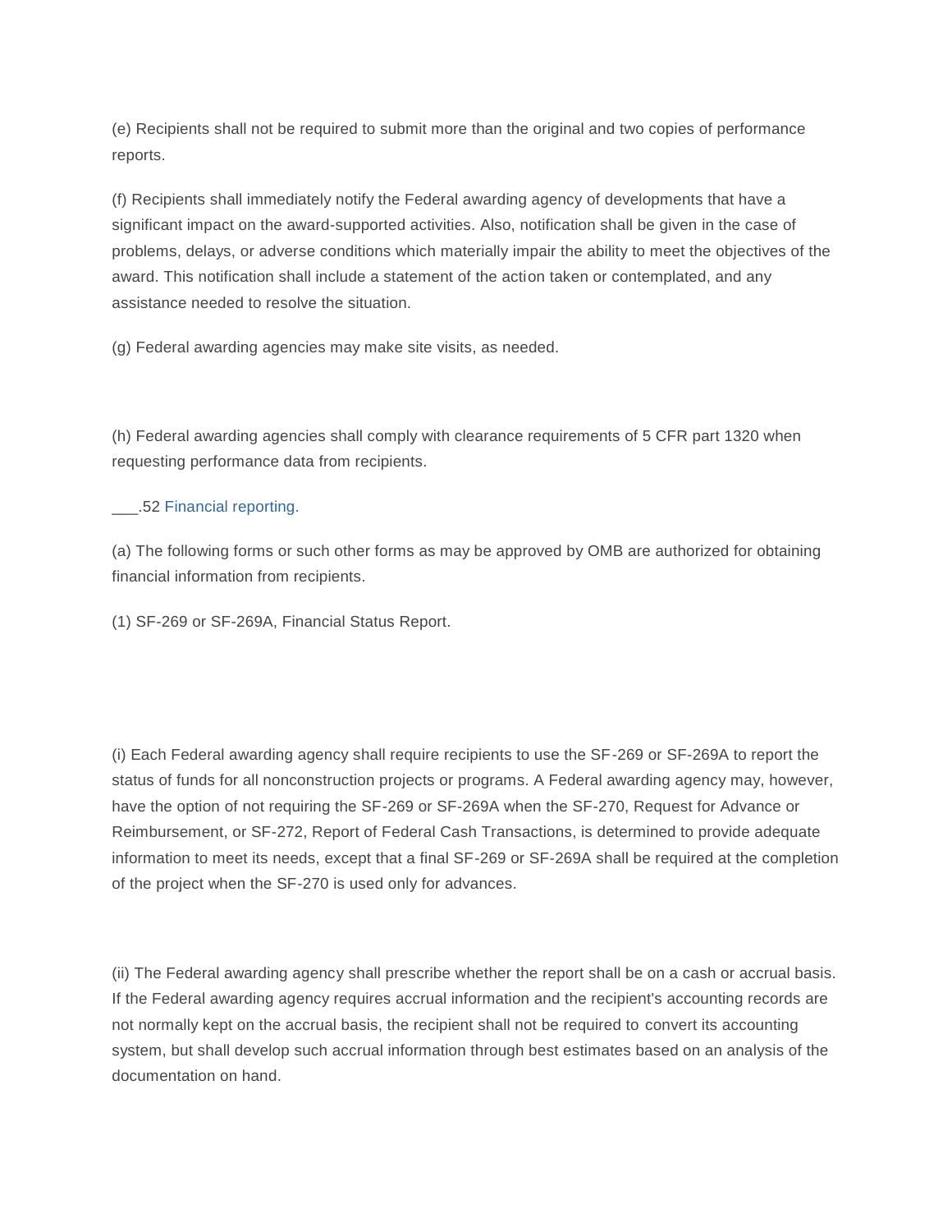(e) Recipients shall not be required to submit more than the original and two copies of performance reports.

(f) Recipients shall immediately notify the Federal awarding agency of developments that have a significant impact on the award-supported activities. Also, notification shall be given in the case of problems, delays, or adverse conditions which materially impair the ability to meet the objectives of the award. This notification shall include a statement of the action taken or contemplated, and any assistance needed to resolve the situation.

(g) Federal awarding agencies may make site visits, as needed.

(h) Federal awarding agencies shall comply with clearance requirements of 5 CFR part 1320 when requesting performance data from recipients.

___.52 Financial reporting.

(a) The following forms or such other forms as may be approved by OMB are authorized for obtaining financial information from recipients.

(1) SF-269 or SF-269A, Financial Status Report.

(i) Each Federal awarding agency shall require recipients to use the SF-269 or SF-269A to report the status of funds for all nonconstruction projects or programs. A Federal awarding agency may, however, have the option of not requiring the SF-269 or SF-269A when the SF-270, Request for Advance or Reimbursement, or SF-272, Report of Federal Cash Transactions, is determined to provide adequate information to meet its needs, except that a final SF-269 or SF-269A shall be required at the completion of the project when the SF-270 is used only for advances.

(ii) The Federal awarding agency shall prescribe whether the report shall be on a cash or accrual basis. If the Federal awarding agency requires accrual information and the recipient's accounting records are not normally kept on the accrual basis, the recipient shall not be required to convert its accounting system, but shall develop such accrual information through best estimates based on an analysis of the documentation on hand.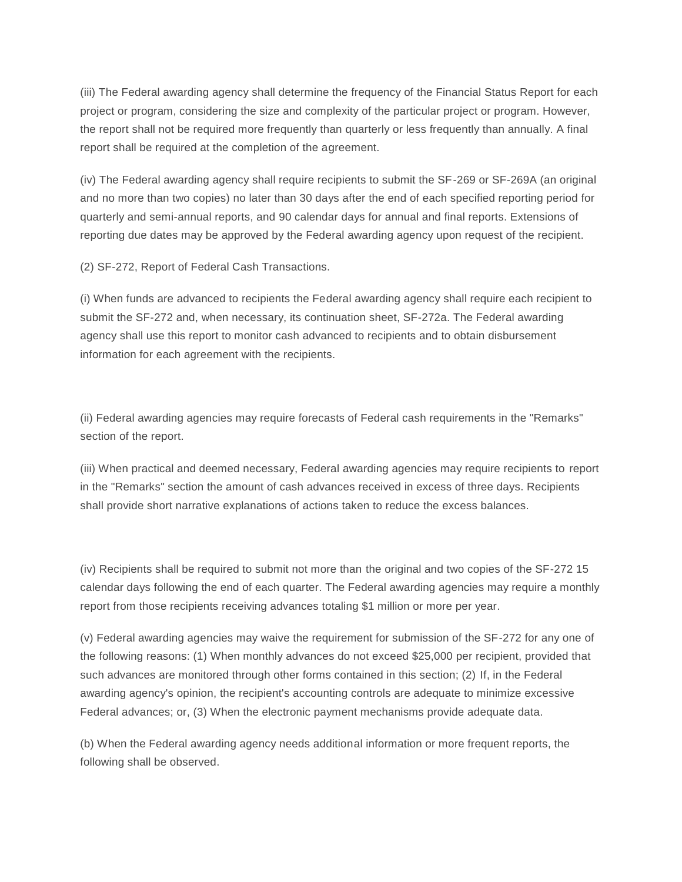(iii) The Federal awarding agency shall determine the frequency of the Financial Status Report for each project or program, considering the size and complexity of the particular project or program. However, the report shall not be required more frequently than quarterly or less frequently than annually. A final report shall be required at the completion of the agreement.

(iv) The Federal awarding agency shall require recipients to submit the SF-269 or SF-269A (an original and no more than two copies) no later than 30 days after the end of each specified reporting period for quarterly and semi-annual reports, and 90 calendar days for annual and final reports. Extensions of reporting due dates may be approved by the Federal awarding agency upon request of the recipient.

(2) SF-272, Report of Federal Cash Transactions.

(i) When funds are advanced to recipients the Federal awarding agency shall require each recipient to submit the SF-272 and, when necessary, its continuation sheet, SF-272a. The Federal awarding agency shall use this report to monitor cash advanced to recipients and to obtain disbursement information for each agreement with the recipients.

(ii) Federal awarding agencies may require forecasts of Federal cash requirements in the "Remarks" section of the report.

(iii) When practical and deemed necessary, Federal awarding agencies may require recipients to report in the "Remarks" section the amount of cash advances received in excess of three days. Recipients shall provide short narrative explanations of actions taken to reduce the excess balances.

(iv) Recipients shall be required to submit not more than the original and two copies of the SF-272 15 calendar days following the end of each quarter. The Federal awarding agencies may require a monthly report from those recipients receiving advances totaling $1 million or more per year.

(v) Federal awarding agencies may waive the requirement for submission of the SF-272 for any one of the following reasons: (1) When monthly advances do not exceed $25,000 per recipient, provided that such advances are monitored through other forms contained in this section; (2) If, in the Federal awarding agency's opinion, the recipient's accounting controls are adequate to minimize excessive Federal advances; or, (3) When the electronic payment mechanisms provide adequate data.

(b) When the Federal awarding agency needs additional information or more frequent reports, the following shall be observed.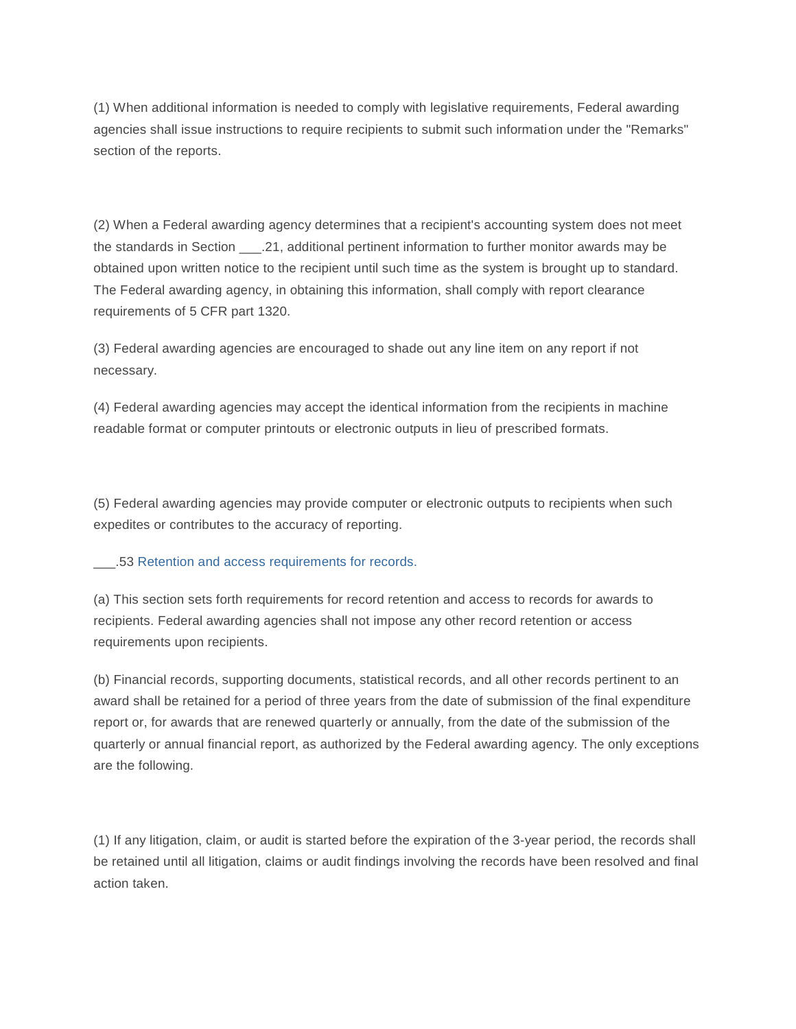(1) When additional information is needed to comply with legislative requirements, Federal awarding agencies shall issue instructions to require recipients to submit such information under the "Remarks" section of the reports.

(2) When a Federal awarding agency determines that a recipient's accounting system does not meet the standards in Section ___.21, additional pertinent information to further monitor awards may be obtained upon written notice to the recipient until such time as the system is brought up to standard. The Federal awarding agency, in obtaining this information, shall comply with report clearance requirements of 5 CFR part 1320.

(3) Federal awarding agencies are encouraged to shade out any line item on any report if not necessary.

(4) Federal awarding agencies may accept the identical information from the recipients in machine readable format or computer printouts or electronic outputs in lieu of prescribed formats.

(5) Federal awarding agencies may provide computer or electronic outputs to recipients when such expedites or contributes to the accuracy of reporting.

___.53 Retention and access requirements for records.

(a) This section sets forth requirements for record retention and access to records for awards to recipients. Federal awarding agencies shall not impose any other record retention or access requirements upon recipients.

(b) Financial records, supporting documents, statistical records, and all other records pertinent to an award shall be retained for a period of three years from the date of submission of the final expenditure report or, for awards that are renewed quarterly or annually, from the date of the submission of the quarterly or annual financial report, as authorized by the Federal awarding agency. The only exceptions are the following.

(1) If any litigation, claim, or audit is started before the expiration of the 3-year period, the records shall be retained until all litigation, claims or audit findings involving the records have been resolved and final action taken.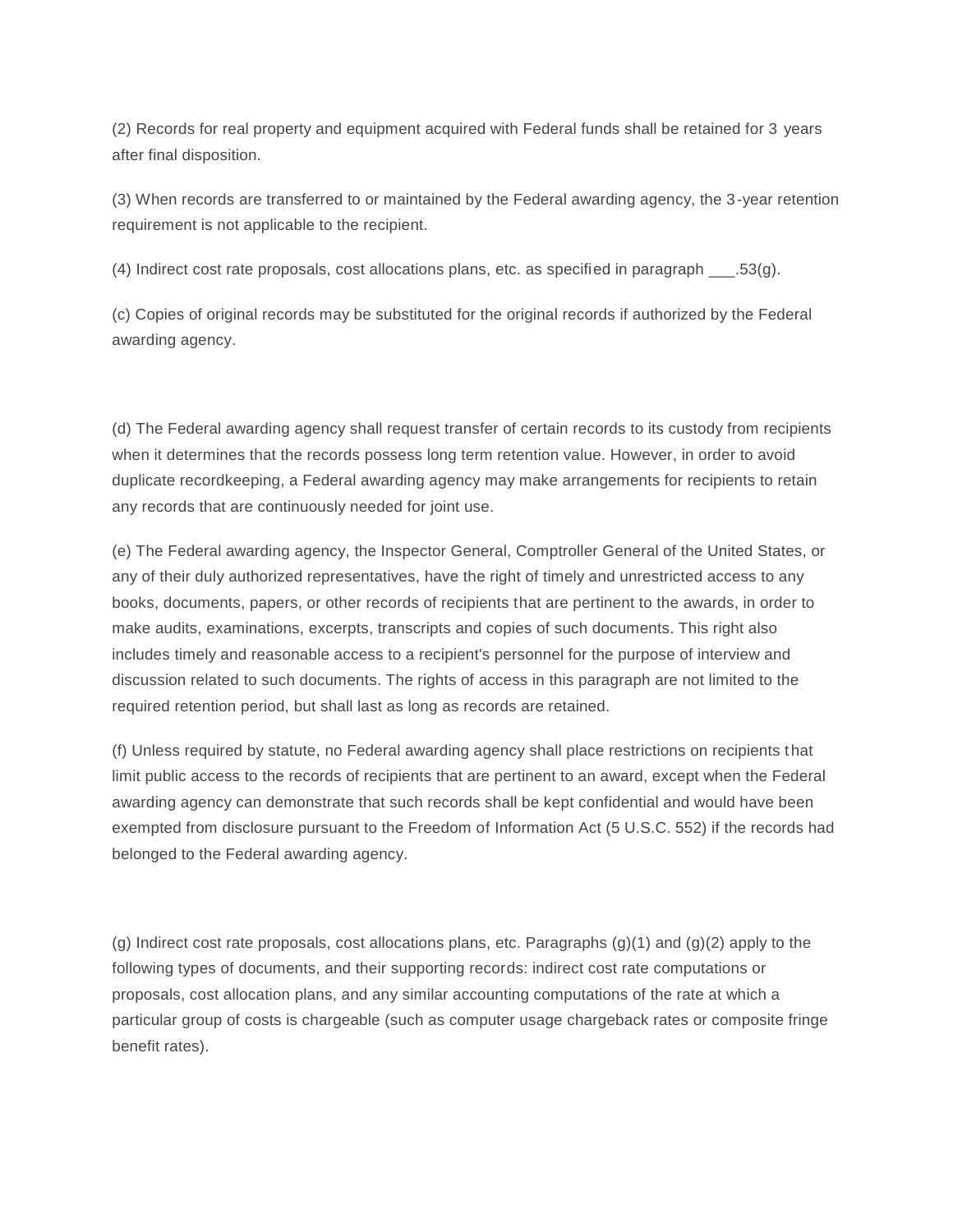(2) Records for real property and equipment acquired with Federal funds shall be retained for 3 years after final disposition.

(3) When records are transferred to or maintained by the Federal awarding agency, the 3-year retention requirement is not applicable to the recipient.

(4) Indirect cost rate proposals, cost allocations plans, etc. as specified in paragraph ___.53(g).

(c) Copies of original records may be substituted for the original records if authorized by the Federal awarding agency.

(d) The Federal awarding agency shall request transfer of certain records to its custody from recipients when it determines that the records possess long term retention value. However, in order to avoid duplicate recordkeeping, a Federal awarding agency may make arrangements for recipients to retain any records that are continuously needed for joint use.

(e) The Federal awarding agency, the Inspector General, Comptroller General of the United States, or any of their duly authorized representatives, have the right of timely and unrestricted access to any books, documents, papers, or other records of recipients that are pertinent to the awards, in order to make audits, examinations, excerpts, transcripts and copies of such documents. This right also includes timely and reasonable access to a recipient's personnel for the purpose of interview and discussion related to such documents. The rights of access in this paragraph are not limited to the required retention period, but shall last as long as records are retained.

(f) Unless required by statute, no Federal awarding agency shall place restrictions on recipients that limit public access to the records of recipients that are pertinent to an award, except when the Federal awarding agency can demonstrate that such records shall be kept confidential and would have been exempted from disclosure pursuant to the Freedom of Information Act (5 U.S.C. 552) if the records had belonged to the Federal awarding agency.

(g) Indirect cost rate proposals, cost allocations plans, etc. Paragraphs (g)(1) and (g)(2) apply to the following types of documents, and their supporting records: indirect cost rate computations or proposals, cost allocation plans, and any similar accounting computations of the rate at which a particular group of costs is chargeable (such as computer usage chargeback rates or composite fringe benefit rates).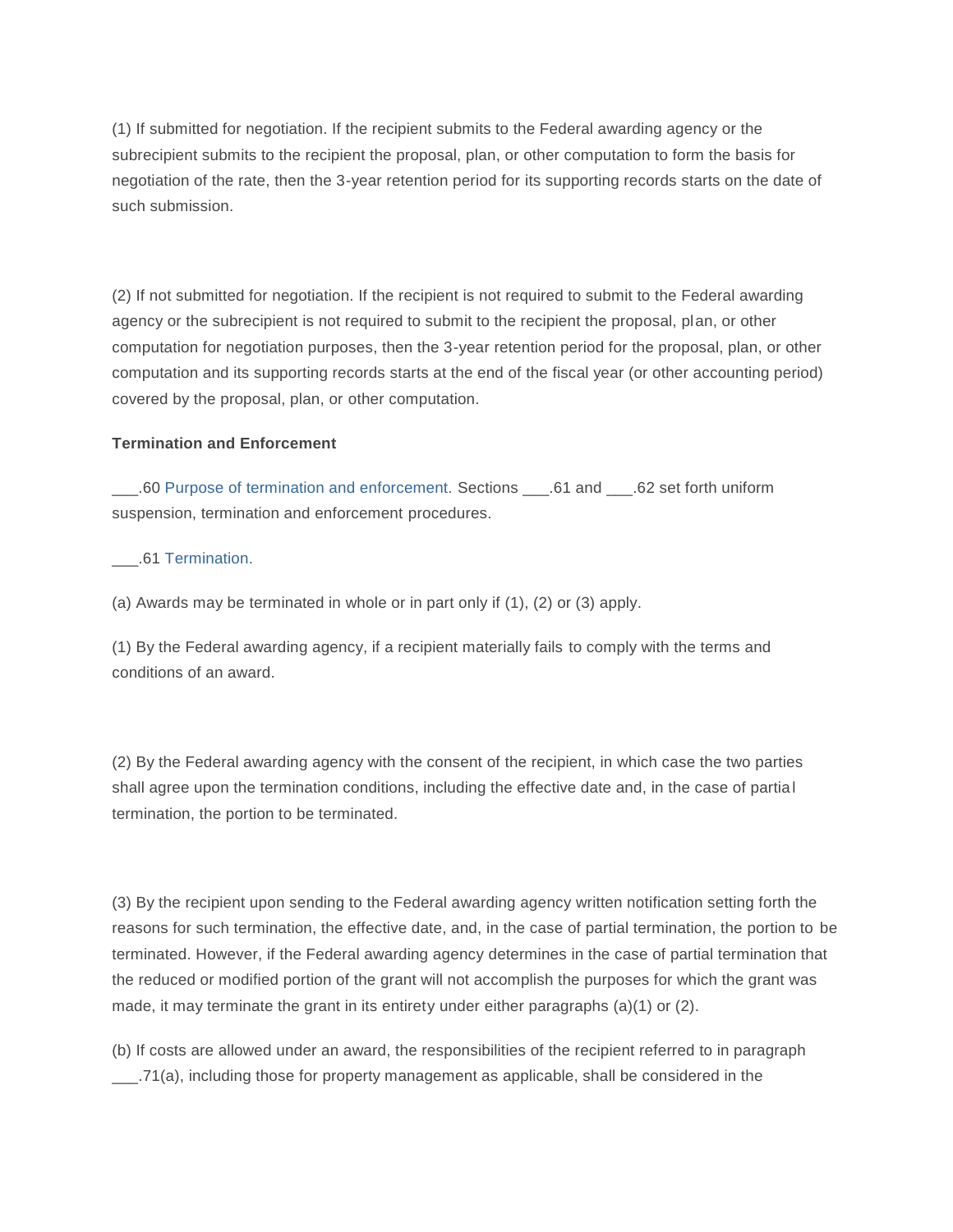(1) If submitted for negotiation. If the recipient submits to the Federal awarding agency or the subrecipient submits to the recipient the proposal, plan, or other computation to form the basis for negotiation of the rate, then the 3-year retention period for its supporting records starts on the date of such submission.

(2) If not submitted for negotiation. If the recipient is not required to submit to the Federal awarding agency or the subrecipient is not required to submit to the recipient the proposal, plan, or other computation for negotiation purposes, then the 3-year retention period for the proposal, plan, or other computation and its supporting records starts at the end of the fiscal year (or other accounting period) covered by the proposal, plan, or other computation.

**Termination and Enforcement**

___.60 Purpose of termination and enforcement. Sections ___.61 and ___.62 set forth uniform suspension, termination and enforcement procedures.

___.61 Termination.

(a) Awards may be terminated in whole or in part only if (1), (2) or (3) apply.

(1) By the Federal awarding agency, if a recipient materially fails to comply with the terms and conditions of an award.

(2) By the Federal awarding agency with the consent of the recipient, in which case the two parties shall agree upon the termination conditions, including the effective date and, in the case of partial termination, the portion to be terminated.

(3) By the recipient upon sending to the Federal awarding agency written notification setting forth the reasons for such termination, the effective date, and, in the case of partial termination, the portion to be terminated. However, if the Federal awarding agency determines in the case of partial termination that the reduced or modified portion of the grant will not accomplish the purposes for which the grant was made, it may terminate the grant in its entirety under either paragraphs (a)(1) or (2).

(b) If costs are allowed under an award, the responsibilities of the recipient referred to in paragraph ___.71(a), including those for property management as applicable, shall be considered in the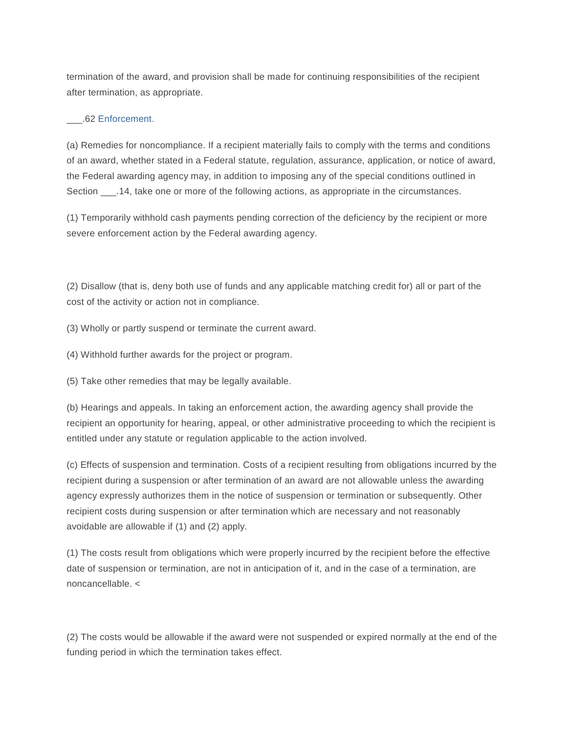termination of the award, and provision shall be made for continuing responsibilities of the recipient after termination, as appropriate.

___.62 Enforcement.

(a) Remedies for noncompliance. If a recipient materially fails to comply with the terms and conditions of an award, whether stated in a Federal statute, regulation, assurance, application, or notice of award, the Federal awarding agency may, in addition to imposing any of the special conditions outlined in Section ___.14, take one or more of the following actions, as appropriate in the circumstances.

(1) Temporarily withhold cash payments pending correction of the deficiency by the recipient or more severe enforcement action by the Federal awarding agency.

(2) Disallow (that is, deny both use of funds and any applicable matching credit for) all or part of the cost of the activity or action not in compliance.

(3) Wholly or partly suspend or terminate the current award.

(4) Withhold further awards for the project or program.

(5) Take other remedies that may be legally available.

(b) Hearings and appeals. In taking an enforcement action, the awarding agency shall provide the recipient an opportunity for hearing, appeal, or other administrative proceeding to which the recipient is entitled under any statute or regulation applicable to the action involved.

(c) Effects of suspension and termination. Costs of a recipient resulting from obligations incurred by the recipient during a suspension or after termination of an award are not allowable unless the awarding agency expressly authorizes them in the notice of suspension or termination or subsequently. Other recipient costs during suspension or after termination which are necessary and not reasonably avoidable are allowable if (1) and (2) apply.

(1) The costs result from obligations which were properly incurred by the recipient before the effective date of suspension or termination, are not in anticipation of it, and in the case of a termination, are noncancellable. <

(2) The costs would be allowable if the award were not suspended or expired normally at the end of the funding period in which the termination takes effect.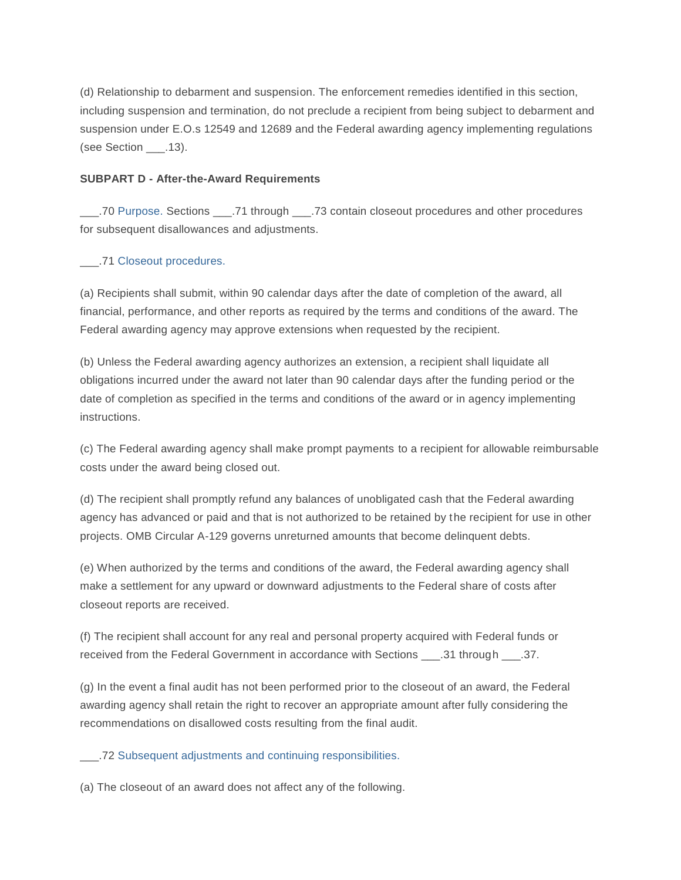(d) Relationship to debarment and suspension. The enforcement remedies identified in this section, including suspension and termination, do not preclude a recipient from being subject to debarment and suspension under E.O.s 12549 and 12689 and the Federal awarding agency implementing regulations (see Section ___.13).

**SUBPART D - After-the-Award Requirements**

___.70 Purpose. Sections ___.71 through ___.73 contain closeout procedures and other procedures for subsequent disallowances and adjustments.

___.71 Closeout procedures.

(a) Recipients shall submit, within 90 calendar days after the date of completion of the award, all financial, performance, and other reports as required by the terms and conditions of the award. The Federal awarding agency may approve extensions when requested by the recipient.

(b) Unless the Federal awarding agency authorizes an extension, a recipient shall liquidate all obligations incurred under the award not later than 90 calendar days after the funding period or the date of completion as specified in the terms and conditions of the award or in agency implementing instructions.

(c) The Federal awarding agency shall make prompt payments to a recipient for allowable reimbursable costs under the award being closed out.

(d) The recipient shall promptly refund any balances of unobligated cash that the Federal awarding agency has advanced or paid and that is not authorized to be retained by the recipient for use in other projects. OMB Circular A-129 governs unreturned amounts that become delinquent debts.

(e) When authorized by the terms and conditions of the award, the Federal awarding agency shall make a settlement for any upward or downward adjustments to the Federal share of costs after closeout reports are received.

(f) The recipient shall account for any real and personal property acquired with Federal funds or received from the Federal Government in accordance with Sections ___.31 through ___.37.

(g) In the event a final audit has not been performed prior to the closeout of an award, the Federal awarding agency shall retain the right to recover an appropriate amount after fully considering the recommendations on disallowed costs resulting from the final audit.

___.72 Subsequent adjustments and continuing responsibilities.

(a) The closeout of an award does not affect any of the following.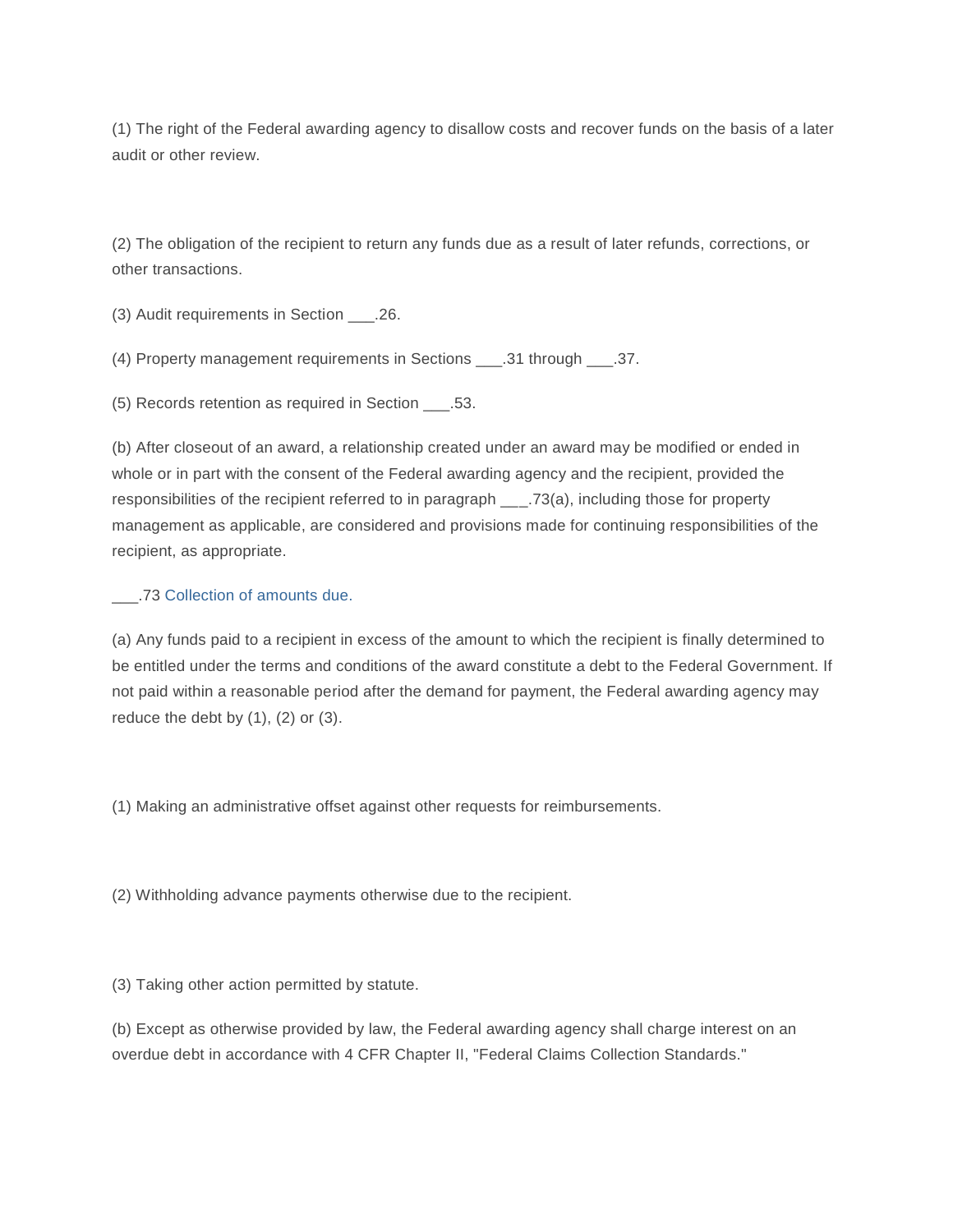(1) The right of the Federal awarding agency to disallow costs and recover funds on the basis of a later audit or other review.

(2) The obligation of the recipient to return any funds due as a result of later refunds, corrections, or other transactions.

(3) Audit requirements in Section ___.26.

(4) Property management requirements in Sections ___.31 through ___.37.

(5) Records retention as required in Section ___.53.

(b) After closeout of an award, a relationship created under an award may be modified or ended in whole or in part with the consent of the Federal awarding agency and the recipient, provided the responsibilities of the recipient referred to in paragraph ___.73(a), including those for property management as applicable, are considered and provisions made for continuing responsibilities of the recipient, as appropriate.

___.73 Collection of amounts due.

(a) Any funds paid to a recipient in excess of the amount to which the recipient is finally determined to be entitled under the terms and conditions of the award constitute a debt to the Federal Government. If not paid within a reasonable period after the demand for payment, the Federal awarding agency may reduce the debt by (1), (2) or (3).

(1) Making an administrative offset against other requests for reimbursements.

(2) Withholding advance payments otherwise due to the recipient.

(3) Taking other action permitted by statute.

(b) Except as otherwise provided by law, the Federal awarding agency shall charge interest on an overdue debt in accordance with 4 CFR Chapter II, "Federal Claims Collection Standards."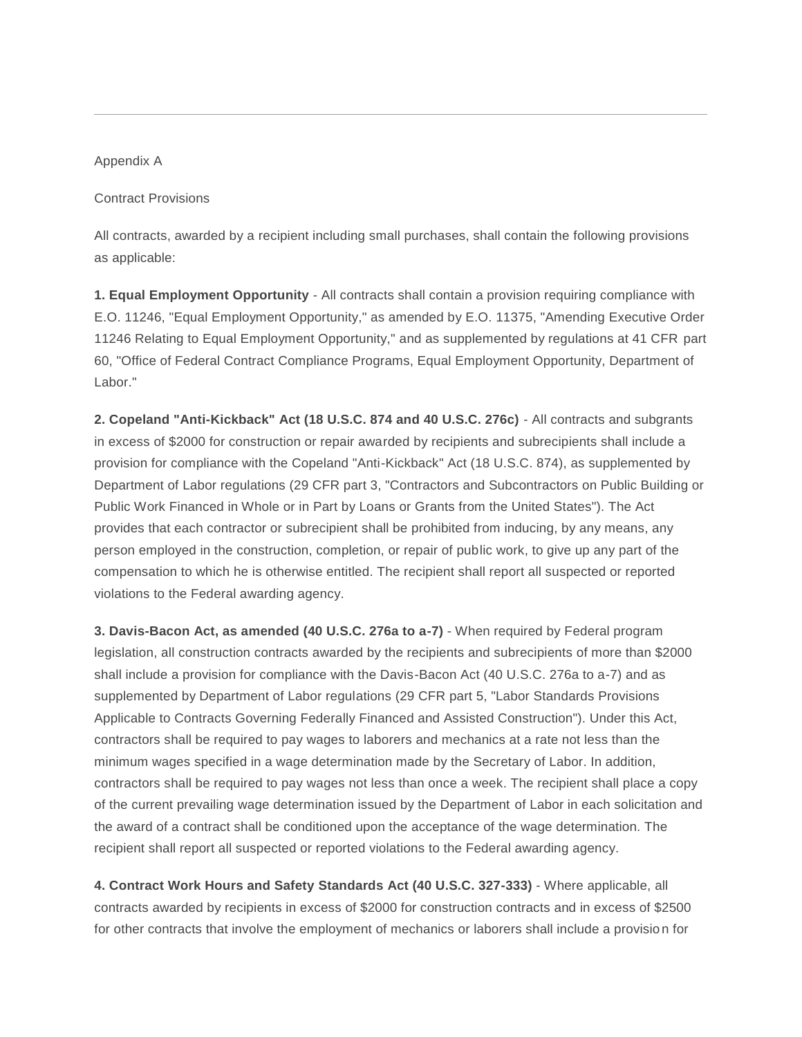---

Appendix A

Contract Provisions

All contracts, awarded by a recipient including small purchases, shall contain the following provisions as applicable:

**1. Equal Employment Opportunity** - All contracts shall contain a provision requiring compliance with E.O. 11246, "Equal Employment Opportunity," as amended by E.O. 11375, "Amending Executive Order 11246 Relating to Equal Employment Opportunity," and as supplemented by regulations at 41 CFR part 60, "Office of Federal Contract Compliance Programs, Equal Employment Opportunity, Department of Labor."

**2. Copeland "Anti-Kickback" Act (18 U.S.C. 874 and 40 U.S.C. 276c)** - All contracts and subgrants in excess of $2000 for construction or repair awarded by recipients and subrecipients shall include a provision for compliance with the Copeland "Anti-Kickback" Act (18 U.S.C. 874), as supplemented by Department of Labor regulations (29 CFR part 3, "Contractors and Subcontractors on Public Building or Public Work Financed in Whole or in Part by Loans or Grants from the United States"). The Act provides that each contractor or subrecipient shall be prohibited from inducing, by any means, any person employed in the construction, completion, or repair of public work, to give up any part of the compensation to which he is otherwise entitled. The recipient shall report all suspected or reported violations to the Federal awarding agency.

**3. Davis-Bacon Act, as amended (40 U.S.C. 276a to a-7)** - When required by Federal program legislation, all construction contracts awarded by the recipients and subrecipients of more than $2000 shall include a provision for compliance with the Davis-Bacon Act (40 U.S.C. 276a to a-7) and as supplemented by Department of Labor regulations (29 CFR part 5, "Labor Standards Provisions Applicable to Contracts Governing Federally Financed and Assisted Construction"). Under this Act, contractors shall be required to pay wages to laborers and mechanics at a rate not less than the minimum wages specified in a wage determination made by the Secretary of Labor. In addition, contractors shall be required to pay wages not less than once a week. The recipient shall place a copy of the current prevailing wage determination issued by the Department of Labor in each solicitation and the award of a contract shall be conditioned upon the acceptance of the wage determination. The recipient shall report all suspected or reported violations to the Federal awarding agency.

**4. Contract Work Hours and Safety Standards Act (40 U.S.C. 327-333)** - Where applicable, all contracts awarded by recipients in excess of $2000 for construction contracts and in excess of $2500 for other contracts that involve the employment of mechanics or laborers shall include a provision for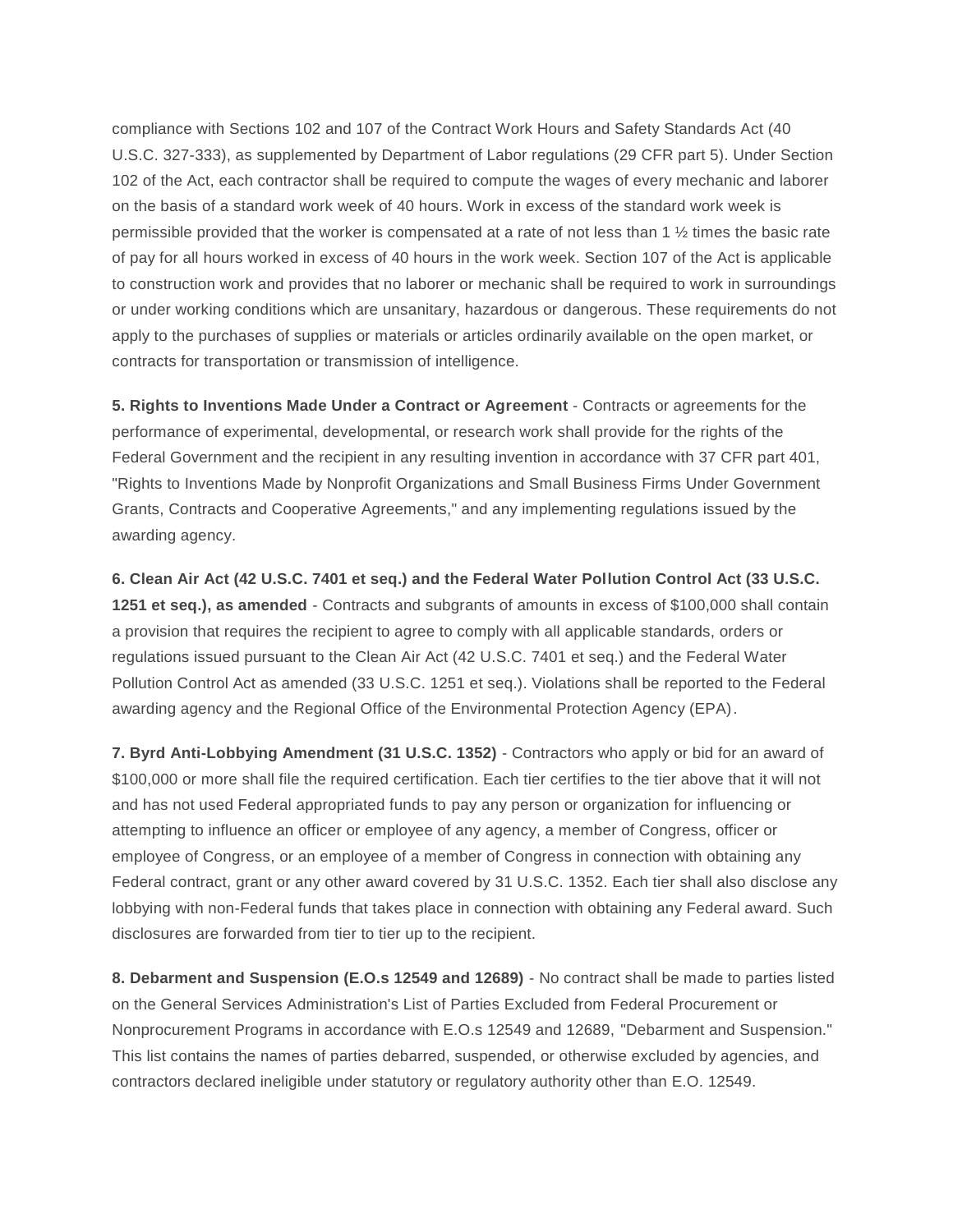compliance with Sections 102 and 107 of the Contract Work Hours and Safety Standards Act (40 U.S.C. 327-333), as supplemented by Department of Labor regulations (29 CFR part 5). Under Section 102 of the Act, each contractor shall be required to compute the wages of every mechanic and laborer on the basis of a standard work week of 40 hours. Work in excess of the standard work week is permissible provided that the worker is compensated at a rate of not less than 1 ½ times the basic rate of pay for all hours worked in excess of 40 hours in the work week. Section 107 of the Act is applicable to construction work and provides that no laborer or mechanic shall be required to work in surroundings or under working conditions which are unsanitary, hazardous or dangerous. These requirements do not apply to the purchases of supplies or materials or articles ordinarily available on the open market, or contracts for transportation or transmission of intelligence.

**5. Rights to Inventions Made Under a Contract or Agreement** - Contracts or agreements for the performance of experimental, developmental, or research work shall provide for the rights of the Federal Government and the recipient in any resulting invention in accordance with 37 CFR part 401, "Rights to Inventions Made by Nonprofit Organizations and Small Business Firms Under Government Grants, Contracts and Cooperative Agreements," and any implementing regulations issued by the awarding agency.

**6. Clean Air Act (42 U.S.C. 7401 et seq.) and the Federal Water Pollution Control Act (33 U.S.C. 1251 et seq.), as amended** - Contracts and subgrants of amounts in excess of $100,000 shall contain a provision that requires the recipient to agree to comply with all applicable standards, orders or regulations issued pursuant to the Clean Air Act (42 U.S.C. 7401 et seq.) and the Federal Water Pollution Control Act as amended (33 U.S.C. 1251 et seq.). Violations shall be reported to the Federal awarding agency and the Regional Office of the Environmental Protection Agency (EPA).

**7. Byrd Anti-Lobbying Amendment (31 U.S.C. 1352)** - Contractors who apply or bid for an award of $100,000 or more shall file the required certification. Each tier certifies to the tier above that it will not and has not used Federal appropriated funds to pay any person or organization for influencing or attempting to influence an officer or employee of any agency, a member of Congress, officer or employee of Congress, or an employee of a member of Congress in connection with obtaining any Federal contract, grant or any other award covered by 31 U.S.C. 1352. Each tier shall also disclose any lobbying with non-Federal funds that takes place in connection with obtaining any Federal award. Such disclosures are forwarded from tier to tier up to the recipient.

**8. Debarment and Suspension (E.O.s 12549 and 12689)** - No contract shall be made to parties listed on the General Services Administration's List of Parties Excluded from Federal Procurement or Nonprocurement Programs in accordance with E.O.s 12549 and 12689, "Debarment and Suspension." This list contains the names of parties debarred, suspended, or otherwise excluded by agencies, and contractors declared ineligible under statutory or regulatory authority other than E.O. 12549.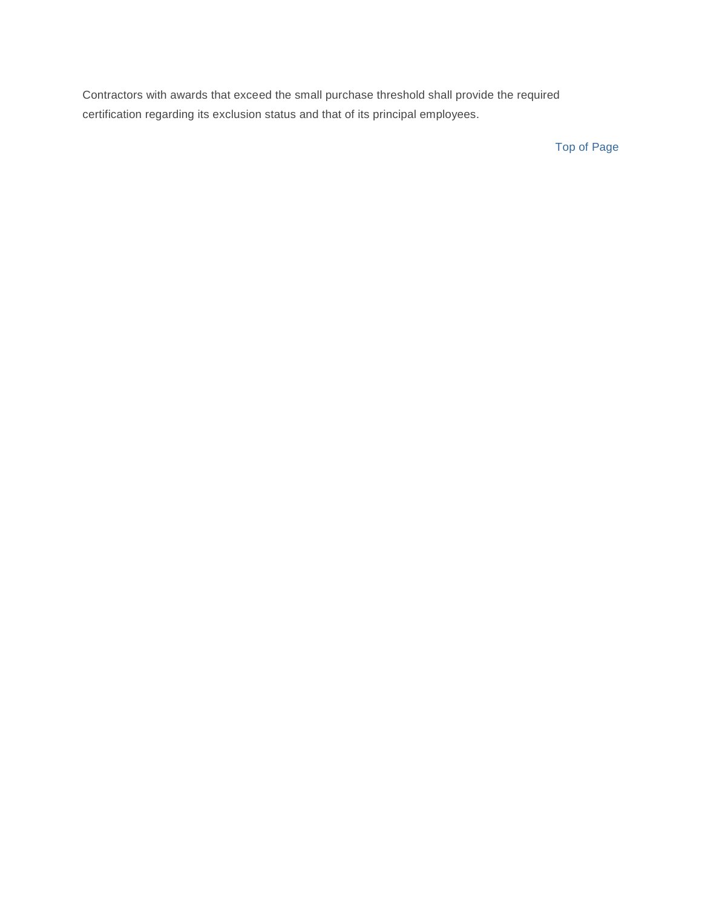Contractors with awards that exceed the small purchase threshold shall provide the required certification regarding its exclusion status and that of its principal employees.

Top of Page